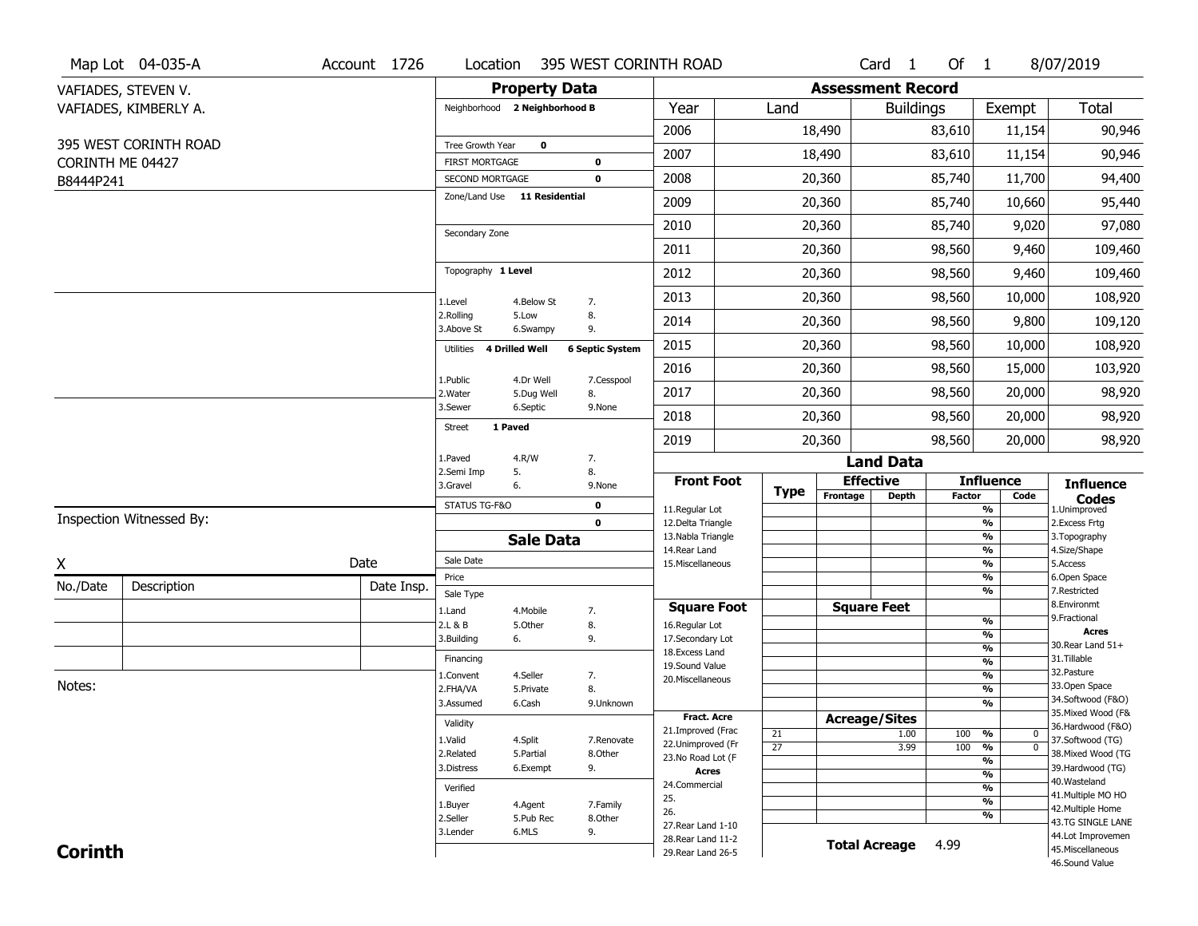Map Lot 04-035-A | Account 1726 | Location 395 WEST CORINTH ROAD | Card 1 Of 1 | 8/07/2019

VAFIADES, STEVEN V.
VAFIADES, KIMBERLY A.

395 WEST CORINTH ROAD
CORINTH ME 04427
B8444P241

## Property Data

Neighborhood **2 Neighborhood B**

Tree Growth Year **0**
FIRST MORTGAGE **0**
SECOND MORTGAGE **0**
Zone/Land Use **11 Residential**

Secondary Zone

Topography **1 Level**

1.Level 4.Below St 7.
2.Rolling 5.Low 8.
3.Above St 6.Swampy 9.

Utilities **4 Drilled Well** **6 Septic System**

1.Public 4.Dr Well 7.Cesspool
2.Water 5.Dug Well 8.
3.Sewer 6.Septic 9.None

Street **1 Paved**

1.Paved 4.R/W 7.
2.Semi Imp 5. 8.
3.Gravel 6. 9.None

STATUS TG-F&O **0**
**0**

## Sale Data

Sale Date
Price
Sale Type
1.Land 4.Mobile 7.
2.L & B 5.Other 8.
3.Building 6. 9.

Financing
1.Convent 4.Seller 7.
2.FHA/VA 5.Private 8.
3.Assumed 6.Cash 9.Unknown

Validity
1.Valid 4.Split 7.Renovate
2.Related 5.Partial 8.Other
3.Distress 6.Exempt 9.

Verified
1.Buyer 4.Agent 7.Family
2.Seller 5.Pub Rec 8.Other
3.Lender 6.MLS 9.

## Assessment Record

| Year | Land | Buildings | Exempt | Total |
|---|---|---|---|---|
| 2006 | 18,490 | 83,610 | 11,154 | 90,946 |
| 2007 | 18,490 | 83,610 | 11,154 | 90,946 |
| 2008 | 20,360 | 85,740 | 11,700 | 94,400 |
| 2009 | 20,360 | 85,740 | 10,660 | 95,440 |
| 2010 | 20,360 | 85,740 | 9,020 | 97,080 |
| 2011 | 20,360 | 98,560 | 9,460 | 109,460 |
| 2012 | 20,360 | 98,560 | 9,460 | 109,460 |
| 2013 | 20,360 | 98,560 | 10,000 | 108,920 |
| 2014 | 20,360 | 98,560 | 9,800 | 109,120 |
| 2015 | 20,360 | 98,560 | 10,000 | 108,920 |
| 2016 | 20,360 | 98,560 | 15,000 | 103,920 |
| 2017 | 20,360 | 98,560 | 20,000 | 98,920 |
| 2018 | 20,360 | 98,560 | 20,000 | 98,920 |
| 2019 | 20,360 | 98,560 | 20,000 | 98,920 |

## Land Data

| Front Foot | Type | Effective Frontage | Effective Depth | Influence Factor | Influence Code |
|---|---|---|---|---|---|
| 11.Regular Lot | | | | % | |
| 12.Delta Triangle | | | | % | |
| 13.Nabla Triangle | | | | % | |
| 14.Rear Land | | | | % | |
| 15.Miscellaneous | | | | % | |
| | | | | % | |
| | | | | % | |
| **Square Foot** | | **Square Feet** | | | |
| 16.Regular Lot | | | | % | |
| 17.Secondary Lot | | | | % | |
| 18.Excess Land | | | | % | |
| 19.Sound Value | | | | % | |
| 20.Miscellaneous | | | | % | |
| | | | | % | |
| | | | | % | |
| **Fract. Acre** | | **Acreage/Sites** | | | |
| 21.Improved (Frac | 21 | | 1.00 | 100 % | 0 |
| 22.Unimproved (Fr | 27 | | 3.99 | 100 % | 0 |
| 23.No Road Lot (F | | | | % | |
| **Acres** | | | | % | |
| 24.Commercial | | | | % | |
| 25. | | | | % | |
| 26. | | | | % | |
| 27.Rear Land 1-10 | | | | | |
| 28.Rear Land 11-2 | | | | | |
| 29.Rear Land 26-5 | | | | | |

**Total Acreage** 4.99

**Influence Codes**
1.Unimproved
2.Excess Frtg
3.Topography
4.Size/Shape
5.Access
6.Open Space
7.Restricted
8.Environmt
9.Fractional

**Acres**
30.Rear Land 51+
31.Tillable
32.Pasture
33.Open Space
34.Softwood (F&O)
35.Mixed Wood (F&
36.Hardwood (F&O)
37.Softwood (TG)
38.Mixed Wood (TG
39.Hardwood (TG)
40.Wasteland
41.Multiple MO HO
42.Multiple Home
43.TG SINGLE LANE
44.Lot Improvemen
45.Miscellaneous
46.Sound Value

Inspection Witnessed By:

X Date

| No./Date | Description | Date Insp. |
|---|---|---|
| | | |
| | | |
| | | |

Notes:

**Corinth**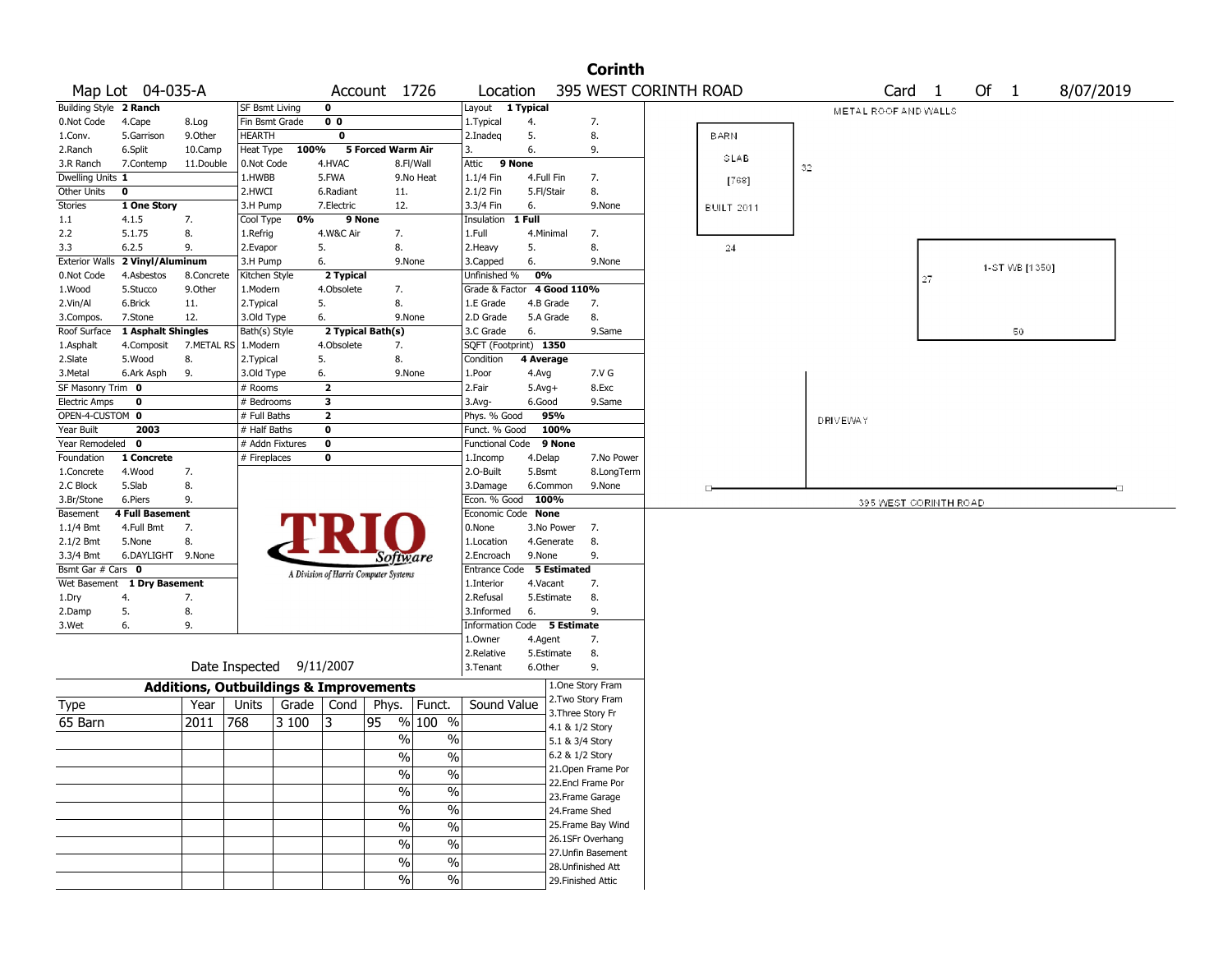# Corinth

**Map Lot** 04-035-A **Account** 1726 **Location** 395 WEST CORINTH ROAD **Card** 1 **Of** 1 8/07/2019

| Building Style | 2 Ranch | | SF Bsmt Living | 0 | | Layout | 1 Typical | |
|---|---|---|---|---|---|---|---|---|
| 0.Not Code | 4.Cape | 8.Log | Fin Bsmt Grade | 0 0 | | 1.Typical | 4. | 7. |
| 1.Conv. | 5.Garrison | 9.Other | HEARTH | 0 | | 2.Inadeq | 5. | 8. |
| 2.Ranch | 6.Split | 10.Camp | Heat Type 100% | 5 Forced Warm Air | | 3. | 6. | 9. |
| 3.R Ranch | 7.Contemp | 11.Double | 0.Not Code | 4.HVAC | 8.Fl/Wall | Attic | 9 None | |
| Dwelling Units | 1 | | 1.HWBB | 5.FWA | 9.No Heat | 1.1/4 Fin | 4.Full Fin | 7. |
| Other Units | 0 | | 2.HWCI | 6.Radiant | 11. | 2.1/2 Fin | 5.Fl/Stair | 8. |
| Stories | 1 One Story | | 3.H Pump | 7.Electric | 12. | 3.3/4 Fin | 6. | 9.None |
| 1.1 | 4.1.5 | 7. | Cool Type 0% | 9 None | | Insulation | 1 Full | |
| 2.2 | 5.1.75 | 8. | 1.Refrig | 4.W&C Air | 7. | 1.Full | 4.Minimal | 7. |
| 3.3 | 6.2.5 | 9. | 2.Evapor | 5. | 8. | 2.Heavy | 5. | 8. |
| Exterior Walls | 2 Vinyl/Aluminum | | 3.H Pump | 6. | 9.None | 3.Capped | 6. | 9.None |
| 0.Not Code | 4.Asbestos | 8.Concrete | Kitchen Style | 2 Typical | | Unfinished % | 0% | |
| 1.Wood | 5.Stucco | 9.Other | 1.Modern | 4.Obsolete | 7. | Grade & Factor | 4 Good 110% | |
| 2.Vin/Al | 6.Brick | 11. | 2.Typical | 5. | 8. | 1.E Grade | 4.B Grade | 7. |
| 3.Compos. | 7.Stone | 12. | 3.Old Type | 6. | 9.None | 2.D Grade | 5.A Grade | 8. |
| Roof Surface | 1 Asphalt Shingles | | Bath(s) Style | 2 Typical Bath(s) | | 3.C Grade | 6. | 9.Same |
| 1.Asphalt | 4.Composit | 7.METAL RS | 1.Modern | 4.Obsolete | 7. | SQFT (Footprint) | 1350 | |
| 2.Slate | 5.Wood | 8. | 2.Typical | 5. | 8. | Condition | 4 Average | |
| 3.Metal | 6.Ark Asph | 9. | 3.Old Type | 6. | 9.None | 1.Poor | 4.Avg | 7.V G |
| SF Masonry Trim | 0 | | # Rooms | 2 | | 2.Fair | 5.Avg+ | 8.Exc |
| Electric Amps | 0 | | # Bedrooms | 3 | | 3.Avg- | 6.Good | 9.Same |
| OPEN-4-CUSTOM | 0 | | # Full Baths | 2 | | Phys. % Good | 95% | |
| Year Built | 2003 | | # Half Baths | 0 | | Funct. % Good | 100% | |
| Year Remodeled | 0 | | # Addn Fixtures | 0 | | Functional Code | 9 None | |
| Foundation | 1 Concrete | | # Fireplaces | 0 | | 1.Incomp | 4.Delap | 7.No Power |
| 1.Concrete | 4.Wood | 7. | | | | 2.O-Built | 5.Bsmt | 8.LongTerm |
| 2.C Block | 5.Slab | 8. | | | | 3.Damage | 6.Common | 9.None |
| 3.Br/Stone | 6.Piers | 9. | | | | Econ. % Good | 100% | |
| Basement | 4 Full Basement | | | | | Economic Code | None | |
| 1.1/4 Bmt | 4.Full Bmt | 7. | | | | 0.None | 3.No Power | 7. |
| 2.1/2 Bmt | 5.None | 8. | | | | 1.Location | 4.Generate | 8. |
| 3.3/4 Bmt | 6.DAYLIGHT | 9.None | | | | 2.Encroach | 9.None | 9. |
| Bsmt Gar # Cars | 0 | | | | | Entrance Code | 5 Estimated | |
| Wet Basement | 1 Dry Basement | | | | | 1.Interior | 4.Vacant | 7. |
| 1.Dry | 4. | 7. | | | | 2.Refusal | 5.Estimate | 8. |
| 2.Damp | 5. | 8. | | | | 3.Informed | 6. | 9. |
| 3.Wet | 6. | 9. | | | | Information Code | 5 Estimate | |
| | | | | | | 1.Owner | 4.Agent | 7. |
| | | | | | | 2.Relative | 5.Estimate | 8. |
| | | | | | | 3.Tenant | 6.Other | 9. |

TRIO Software — A Division of Harris Computer Systems

Date Inspected 9/11/2007

## Additions, Outbuildings & Improvements

| Type | Year | Units | Grade | Cond | Phys. | Funct. | Sound Value |
|---|---|---|---|---|---|---|---|
| 65 Barn | 2011 | 768 | 3 100 | 3 | 95 % | 100 % | |
| | | | | | % | % | |
| | | | | | % | % | |
| | | | | | % | % | |
| | | | | | % | % | |
| | | | | | % | % | |
| | | | | | % | % | |
| | | | | | % | % | |
| | | | | | % | % | |
| | | | | | % | % | |

1.One Story Fram
2.Two Story Fram
3.Three Story Fr
4.1 & 1/2 Story
5.1 & 3/4 Story
6.2 & 1/2 Story
21.Open Frame Por
22.Encl Frame Por
23.Frame Garage
24.Frame Shed
25.Frame Bay Wind
26.1SFr Overhang
27.Unfin Basement
28.Unfinished Att
29.Finished Attic

METAL ROOF AND WALLS

BARN SLAB [768] BUILT 2011 — 32 × 24

1-ST WB [1350] — 27 × 50

DRIVEWAY

395 WEST CORINTH ROAD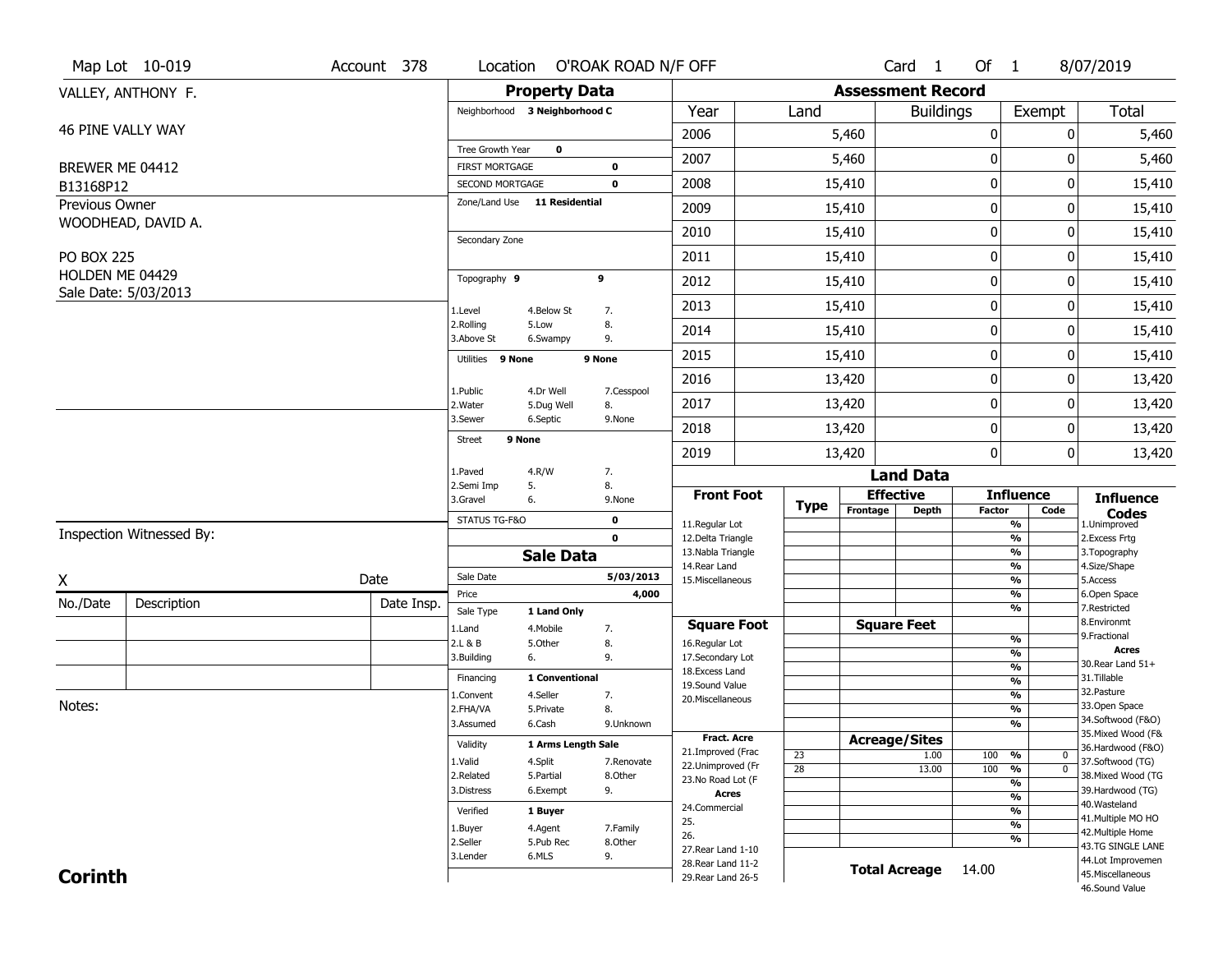Map Lot 10-019 | Account 378 | Location O'ROAK ROAD N/F OFF | Card 1 Of 1 | 8/07/2019

VALLEY, ANTHONY F.

46 PINE VALLY WAY

BREWER ME 04412

B13168P12

Previous Owner

WOODHEAD, DAVID A.

PO BOX 225

HOLDEN ME 04429

Sale Date: 5/03/2013

## Property Data

Neighborhood **3 Neighborhood C**

Tree Growth Year **0**

FIRST MORTGAGE **0**

SECOND MORTGAGE **0**

Zone/Land Use **11 Residential**

Secondary Zone

Topography **9** **9**

1.Level 4.Below St 7.
2.Rolling 5.Low 8.
3.Above St 6.Swampy 9.

Utilities **9 None** **9 None**

1.Public 4.Dr Well 7.Cesspool
2.Water 5.Dug Well 8.
3.Sewer 6.Septic 9.None

Street **9 None**

1.Paved 4.R/W 7.
2.Semi Imp 5. 8.
3.Gravel 6. 9.None

STATUS TG-F&O **0**

**0**

## Sale Data

Sale Date **5/03/2013**

Price **4,000**

Sale Type **1 Land Only**

1.Land 4.Mobile 7.
2.L & B 5.Other 8.
3.Building 6. 9.

Financing **1 Conventional**

1.Convent 4.Seller 7.
2.FHA/VA 5.Private 8.
3.Assumed 6.Cash 9.Unknown

Validity **1 Arms Length Sale**

1.Valid 4.Split 7.Renovate
2.Related 5.Partial 8.Other
3.Distress 6.Exempt 9.

Verified **1 Buyer**

1.Buyer 4.Agent 7.Family
2.Seller 5.Pub Rec 8.Other
3.Lender 6.MLS 9.

## Assessment Record

| Year | Land | Buildings | Exempt | Total |
|---|---|---|---|---|
| 2006 | 5,460 | 0 | 0 | 5,460 |
| 2007 | 5,460 | 0 | 0 | 5,460 |
| 2008 | 15,410 | 0 | 0 | 15,410 |
| 2009 | 15,410 | 0 | 0 | 15,410 |
| 2010 | 15,410 | 0 | 0 | 15,410 |
| 2011 | 15,410 | 0 | 0 | 15,410 |
| 2012 | 15,410 | 0 | 0 | 15,410 |
| 2013 | 15,410 | 0 | 0 | 15,410 |
| 2014 | 15,410 | 0 | 0 | 15,410 |
| 2015 | 15,410 | 0 | 0 | 15,410 |
| 2016 | 13,420 | 0 | 0 | 13,420 |
| 2017 | 13,420 | 0 | 0 | 13,420 |
| 2018 | 13,420 | 0 | 0 | 13,420 |
| 2019 | 13,420 | 0 | 0 | 13,420 |

## Land Data

| Front Foot | Type | Effective Frontage | Effective Depth | Influence Factor | Influence Code |
|---|---|---|---|---|---|
| 11.Regular Lot | | | | % | |
| 12.Delta Triangle | | | | % | |
| 13.Nabla Triangle | | | | % | |
| 14.Rear Land | | | | % | |
| 15.Miscellaneous | | | | % | |
| | | | | % | |
| | | | | % | |
| **Square Foot** | | **Square Feet** | | | |
| 16.Regular Lot | | | | % | |
| 17.Secondary Lot | | | | % | |
| 18.Excess Land | | | | % | |
| 19.Sound Value | | | | % | |
| 20.Miscellaneous | | | | % | |
| | | | | % | |
| | | | | % | |
| **Fract. Acre** | | **Acreage/Sites** | | | |
| 21.Improved (Frac | 23 | | 1.00 | 100 % | 0 |
| 22.Unimproved (Fr | 28 | | 13.00 | 100 % | 0 |
| 23.No Road Lot (F | | | | % | |
| **Acres** | | | | % | |
| 24.Commercial | | | | % | |
| 25. | | | | % | |
| 26. | | | | % | |
| 27.Rear Land 1-10 | | | | | |
| 28.Rear Land 11-2 | | | | | |
| 29.Rear Land 26-5 | | | | | |

**Total Acreage** 14.00

**Influence Codes**
1.Unimproved
2.Excess Frtg
3.Topography
4.Size/Shape
5.Access
6.Open Space
7.Restricted
8.Environmt
9.Fractional

**Acres**
30.Rear Land 51+
31.Tillable
32.Pasture
33.Open Space
34.Softwood (F&O)
35.Mixed Wood (F&
36.Hardwood (F&O)
37.Softwood (TG)
38.Mixed Wood (TG
39.Hardwood (TG)
40.Wasteland
41.Multiple MO HO
42.Multiple Home
43.TG SINGLE LANE
44.Lot Improvemen
45.Miscellaneous
46.Sound Value

Inspection Witnessed By:

X Date

| No./Date | Description | Date Insp. |
|---|---|---|
| | | |
| | | |
| | | |

Notes:

**Corinth**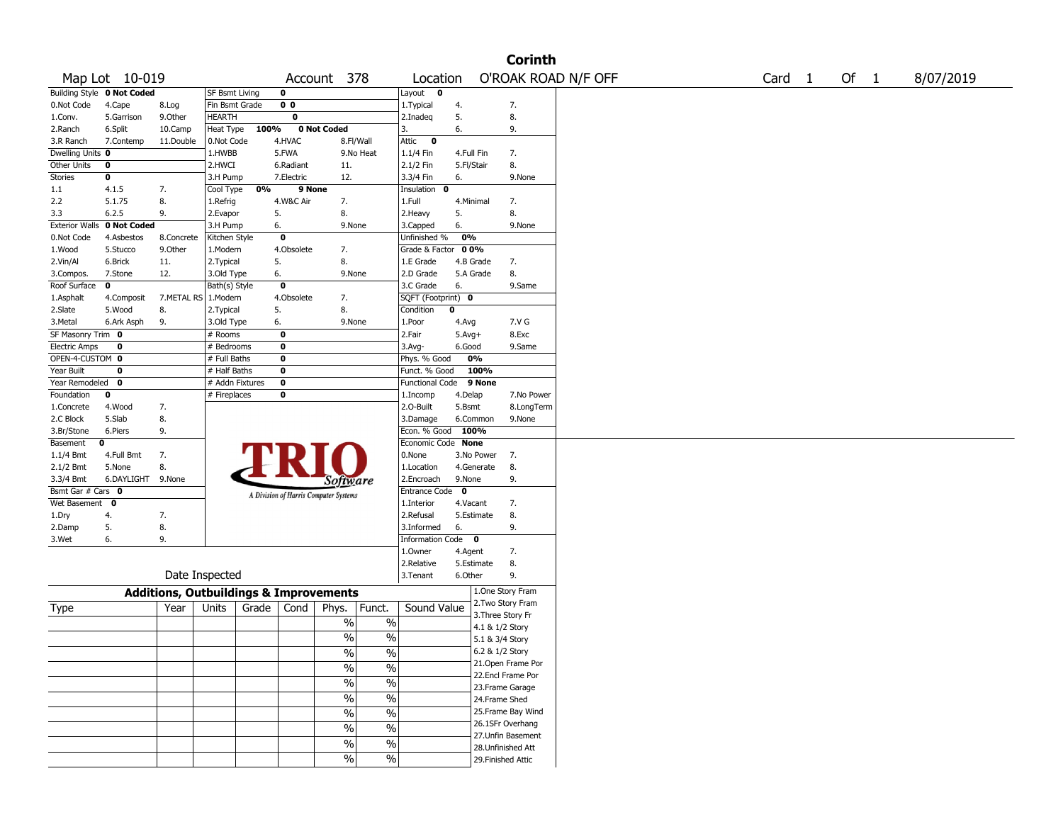# Corinth

**Map Lot** 10-019 **Account** 378 **Location** O'ROAK ROAD N/F OFF **Card** 1 **Of** 1 8/07/2019

| Building Style | 0 Not Coded | | SF Bsmt Living | 0 | | Layout | 0 | |
|---|---|---|---|---|---|---|---|---|
| 0.Not Code | 4.Cape | 8.Log | Fin Bsmt Grade | 0 0 | | 1.Typical | 4. | 7. |
| 1.Conv. | 5.Garrison | 9.Other | HEARTH | 0 | | 2.Inadeq | 5. | 8. |
| 2.Ranch | 6.Split | 10.Camp | Heat Type 100% | 0 Not Coded | | 3. | 6. | 9. |
| 3.R Ranch | 7.Contemp | 11.Double | 0.Not Code | 4.HVAC | 8.Fl/Wall | Attic | 0 | |
| Dwelling Units | 0 | | 1.HWBB | 5.FWA | 9.No Heat | 1.1/4 Fin | 4.Full Fin | 7. |
| Other Units | 0 | | 2.HWCI | 6.Radiant | 11. | 2.1/2 Fin | 5.Fl/Stair | 8. |
| Stories | 0 | | 3.H Pump | 7.Electric | 12. | 3.3/4 Fin | 6. | 9.None |
| 1.1 | 4.1.5 | 7. | Cool Type 0% | 9 None | | Insulation | 0 | |
| 2.2 | 5.1.75 | 8. | 1.Refrig | 4.W&C Air | 7. | 1.Full | 4.Minimal | 7. |
| 3.3 | 6.2.5 | 9. | 2.Evapor | 5. | 8. | 2.Heavy | 5. | 8. |
| Exterior Walls | 0 Not Coded | | 3.H Pump | 6. | 9.None | 3.Capped | 6. | 9.None |
| 0.Not Code | 4.Asbestos | 8.Concrete | Kitchen Style | 0 | | Unfinished % | 0% | |
| 1.Wood | 5.Stucco | 9.Other | 1.Modern | 4.Obsolete | 7. | Grade & Factor | 0 0% | |
| 2.Vin/Al | 6.Brick | 11. | 2.Typical | 5. | 8. | 1.E Grade | 4.B Grade | 7. |
| 3.Compos. | 7.Stone | 12. | 3.Old Type | 6. | 9.None | 2.D Grade | 5.A Grade | 8. |
| Roof Surface | 0 | | Bath(s) Style | 0 | | 3.C Grade | 6. | 9.Same |
| 1.Asphalt | 4.Composit | 7.METAL RS | 1.Modern | 4.Obsolete | 7. | SQFT (Footprint) | 0 | |
| 2.Slate | 5.Wood | 8. | 2.Typical | 5. | 8. | Condition | 0 | |
| 3.Metal | 6.Ark Asph | 9. | 3.Old Type | 6. | 9.None | 1.Poor | 4.Avg | 7.V G |
| SF Masonry Trim | 0 | | # Rooms | 0 | | 2.Fair | 5.Avg+ | 8.Exc |
| Electric Amps | 0 | | # Bedrooms | 0 | | 3.Avg- | 6.Good | 9.Same |
| OPEN-4-CUSTOM | 0 | | # Full Baths | 0 | | Phys. % Good | 0% | |
| Year Built | 0 | | # Half Baths | 0 | | Funct. % Good | 100% | |
| Year Remodeled | 0 | | # Addn Fixtures | 0 | | Functional Code | 9 None | |
| Foundation | 0 | | # Fireplaces | 0 | | 1.Incomp | 4.Delap | 7.No Power |
| 1.Concrete | 4.Wood | 7. | | | | 2.O-Built | 5.Bsmt | 8.LongTerm |
| 2.C Block | 5.Slab | 8. | | | | 3.Damage | 6.Common | 9.None |
| 3.Br/Stone | 6.Piers | 9. | | | | Econ. % Good | 100% | |
| Basement | 0 | | | | | Economic Code | None | |
| 1.1/4 Bmt | 4.Full Bmt | 7. | | | | 0.None | 3.No Power | 7. |
| 2.1/2 Bmt | 5.None | 8. | | | | 1.Location | 4.Generate | 8. |
| 3.3/4 Bmt | 6.DAYLIGHT | 9.None | | | | 2.Encroach | 9.None | 9. |
| Bsmt Gar # Cars | 0 | | | | | Entrance Code | 0 | |
| Wet Basement | 0 | | | | | 1.Interior | 4.Vacant | 7. |
| 1.Dry | 4. | 7. | | | | 2.Refusal | 5.Estimate | 8. |
| 2.Damp | 5. | 8. | | | | 3.Informed | 6. | 9. |
| 3.Wet | 6. | 9. | | | | Information Code | 0 | |
| | | | | | | 1.Owner | 4.Agent | 7. |
| | | | | | | 2.Relative | 5.Estimate | 8. |
| | Date Inspected | | | | | 3.Tenant | 6.Other | 9. |

TRIO Software — A Division of Harris Computer Systems

## Additions, Outbuildings & Improvements

| Type | Year | Units | Grade | Cond | Phys. | Funct. | Sound Value |
|---|---|---|---|---|---|---|---|
| | | | | | % | % | |
| | | | | | % | % | |
| | | | | | % | % | |
| | | | | | % | % | |
| | | | | | % | % | |
| | | | | | % | % | |
| | | | | | % | % | |
| | | | | | % | % | |
| | | | | | % | % | |
| | | | | | % | % | |

1.One Story Fram
2.Two Story Fram
3.Three Story Fr
4.1 & 1/2 Story
5.1 & 3/4 Story
6.2 & 1/2 Story
21.Open Frame Por
22.Encl Frame Por
23.Frame Garage
24.Frame Shed
25.Frame Bay Wind
26.1SFr Overhang
27.Unfin Basement
28.Unfinished Att
29.Finished Attic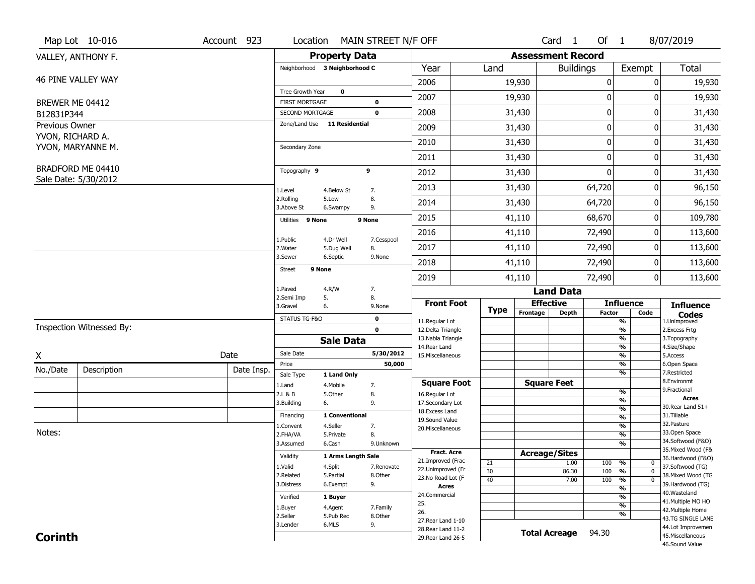Map Lot 10-016 | Account 923 | Location MAIN STREET N/F OFF | Card 1 Of 1 | 8/07/2019

VALLEY, ANTHONY F.

46 PINE VALLEY WAY

BREWER ME 04412

B12831P344

Previous Owner

YVON, RICHARD A.

YVON, MARYANNE M.

BRADFORD ME 04410

Sale Date: 5/30/2012

## Property Data

Neighborhood **3 Neighborhood C**

Tree Growth Year **0**

FIRST MORTGAGE **0**

SECOND MORTGAGE **0**

Zone/Land Use **11 Residential**

Secondary Zone

Topography **9** **9**

1.Level 4.Below St 7.
2.Rolling 5.Low 8.
3.Above St 6.Swampy 9.

Utilities **9 None** **9 None**

1.Public 4.Dr Well 7.Cesspool
2.Water 5.Dug Well 8.
3.Sewer 6.Septic 9.None

Street **9 None**

1.Paved 4.R/W 7.
2.Semi Imp 5. 8.
3.Gravel 6. 9.None

STATUS TG-F&O **0**

**0**

## Assessment Record

| Year | Land | Buildings | Exempt | Total |
|---|---|---|---|---|
| 2006 | 19,930 | 0 | 0 | 19,930 |
| 2007 | 19,930 | 0 | 0 | 19,930 |
| 2008 | 31,430 | 0 | 0 | 31,430 |
| 2009 | 31,430 | 0 | 0 | 31,430 |
| 2010 | 31,430 | 0 | 0 | 31,430 |
| 2011 | 31,430 | 0 | 0 | 31,430 |
| 2012 | 31,430 | 0 | 0 | 31,430 |
| 2013 | 31,430 | 64,720 | 0 | 96,150 |
| 2014 | 31,430 | 64,720 | 0 | 96,150 |
| 2015 | 41,110 | 68,670 | 0 | 109,780 |
| 2016 | 41,110 | 72,490 | 0 | 113,600 |
| 2017 | 41,110 | 72,490 | 0 | 113,600 |
| 2018 | 41,110 | 72,490 | 0 | 113,600 |
| 2019 | 41,110 | 72,490 | 0 | 113,600 |

## Land Data

| Front Foot | Type | Effective Frontage | Effective Depth | Influence Factor | Influence Code |
|---|---|---|---|---|---|
| 11.Regular Lot | | | | % | |
| 12.Delta Triangle | | | | % | |
| 13.Nabla Triangle | | | | % | |
| 14.Rear Land | | | | % | |
| 15.Miscellaneous | | | | % | |
| | | | | % | |
| | | | | % | |
| **Square Foot** | | **Square Feet** | | | |
| 16.Regular Lot | | | | % | |
| 17.Secondary Lot | | | | % | |
| 18.Excess Land | | | | % | |
| 19.Sound Value | | | | % | |
| 20.Miscellaneous | | | | % | |
| | | | | % | |
| | | | | % | |
| **Fract. Acre** | | **Acreage/Sites** | | | |
| 21.Improved (Frac | 21 | | 1.00 | 100 % | 0 |
| 22.Unimproved (Fr | 30 | | 86.30 | 100 % | 0 |
| 23.No Road Lot (F | 40 | | 7.00 | 100 % | 0 |
| **Acres** | | | | % | |
| 24.Commercial | | | | % | |
| 25. | | | | % | |
| 26. | | | | % | |
| 27.Rear Land 1-10 | | | | | |
| 28.Rear Land 11-2 | | **Total Acreage** | 94.30 | | |
| 29.Rear Land 26-5 | | | | | |

**Influence Codes**
1.Unimproved
2.Excess Frtg
3.Topography
4.Size/Shape
5.Access
6.Open Space
7.Restricted
8.Environmt
9.Fractional

**Acres**
30.Rear Land 51+
31.Tillable
32.Pasture
33.Open Space
34.Softwood (F&O)
35.Mixed Wood (F&
36.Hardwood (F&O)
37.Softwood (TG)
38.Mixed Wood (TG
39.Hardwood (TG)
40.Wasteland
41.Multiple MO HO
42.Multiple Home
43.TG SINGLE LANE
44.Lot Improvemen
45.Miscellaneous
46.Sound Value

## Sale Data

Sale Date **5/30/2012**

Price **50,000**

Sale Type **1 Land Only**

1.Land 4.Mobile 7.
2.L & B 5.Other 8.
3.Building 6. 9.

Financing **1 Conventional**

1.Convent 4.Seller 7.
2.FHA/VA 5.Private 8.
3.Assumed 6.Cash 9.Unknown

Validity **1 Arms Length Sale**

1.Valid 4.Split 7.Renovate
2.Related 5.Partial 8.Other
3.Distress 6.Exempt 9.

Verified **1 Buyer**

1.Buyer 4.Agent 7.Family
2.Seller 5.Pub Rec 8.Other
3.Lender 6.MLS 9.

Inspection Witnessed By:

X Date

| No./Date | Description | Date Insp. |
|---|---|---|
| | | |
| | | |
| | | |

Notes:

**Corinth**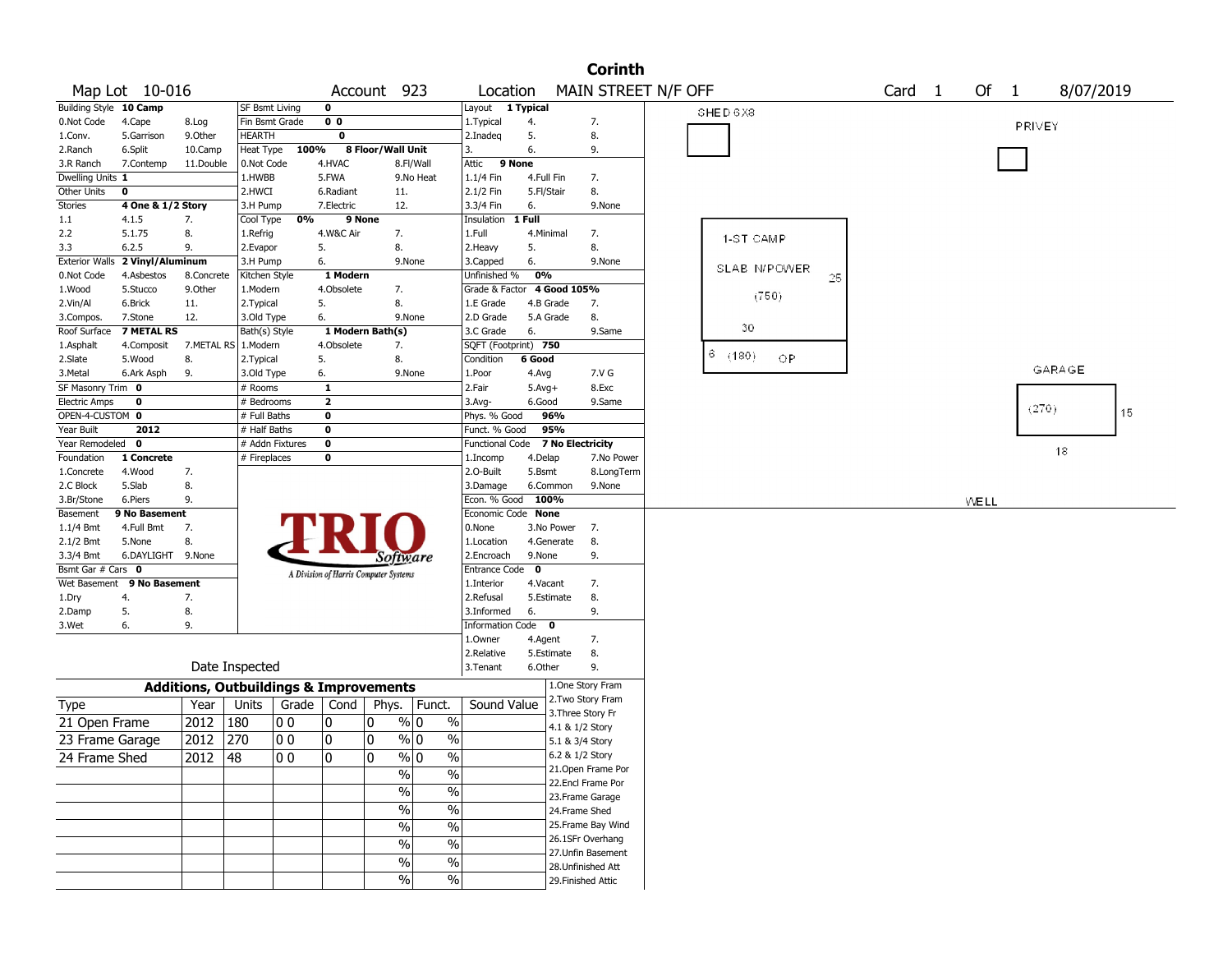# Corinth

Map Lot 10-016 | Account 923 | Location MAIN STREET N/F OFF | Card 1 Of 1 | 8/07/2019

| Building Style | 10 Camp | | SF Bsmt Living | 0 | | Layout | 1 Typical | |
|---|---|---|---|---|---|---|---|---|
| 0.Not Code | 4.Cape | 8.Log | Fin Bsmt Grade | 0 0 | | 1.Typical | 4. | 7. |
| 1.Conv. | 5.Garrison | 9.Other | HEARTH | 0 | | 2.Inadeq | 5. | 8. |
| 2.Ranch | 6.Split | 10.Camp | Heat Type 100% | 8 Floor/Wall Unit | | 3. | 6. | 9. |
| 3.R Ranch | 7.Contemp | 11.Double | 0.Not Code | 4.HVAC | 8.Fl/Wall | Attic | 9 None | |
| Dwelling Units | 1 | | 1.HWBB | 5.FWA | 9.No Heat | 1.1/4 Fin | 4.Full Fin | 7. |
| Other Units | 0 | | 2.HWCI | 6.Radiant | 11. | 2.1/2 Fin | 5.Fl/Stair | 8. |
| Stories | 4 One & 1/2 Story | | 3.H Pump | 7.Electric | 12. | 3.3/4 Fin | 6. | 9.None |
| 1.1 | 4.1.5 | 7. | Cool Type 0% | 9 None | | Insulation | 1 Full | |
| 2.2 | 5.1.75 | 8. | 1.Refrig | 4.W&C Air | 7. | 1.Full | 4.Minimal | 7. |
| 3.3 | 6.2.5 | 9. | 2.Evapor | 5. | 8. | 2.Heavy | 5. | 8. |
| Exterior Walls | 2 Vinyl/Aluminum | | 3.H Pump | 6. | 9.None | 3.Capped | 6. | 9.None |
| 0.Not Code | 4.Asbestos | 8.Concrete | Kitchen Style | 1 Modern | | Unfinished % | 0% | |
| 1.Wood | 5.Stucco | 9.Other | 1.Modern | 4.Obsolete | 7. | Grade & Factor | 4 Good 105% | |
| 2.Vin/Al | 6.Brick | 11. | 2.Typical | 5. | 8. | 1.E Grade | 4.B Grade | 7. |
| 3.Compos. | 7.Stone | 12. | 3.Old Type | 6. | 9.None | 2.D Grade | 5.A Grade | 8. |
| Roof Surface | 7 METAL RS | | Bath(s) Style | 1 Modern Bath(s) | | 3.C Grade | 6. | 9.Same |
| 1.Asphalt | 4.Composit | 7.METAL RS | 1.Modern | 4.Obsolete | 7. | SQFT (Footprint) | 750 | |
| 2.Slate | 5.Wood | 8. | 2.Typical | 5. | 8. | Condition | 6 Good | |
| 3.Metal | 6.Ark Asph | 9. | 3.Old Type | 6. | 9.None | 1.Poor | 4.Avg | 7.V G |
| SF Masonry Trim | 0 | | # Rooms | 1 | | 2.Fair | 5.Avg+ | 8.Exc |
| Electric Amps | 0 | | # Bedrooms | 2 | | 3.Avg- | 6.Good | 9.Same |
| OPEN-4-CUSTOM | 0 | | # Full Baths | 0 | | Phys. % Good | 96% | |
| Year Built | 2012 | | # Half Baths | 0 | | Funct. % Good | 95% | |
| Year Remodeled | 0 | | # Addn Fixtures | 0 | | Functional Code | 7 No Electricity | |
| Foundation | 1 Concrete | | # Fireplaces | 0 | | 1.Incomp | 4.Delap | 7.No Power |
| 1.Concrete | 4.Wood | 7. | | | | 2.O-Built | 5.Bsmt | 8.LongTerm |
| 2.C Block | 5.Slab | 8. | | | | 3.Damage | 6.Common | 9.None |
| 3.Br/Stone | 6.Piers | 9. | | | | Econ. % Good | 100% | |
| Basement | 9 No Basement | | | | | Economic Code | None | |
| 1.1/4 Bmt | 4.Full Bmt | 7. | | | | 0.None | 3.No Power | 7. |
| 2.1/2 Bmt | 5.None | 8. | | | | 1.Location | 4.Generate | 8. |
| 3.3/4 Bmt | 6.DAYLIGHT | 9.None | | | | 2.Encroach | 9.None | 9. |
| Bsmt Gar # Cars | 0 | | | | | Entrance Code | 0 | |
| Wet Basement | 9 No Basement | | | | | 1.Interior | 4.Vacant | 7. |
| 1.Dry | 4. | 7. | | | | 2.Refusal | 5.Estimate | 8. |
| 2.Damp | 5. | 8. | | | | 3.Informed | 6. | 9. |
| 3.Wet | 6. | 9. | | | | Information Code | 0 | |
| | | | | | | 1.Owner | 4.Agent | 7. |
| | | | | | | 2.Relative | 5.Estimate | 8. |
| | Date Inspected | | | | | 3.Tenant | 6.Other | 9. |

TRIO Software — A Division of Harris Computer Systems

## Additions, Outbuildings & Improvements

| Type | Year | Units | Grade | Cond | Phys. | Funct. | Sound Value |
|---|---|---|---|---|---|---|---|
| 21 Open Frame | 2012 | 180 | 0 0 | 0 | 0 % | 0 % | |
| 23 Frame Garage | 2012 | 270 | 0 0 | 0 | 0 % | 0 % | |
| 24 Frame Shed | 2012 | 48 | 0 0 | 0 | 0 % | 0 % | |
| | | | | | % | % | |
| | | | | | % | % | |
| | | | | | % | % | |
| | | | | | % | % | |
| | | | | | % | % | |
| | | | | | % | % | |
| | | | | | % | % | |

1.One Story Fram
2.Two Story Fram
3.Three Story Fr
4.1 & 1/2 Story
5.1 & 3/4 Story
6.2 & 1/2 Story
21.Open Frame Por
22.Encl Frame Por
23.Frame Garage
24.Frame Shed
25.Frame Bay Wind
26.1SFr Overhang
27.Unfin Basement
28.Unfinished Att
29.Finished Attic

Sketch: SHED 6X8; PRIVEY; 1-ST CAMP SLAB N/POWER (750) 25 x 30; 6 (180) OP; GARAGE (270) 15 x 18; WELL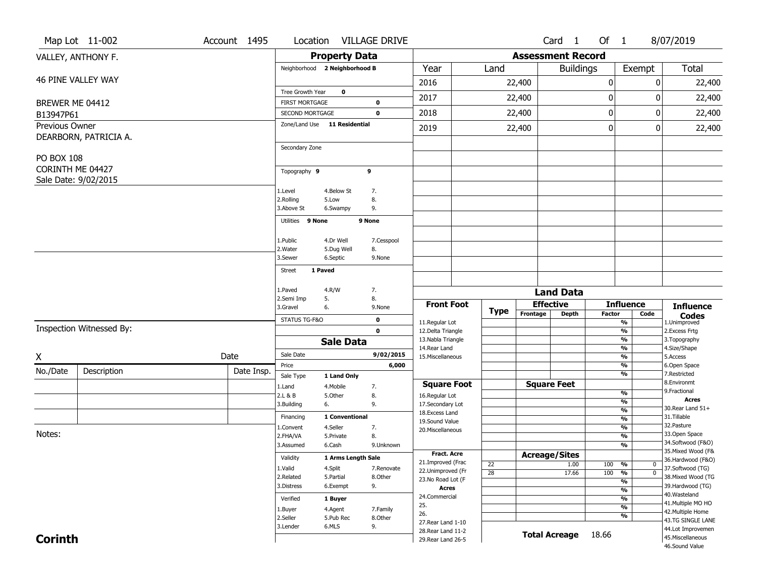Map Lot 11-002 | Account 1495 | Location VILLAGE DRIVE | Card 1 Of 1 | 8/07/2019

VALLEY, ANTHONY F.

46 PINE VALLEY WAY

BREWER ME 04412

B13947P61

Previous Owner

DEARBORN, PATRICIA A.

PO BOX 108

CORINTH ME 04427

Sale Date: 9/02/2015

## Property Data

Neighborhood **2 Neighborhood B**

Tree Growth Year **0**

FIRST MORTGAGE **0**

SECOND MORTGAGE **0**

Zone/Land Use **11 Residential**

Secondary Zone

Topography **9** **9**

1.Level 4.Below St 7.
2.Rolling 5.Low 8.
3.Above St 6.Swampy 9.

Utilities **9 None** **9 None**

1.Public 4.Dr Well 7.Cesspool
2.Water 5.Dug Well 8.
3.Sewer 6.Septic 9.None

Street **1 Paved**

1.Paved 4.R/W 7.
2.Semi Imp 5. 8.
3.Gravel 6. 9.None

STATUS TG-F&O **0**

**0**

## Sale Data

Sale Date **9/02/2015**

Price **6,000**

Sale Type **1 Land Only**

1.Land 4.Mobile 7.
2.L & B 5.Other 8.
3.Building 6. 9.

Financing **1 Conventional**

1.Convent 4.Seller 7.
2.FHA/VA 5.Private 8.
3.Assumed 6.Cash 9.Unknown

Validity **1 Arms Length Sale**

1.Valid 4.Split 7.Renovate
2.Related 5.Partial 8.Other
3.Distress 6.Exempt 9.

Verified **1 Buyer**

1.Buyer 4.Agent 7.Family
2.Seller 5.Pub Rec 8.Other
3.Lender 6.MLS 9.

## Assessment Record

| Year | Land | Buildings | Exempt | Total |
|---|---|---|---|---|
| 2016 | 22,400 | 0 | 0 | 22,400 |
| 2017 | 22,400 | 0 | 0 | 22,400 |
| 2018 | 22,400 | 0 | 0 | 22,400 |
| 2019 | 22,400 | 0 | 0 | 22,400 |

## Land Data

| Front Foot | Type | Effective Frontage | Effective Depth | Influence Factor | Influence Code |
|---|---|---|---|---|---|
| 11.Regular Lot | | | | % | |
| 12.Delta Triangle | | | | % | |
| 13.Nabla Triangle | | | | % | |
| 14.Rear Land | | | | % | |
| 15.Miscellaneous | | | | % | |

| Square Foot | | Square Feet | | |
|---|---|---|---|---|
| 16.Regular Lot | | | % | |
| 17.Secondary Lot | | | % | |
| 18.Excess Land | | | % | |
| 19.Sound Value | | | % | |
| 20.Miscellaneous | | | % | |

| Fract. Acre / Acres | Type | Acreage/Sites | Factor | Code |
|---|---|---|---|---|
| 21.Improved (Frac | 22 | 1.00 | 100 % | 0 |
| 22.Unimproved (Fr | 28 | 17.66 | 100 % | 0 |
| 23.No Road Lot (F | | | % | |
| 24.Commercial | | | % | |
| 25. | | | % | |
| 26. | | | % | |
| 27.Rear Land 1-10 | | | | |
| 28.Rear Land 11-2 | | | | |
| 29.Rear Land 26-5 | | | | |

**Total Acreage** 18.66

**Influence Codes**
1.Unimproved
2.Excess Frtg
3.Topography
4.Size/Shape
5.Access
6.Open Space
7.Restricted
8.Environmt
9.Fractional

**Acres**
30.Rear Land 51+
31.Tillable
32.Pasture
33.Open Space
34.Softwood (F&O)
35.Mixed Wood (F&
36.Hardwood (F&O)
37.Softwood (TG)
38.Mixed Wood (TG
39.Hardwood (TG)
40.Wasteland
41.Multiple MO HO
42.Multiple Home
43.TG SINGLE LANE
44.Lot Improvemen
45.Miscellaneous
46.Sound Value

Inspection Witnessed By:

X Date

| No./Date | Description | Date Insp. |
|---|---|---|
| | | |
| | | |
| | | |

Notes:

**Corinth**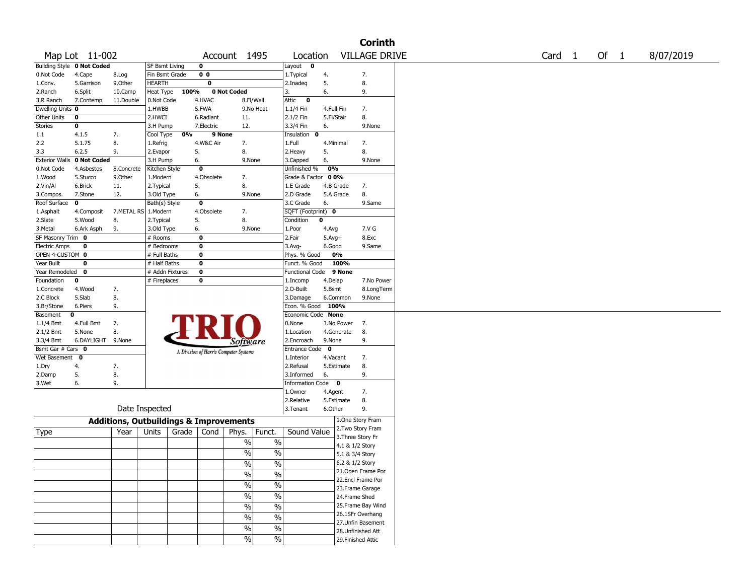# Corinth

**Map Lot** 11-002 **Account** 1495 **Location** VILLAGE DRIVE **Card** 1 **Of** 1 8/07/2019

| Building Style | 0 Not Coded | | SF Bsmt Living | 0 | | Layout | 0 | |
|---|---|---|---|---|---|---|---|---|
| 0.Not Code | 4.Cape | 8.Log | Fin Bsmt Grade | 0 0 | | 1.Typical | 4. | 7. |
| 1.Conv. | 5.Garrison | 9.Other | HEARTH | 0 | | 2.Inadeq | 5. | 8. |
| 2.Ranch | 6.Split | 10.Camp | Heat Type 100% | 0 Not Coded | | 3. | 6. | 9. |
| 3.R Ranch | 7.Contemp | 11.Double | 0.Not Code | 4.HVAC | 8.Fl/Wall | Attic | 0 | |
| Dwelling Units | 0 | | 1.HWBB | 5.FWA | 9.No Heat | 1.1/4 Fin | 4.Full Fin | 7. |
| Other Units | 0 | | 2.HWCI | 6.Radiant | 11. | 2.1/2 Fin | 5.Fl/Stair | 8. |
| Stories | 0 | | 3.H Pump | 7.Electric | 12. | 3.3/4 Fin | 6. | 9.None |
| 1.1 | 4.1.5 | 7. | Cool Type 0% | 9 None | | Insulation | 0 | |
| 2.2 | 5.1.75 | 8. | 1.Refrig | 4.W&C Air | 7. | 1.Full | 4.Minimal | 7. |
| 3.3 | 6.2.5 | 9. | 2.Evapor | 5. | 8. | 2.Heavy | 5. | 8. |
| Exterior Walls | 0 Not Coded | | 3.H Pump | 6. | 9.None | 3.Capped | 6. | 9.None |
| 0.Not Code | 4.Asbestos | 8.Concrete | Kitchen Style | 0 | | Unfinished % | 0% | |
| 1.Wood | 5.Stucco | 9.Other | 1.Modern | 4.Obsolete | 7. | Grade & Factor | 0 0% | |
| 2.Vin/Al | 6.Brick | 11. | 2.Typical | 5. | 8. | 1.E Grade | 4.B Grade | 7. |
| 3.Compos. | 7.Stone | 12. | 3.Old Type | 6. | 9.None | 2.D Grade | 5.A Grade | 8. |
| Roof Surface | 0 | | Bath(s) Style | 0 | | 3.C Grade | 6. | 9.Same |
| 1.Asphalt | 4.Composit | 7.METAL RS | 1.Modern | 4.Obsolete | 7. | SQFT (Footprint) | 0 | |
| 2.Slate | 5.Wood | 8. | 2.Typical | 5. | 8. | Condition | 0 | |
| 3.Metal | 6.Ark Asph | 9. | 3.Old Type | 6. | 9.None | 1.Poor | 4.Avg | 7.V G |
| SF Masonry Trim | 0 | | # Rooms | 0 | | 2.Fair | 5.Avg+ | 8.Exc |
| Electric Amps | 0 | | # Bedrooms | 0 | | 3.Avg- | 6.Good | 9.Same |
| OPEN-4-CUSTOM | 0 | | # Full Baths | 0 | | Phys. % Good | 0% | |
| Year Built | 0 | | # Half Baths | 0 | | Funct. % Good | 100% | |
| Year Remodeled | 0 | | # Addn Fixtures | 0 | | Functional Code | 9 None | |
| Foundation | 0 | | # Fireplaces | 0 | | 1.Incomp | 4.Delap | 7.No Power |
| 1.Concrete | 4.Wood | 7. | | | | 2.O-Built | 5.Bsmt | 8.LongTerm |
| 2.C Block | 5.Slab | 8. | | | | 3.Damage | 6.Common | 9.None |
| 3.Br/Stone | 6.Piers | 9. | | | | Econ. % Good | 100% | |
| Basement | 0 | | | | | Economic Code | None | |
| 1.1/4 Bmt | 4.Full Bmt | 7. | | | | 0.None | 3.No Power | 7. |
| 2.1/2 Bmt | 5.None | 8. | | | | 1.Location | 4.Generate | 8. |
| 3.3/4 Bmt | 6.DAYLIGHT | 9.None | | | | 2.Encroach | 9.None | 9. |
| Bsmt Gar # Cars | 0 | | | | | Entrance Code | 0 | |
| Wet Basement | 0 | | | | | 1.Interior | 4.Vacant | 7. |
| 1.Dry | 4. | 7. | | | | 2.Refusal | 5.Estimate | 8. |
| 2.Damp | 5. | 8. | | | | 3.Informed | 6. | 9. |
| 3.Wet | 6. | 9. | | | | Information Code | 0 | |
| | | | | | | 1.Owner | 4.Agent | 7. |
| | | | | | | 2.Relative | 5.Estimate | 8. |
| | Date Inspected | | | | | 3.Tenant | 6.Other | 9. |

TRIO Software — A Division of Harris Computer Systems

## Additions, Outbuildings & Improvements

| Type | Year | Units | Grade | Cond | Phys. | Funct. | Sound Value |
|---|---|---|---|---|---|---|---|
| | | | | | % | % | |
| | | | | | % | % | |
| | | | | | % | % | |
| | | | | | % | % | |
| | | | | | % | % | |
| | | | | | % | % | |
| | | | | | % | % | |
| | | | | | % | % | |
| | | | | | % | % | |
| | | | | | % | % | |

1.One Story Fram
2.Two Story Fram
3.Three Story Fr
4.1 & 1/2 Story
5.1 & 3/4 Story
6.2 & 1/2 Story
21.Open Frame Por
22.Encl Frame Por
23.Frame Garage
24.Frame Shed
25.Frame Bay Wind
26.1SFr Overhang
27.Unfin Basement
28.Unfinished Att
29.Finished Attic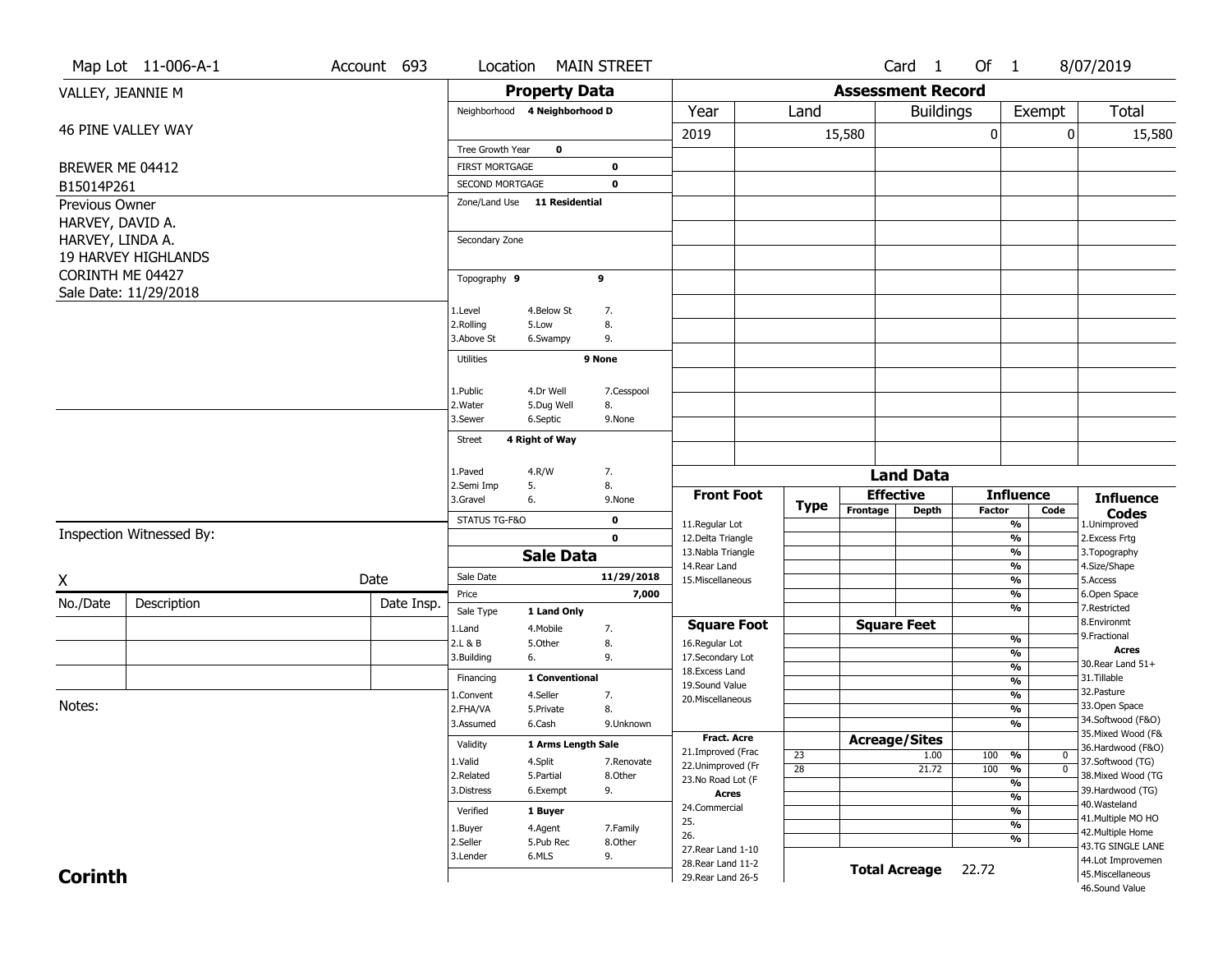Map Lot 11-006-A-1 | Account 693 | Location MAIN STREET | Card 1 Of 1 | 8/07/2019

VALLEY, JEANNIE M

46 PINE VALLEY WAY

BREWER ME 04412

B15014P261

Previous Owner
HARVEY, DAVID A.
HARVEY, LINDA A.
19 HARVEY HIGHLANDS
CORINTH ME 04427
Sale Date: 11/29/2018

## Property Data

Neighborhood 4 Neighborhood D

Tree Growth Year 0

FIRST MORTGAGE 0

SECOND MORTGAGE 0

Zone/Land Use 11 Residential

Secondary Zone

Topography 9 9

1.Level 4.Below St 7.
2.Rolling 5.Low 8.
3.Above St 6.Swampy 9.

Utilities 9 None

1.Public 4.Dr Well 7.Cesspool
2.Water 5.Dug Well 8.
3.Sewer 6.Septic 9.None

Street 4 Right of Way

1.Paved 4.R/W 7.
2.Semi Imp 5. 8.
3.Gravel 6. 9.None

STATUS TG-F&O 0

0

## Sale Data

Sale Date 11/29/2018

Price 7,000

Sale Type 1 Land Only

1.Land 4.Mobile 7.
2.L & B 5.Other 8.
3.Building 6. 9.

Financing 1 Conventional

1.Convent 4.Seller 7.
2.FHA/VA 5.Private 8.
3.Assumed 6.Cash 9.Unknown

Validity 1 Arms Length Sale

1.Valid 4.Split 7.Renovate
2.Related 5.Partial 8.Other
3.Distress 6.Exempt 9.

Verified 1 Buyer

1.Buyer 4.Agent 7.Family
2.Seller 5.Pub Rec 8.Other
3.Lender 6.MLS 9.

## Assessment Record

| Year | Land | Buildings | Exempt | Total |
|---|---|---|---|---|
| 2019 | 15,580 | 0 | 0 | 15,580 |

## Land Data

| Front Foot | Type | Effective Frontage | Effective Depth | Influence Factor | Influence Code |
|---|---|---|---|---|---|
| 11.Regular Lot | | | | % | |
| 12.Delta Triangle | | | | % | |
| 13.Nabla Triangle | | | | % | |
| 14.Rear Land | | | | % | |
| 15.Miscellaneous | | | | % | |

| Square Foot | Square Feet | Influence Factor |
|---|---|---|
| 16.Regular Lot | | % |
| 17.Secondary Lot | | % |
| 18.Excess Land | | % |
| 19.Sound Value | | % |
| 20.Miscellaneous | | % |

| Fract. Acre | Type | Acreage/Sites | Influence Factor | Influence Code |
|---|---|---|---|---|
| 21.Improved (Frac | 23 | 1.00 | 100 % | 0 |
| 22.Unimproved (Fr | 28 | 21.72 | 100 % | 0 |
| 23.No Road Lot (F | | | % | |
| **Acres** | | | % | |
| 24.Commercial | | | % | |
| 25. | | | % | |
| 26. | | | % | |
| 27.Rear Land 1-10 | | | | |
| 28.Rear Land 11-2 | | | | |
| 29.Rear Land 26-5 | | | | |

**Total Acreage** 22.72

**Influence Codes**
1.Unimproved
2.Excess Frtg
3.Topography
4.Size/Shape
5.Access
6.Open Space
7.Restricted
8.Environmt
9.Fractional

**Acres**
30.Rear Land 51+
31.Tillable
32.Pasture
33.Open Space
34.Softwood (F&O)
35.Mixed Wood (F&
36.Hardwood (F&O)
37.Softwood (TG)
38.Mixed Wood (TG
39.Hardwood (TG)
40.Wasteland
41.Multiple MO HO
42.Multiple Home
43.TG SINGLE LANE
44.Lot Improvemen
45.Miscellaneous
46.Sound Value

Inspection Witnessed By:

X Date

| No./Date | Description | Date Insp. |
|---|---|---|
| | | |
| | | |
| | | |

Notes:

**Corinth**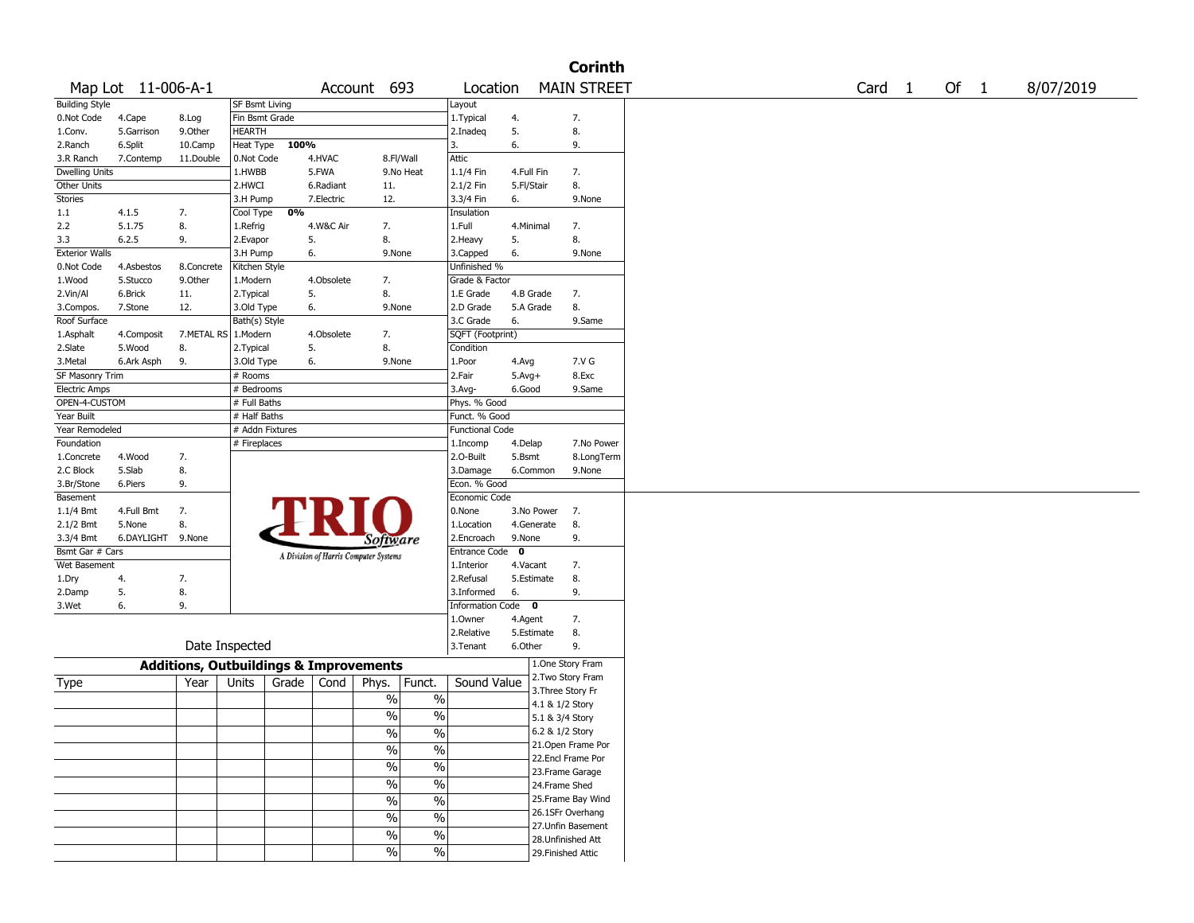# Corinth

Map Lot 11-006-A-1 | Account 693 | Location MAIN STREET | Card 1 Of 1 | 8/07/2019

| Building Style | | | SF Bsmt Living | | | Layout | | |
|---|---|---|---|---|---|---|---|---|
| 0.Not Code | 4.Cape | 8.Log | Fin Bsmt Grade | | | 1.Typical | 4. | 7. |
| 1.Conv. | 5.Garrison | 9.Other | HEARTH | | | 2.Inadeq | 5. | 8. |
| 2.Ranch | 6.Split | 10.Camp | Heat Type 100% | | | 3. | 6. | 9. |
| 3.R Ranch | 7.Contemp | 11.Double | 0.Not Code | 4.HVAC | 8.Fl/Wall | Attic | | |
| Dwelling Units | | | 1.HWBB | 5.FWA | 9.No Heat | 1.1/4 Fin | 4.Full Fin | 7. |
| Other Units | | | 2.HWCI | 6.Radiant | 11. | 2.1/2 Fin | 5.Fl/Stair | 8. |
| Stories | | | 3.H Pump | 7.Electric | 12. | 3.3/4 Fin | 6. | 9.None |
| 1.1 | 4.1.5 | 7. | Cool Type 0% | | | Insulation | | |
| 2.2 | 5.1.75 | 8. | 1.Refrig | 4.W&C Air | 7. | 1.Full | 4.Minimal | 7. |
| 3.3 | 6.2.5 | 9. | 2.Evapor | 5. | 8. | 2.Heavy | 5. | 8. |
| Exterior Walls | | | 3.H Pump | 6. | 9.None | 3.Capped | 6. | 9.None |
| 0.Not Code | 4.Asbestos | 8.Concrete | Kitchen Style | | | Unfinished % | | |
| 1.Wood | 5.Stucco | 9.Other | 1.Modern | 4.Obsolete | 7. | Grade & Factor | | |
| 2.Vin/Al | 6.Brick | 11. | 2.Typical | 5. | 8. | 1.E Grade | 4.B Grade | 7. |
| 3.Compos. | 7.Stone | 12. | 3.Old Type | 6. | 9.None | 2.D Grade | 5.A Grade | 8. |
| Roof Surface | | | Bath(s) Style | | | 3.C Grade | 6. | 9.Same |
| 1.Asphalt | 4.Composit | 7.METAL RS | 1.Modern | 4.Obsolete | 7. | SQFT (Footprint) | | |
| 2.Slate | 5.Wood | 8. | 2.Typical | 5. | 8. | Condition | | |
| 3.Metal | 6.Ark Asph | 9. | 3.Old Type | 6. | 9.None | 1.Poor | 4.Avg | 7.V G |
| SF Masonry Trim | | | # Rooms | | | 2.Fair | 5.Avg+ | 8.Exc |
| Electric Amps | | | # Bedrooms | | | 3.Avg- | 6.Good | 9.Same |
| OPEN-4-CUSTOM | | | # Full Baths | | | Phys. % Good | | |
| Year Built | | | # Half Baths | | | Funct. % Good | | |
| Year Remodeled | | | # Addn Fixtures | | | Functional Code | | |
| Foundation | | | # Fireplaces | | | 1.Incomp | 4.Delap | 7.No Power |
| 1.Concrete | 4.Wood | 7. | | | | 2.O-Built | 5.Bsmt | 8.LongTerm |
| 2.C Block | 5.Slab | 8. | | | | 3.Damage | 6.Common | 9.None |
| 3.Br/Stone | 6.Piers | 9. | | | | Econ. % Good | | |
| Basement | | | | | | Economic Code | | |
| 1.1/4 Bmt | 4.Full Bmt | 7. | | | | 0.None | 3.No Power | 7. |
| 2.1/2 Bmt | 5.None | 8. | | | | 1.Location | 4.Generate | 8. |
| 3.3/4 Bmt | 6.DAYLIGHT | 9.None | | | | 2.Encroach | 9.None | 9. |
| Bsmt Gar # Cars | | | | | | Entrance Code 0 | | |
| Wet Basement | | | | | | 1.Interior | 4.Vacant | 7. |
| 1.Dry | 4. | 7. | | | | 2.Refusal | 5.Estimate | 8. |
| 2.Damp | 5. | 8. | | | | 3.Informed | 6. | 9. |
| 3.Wet | 6. | 9. | | | | Information Code 0 | | |
| | | | | | | 1.Owner | 4.Agent | 7. |
| | | | | | | 2.Relative | 5.Estimate | 8. |
| | | | Date Inspected | | | 3.Tenant | 6.Other | 9. |

TRIO Software — A Division of Harris Computer Systems

## Additions, Outbuildings & Improvements

| Type | Year | Units | Grade | Cond | Phys. | Funct. | Sound Value | |
|---|---|---|---|---|---|---|---|---|
| | | | | | % | % | | 1.One Story Fram |
| | | | | | % | % | | 2.Two Story Fram |
| | | | | | % | % | | 3.Three Story Fr |
| | | | | | % | % | | 4.1 & 1/2 Story |
| | | | | | % | % | | 5.1 & 3/4 Story |
| | | | | | % | % | | 6.2 & 1/2 Story |
| | | | | | % | % | | 21.Open Frame Por |
| | | | | | % | % | | 22.Encl Frame Por |
| | | | | | % | % | | 23.Frame Garage |
| | | | | | % | % | | 24.Frame Shed |
| | | | | | | | | 25.Frame Bay Wind |
| | | | | | | | | 26.1SFr Overhang |
| | | | | | | | | 27.Unfin Basement |
| | | | | | | | | 28.Unfinished Att |
| | | | | | | | | 29.Finished Attic |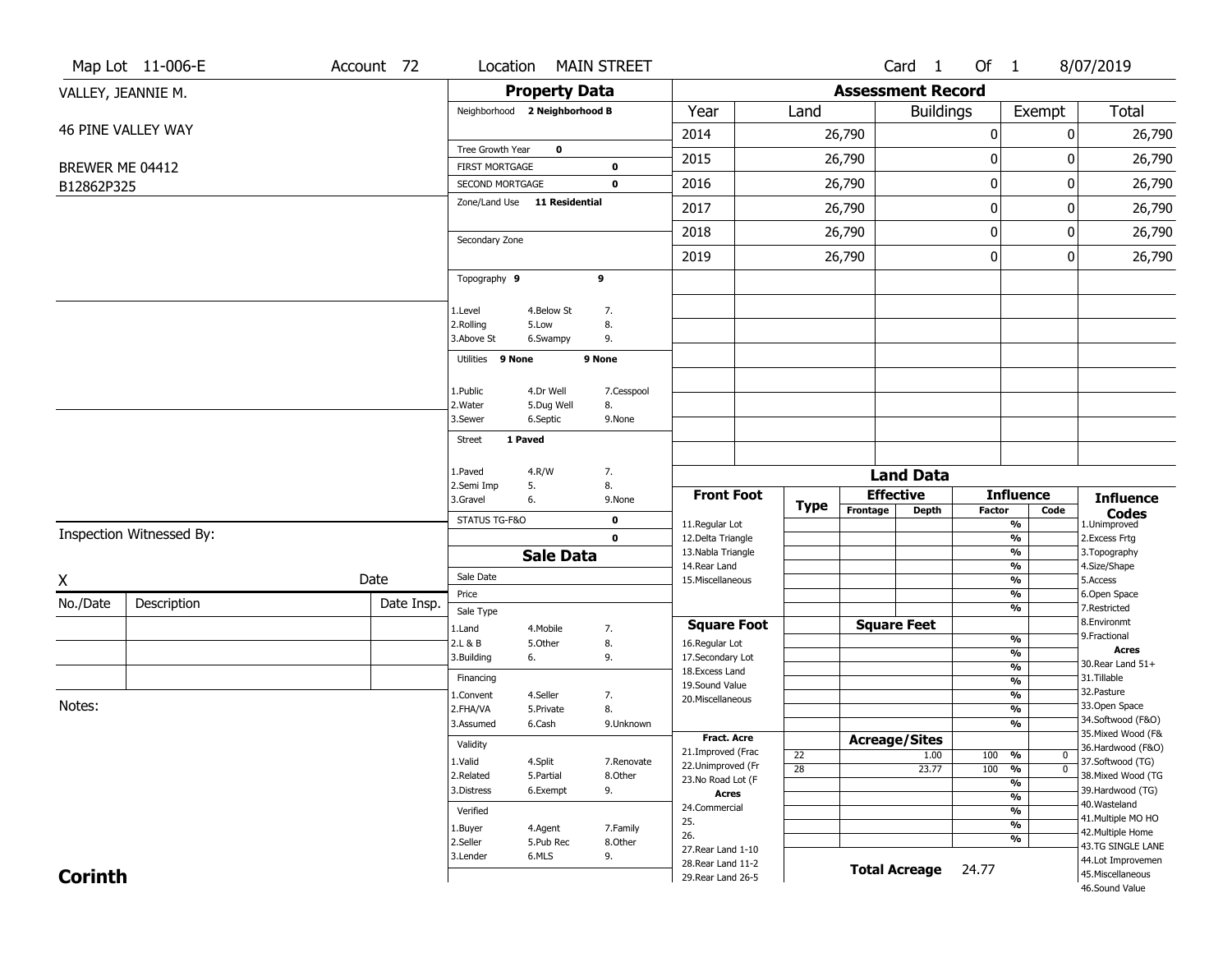Map Lot 11-006-E | Account 72 | Location MAIN STREET | Card 1 Of 1 | 8/07/2019

VALLEY, JEANNIE M.

46 PINE VALLEY WAY

BREWER ME 04412

B12862P325

## Property Data

Neighborhood **2 Neighborhood B**

Tree Growth Year **0**

FIRST MORTGAGE **0**

SECOND MORTGAGE **0**

Zone/Land Use **11 Residential**

Secondary Zone

Topography **9** **9**

1.Level 4.Below St 7.
2.Rolling 5.Low 8.
3.Above St 6.Swampy 9.

Utilities **9 None** **9 None**

1.Public 4.Dr Well 7.Cesspool
2.Water 5.Dug Well 8.
3.Sewer 6.Septic 9.None

Street **1 Paved**

1.Paved 4.R/W 7.
2.Semi Imp 5. 8.
3.Gravel 6. 9.None

STATUS TG-F&O **0**

**0**

## Assessment Record

| Year | Land | Buildings | Exempt | Total |
|---|---|---|---|---|
| 2014 | 26,790 | 0 | 0 | 26,790 |
| 2015 | 26,790 | 0 | 0 | 26,790 |
| 2016 | 26,790 | 0 | 0 | 26,790 |
| 2017 | 26,790 | 0 | 0 | 26,790 |
| 2018 | 26,790 | 0 | 0 | 26,790 |
| 2019 | 26,790 | 0 | 0 | 26,790 |

## Land Data

| Front Foot | Type | Effective Frontage | Effective Depth | Influence Factor | Influence Code |
|---|---|---|---|---|---|
| 11.Regular Lot | | | | % | |
| 12.Delta Triangle | | | | % | |
| 13.Nabla Triangle | | | | % | |
| 14.Rear Land | | | | % | |
| 15.Miscellaneous | | | | % | |
| | | | | % | |
| | | | | % | |

| Square Foot | Square Feet | | |
|---|---|---|---|
| 16.Regular Lot | | % | |
| 17.Secondary Lot | | % | |
| 18.Excess Land | | % | |
| 19.Sound Value | | % | |
| 20.Miscellaneous | | % | |
| | | % | |
| | | % | |

| Fract. Acre | Type | Acreage/Sites | Factor | Code |
|---|---|---|---|---|
| 21.Improved (Frac | 22 | 1.00 | 100 % | 0 |
| 22.Unimproved (Fr | 28 | 23.77 | 100 % | 0 |
| 23.No Road Lot (F | | | % | |
| **Acres** | | | % | |
| 24.Commercial | | | % | |
| 25. | | | % | |
| 26. | | | % | |
| 27.Rear Land 1-10 | | | | |
| 28.Rear Land 11-2 | | | | |
| 29.Rear Land 26-5 | | | | |

**Total Acreage** 24.77

**Influence Codes**
1.Unimproved
2.Excess Frtg
3.Topography
4.Size/Shape
5.Access
6.Open Space
7.Restricted
8.Environmt
9.Fractional

**Acres**
30.Rear Land 51+
31.Tillable
32.Pasture
33.Open Space
34.Softwood (F&O)
35.Mixed Wood (F&
36.Hardwood (F&O)
37.Softwood (TG)
38.Mixed Wood (TG
39.Hardwood (TG)
40.Wasteland
41.Multiple MO HO
42.Multiple Home
43.TG SINGLE LANE
44.Lot Improvemen
45.Miscellaneous
46.Sound Value

## Sale Data

Sale Date

Price

Sale Type
1.Land 4.Mobile 7.
2.L & B 5.Other 8.
3.Building 6. 9.

Financing
1.Convent 4.Seller 7.
2.FHA/VA 5.Private 8.
3.Assumed 6.Cash 9.Unknown

Validity
1.Valid 4.Split 7.Renovate
2.Related 5.Partial 8.Other
3.Distress 6.Exempt 9.

Verified
1.Buyer 4.Agent 7.Family
2.Seller 5.Pub Rec 8.Other
3.Lender 6.MLS 9.

Inspection Witnessed By:

X Date

| No./Date | Description | Date Insp. |
|---|---|---|
| | | |
| | | |
| | | |

Notes:

**Corinth**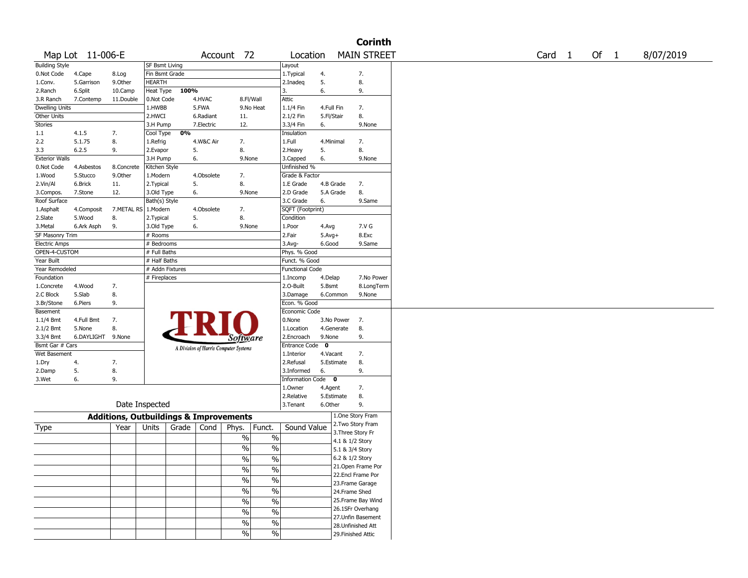**Corinth**

Map Lot 11-006-E | Account 72 | Location MAIN STREET | Card 1 Of 1 | 8/07/2019

| Building Style | | | SF Bsmt Living | | | Layout | | |
|---|---|---|---|---|---|---|---|---|
| 0.Not Code | 4.Cape | 8.Log | Fin Bsmt Grade | | | 1.Typical | 4. | 7. |
| 1.Conv. | 5.Garrison | 9.Other | HEARTH | | | 2.Inadeq | 5. | 8. |
| 2.Ranch | 6.Split | 10.Camp | Heat Type 100% | | | 3. | 6. | 9. |
| 3.R Ranch | 7.Contemp | 11.Double | 0.Not Code | 4.HVAC | 8.Fl/Wall | Attic | | |
| Dwelling Units | | | 1.HWBB | 5.FWA | 9.No Heat | 1.1/4 Fin | 4.Full Fin | 7. |
| Other Units | | | 2.HWCI | 6.Radiant | 11. | 2.1/2 Fin | 5.Fl/Stair | 8. |
| Stories | | | 3.H Pump | 7.Electric | 12. | 3.3/4 Fin | 6. | 9.None |
| 1.1 | 4.1.5 | 7. | Cool Type 0% | | | Insulation | | |
| 2.2 | 5.1.75 | 8. | 1.Refrig | 4.W&C Air | 7. | 1.Full | 4.Minimal | 7. |
| 3.3 | 6.2.5 | 9. | 2.Evapor | 5. | 8. | 2.Heavy | 5. | 8. |
| Exterior Walls | | | 3.H Pump | 6. | 9.None | 3.Capped | 6. | 9.None |
| 0.Not Code | 4.Asbestos | 8.Concrete | Kitchen Style | | | Unfinished % | | |
| 1.Wood | 5.Stucco | 9.Other | 1.Modern | 4.Obsolete | 7. | Grade & Factor | | |
| 2.Vin/Al | 6.Brick | 11. | 2.Typical | 5. | 8. | 1.E Grade | 4.B Grade | 7. |
| 3.Compos. | 7.Stone | 12. | 3.Old Type | 6. | 9.None | 2.D Grade | 5.A Grade | 8. |
| Roof Surface | | | Bath(s) Style | | | 3.C Grade | 6. | 9.Same |
| 1.Asphalt | 4.Composit | 7.METAL RS | 1.Modern | 4.Obsolete | 7. | SQFT (Footprint) | | |
| 2.Slate | 5.Wood | 8. | 2.Typical | 5. | 8. | Condition | | |
| 3.Metal | 6.Ark Asph | 9. | 3.Old Type | 6. | 9.None | 1.Poor | 4.Avg | 7.V G |
| SF Masonry Trim | | | # Rooms | | | 2.Fair | 5.Avg+ | 8.Exc |
| Electric Amps | | | # Bedrooms | | | 3.Avg- | 6.Good | 9.Same |
| OPEN-4-CUSTOM | | | # Full Baths | | | Phys. % Good | | |
| Year Built | | | # Half Baths | | | Funct. % Good | | |
| Year Remodeled | | | # Addn Fixtures | | | Functional Code | | |
| Foundation | | | # Fireplaces | | | 1.Incomp | 4.Delap | 7.No Power |
| 1.Concrete | 4.Wood | 7. | | | | 2.O-Built | 5.Bsmt | 8.LongTerm |
| 2.C Block | 5.Slab | 8. | | | | 3.Damage | 6.Common | 9.None |
| 3.Br/Stone | 6.Piers | 9. | | | | Econ. % Good | | |
| Basement | | | | | | Economic Code | | |
| 1.1/4 Bmt | 4.Full Bmt | 7. | | | | 0.None | 3.No Power | 7. |
| 2.1/2 Bmt | 5.None | 8. | | | | 1.Location | 4.Generate | 8. |
| 3.3/4 Bmt | 6.DAYLIGHT | 9.None | | | | 2.Encroach | 9.None | 9. |
| Bsmt Gar # Cars | | | | | | Entrance Code 0 | | |
| Wet Basement | | | | | | 1.Interior | 4.Vacant | 7. |
| 1.Dry | 4. | 7. | | | | 2.Refusal | 5.Estimate | 8. |
| 2.Damp | 5. | 8. | | | | 3.Informed | 6. | 9. |
| 3.Wet | 6. | 9. | | | | Information Code 0 | | |
| | | | | | | 1.Owner | 4.Agent | 7. |
| | | | | | | 2.Relative | 5.Estimate | 8. |
| | | | Date Inspected | | | 3.Tenant | 6.Other | 9. |

TRIO Software — A Division of Harris Computer Systems

## Additions, Outbuildings & Improvements

| Type | Year | Units | Grade | Cond | Phys. | Funct. | Sound Value | |
|---|---|---|---|---|---|---|---|---|
| | | | | | % | % | | 1.One Story Fram |
| | | | | | % | % | | 2.Two Story Fram |
| | | | | | % | % | | 3.Three Story Fr |
| | | | | | % | % | | 4.1 & 1/2 Story |
| | | | | | % | % | | 5.1 & 3/4 Story |
| | | | | | % | % | | 6.2 & 1/2 Story |
| | | | | | % | % | | 21.Open Frame Por |
| | | | | | % | % | | 22.Encl Frame Por |
| | | | | | % | % | | 23.Frame Garage |
| | | | | | % | % | | 24.Frame Shed |
| | | | | | | | | 25.Frame Bay Wind |
| | | | | | | | | 26.1SFr Overhang |
| | | | | | | | | 27.Unfin Basement |
| | | | | | | | | 28.Unfinished Att |
| | | | | | | | | 29.Finished Attic |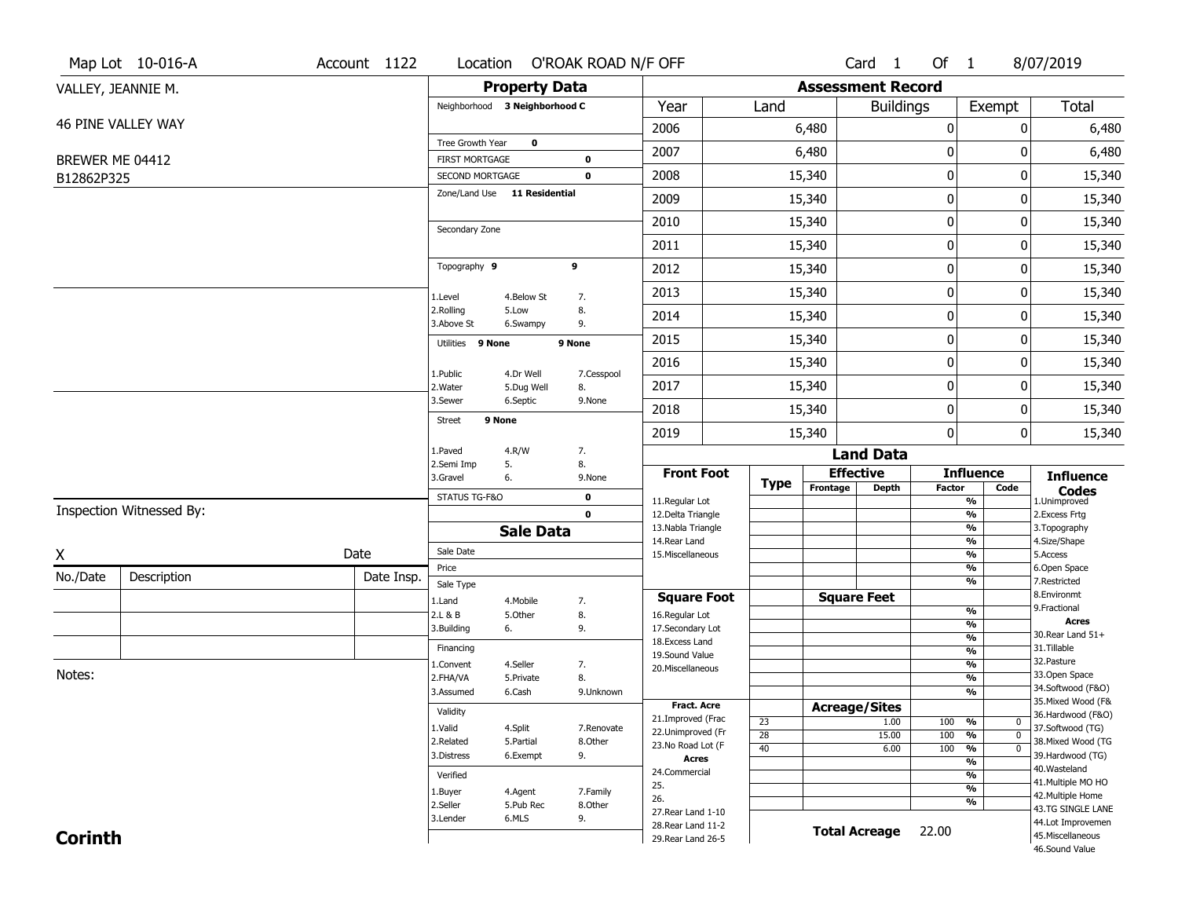Map Lot 10-016-A | Account 1122 | Location O'ROAK ROAD N/F OFF | Card 1 Of 1 | 8/07/2019

VALLEY, JEANNIE M.

46 PINE VALLEY WAY

BREWER ME 04412

B12862P325

## Property Data

Neighborhood **3 Neighborhood C**

Tree Growth Year **0**

FIRST MORTGAGE **0**

SECOND MORTGAGE **0**

Zone/Land Use **11 Residential**

Secondary Zone

Topography **9** **9**

1.Level 4.Below St 7.
2.Rolling 5.Low 8.
3.Above St 6.Swampy 9.

Utilities **9 None** **9 None**

1.Public 4.Dr Well 7.Cesspool
2.Water 5.Dug Well 8.
3.Sewer 6.Septic 9.None

Street **9 None**

1.Paved 4.R/W 7.
2.Semi Imp 5. 8.
3.Gravel 6. 9.None

STATUS TG-F&O **0**

**0**

## Sale Data

Sale Date

Price

Sale Type

1.Land 4.Mobile 7.
2.L & B 5.Other 8.
3.Building 6. 9.

Financing

1.Convent 4.Seller 7.
2.FHA/VA 5.Private 8.
3.Assumed 6.Cash 9.Unknown

Validity

1.Valid 4.Split 7.Renovate
2.Related 5.Partial 8.Other
3.Distress 6.Exempt 9.

Verified

1.Buyer 4.Agent 7.Family
2.Seller 5.Pub Rec 8.Other
3.Lender 6.MLS 9.

## Assessment Record

| Year | Land | Buildings | Exempt | Total |
|---|---|---|---|---|
| 2006 | 6,480 | 0 | 0 | 6,480 |
| 2007 | 6,480 | 0 | 0 | 6,480 |
| 2008 | 15,340 | 0 | 0 | 15,340 |
| 2009 | 15,340 | 0 | 0 | 15,340 |
| 2010 | 15,340 | 0 | 0 | 15,340 |
| 2011 | 15,340 | 0 | 0 | 15,340 |
| 2012 | 15,340 | 0 | 0 | 15,340 |
| 2013 | 15,340 | 0 | 0 | 15,340 |
| 2014 | 15,340 | 0 | 0 | 15,340 |
| 2015 | 15,340 | 0 | 0 | 15,340 |
| 2016 | 15,340 | 0 | 0 | 15,340 |
| 2017 | 15,340 | 0 | 0 | 15,340 |
| 2018 | 15,340 | 0 | 0 | 15,340 |
| 2019 | 15,340 | 0 | 0 | 15,340 |

## Land Data

| Front Foot | Type | Effective Frontage | Effective Depth | Influence Factor | Influence Code |
|---|---|---|---|---|---|
| 11.Regular Lot | | | | % | |
| 12.Delta Triangle | | | | % | |
| 13.Nabla Triangle | | | | % | |
| 14.Rear Land | | | | % | |
| 15.Miscellaneous | | | | % | |
| | | | | % | |
| | | | | % | |

| Square Foot | Square Feet | Influence Factor | Influence Code |
|---|---|---|---|
| 16.Regular Lot | | % | |
| 17.Secondary Lot | | % | |
| 18.Excess Land | | % | |
| 19.Sound Value | | % | |
| 20.Miscellaneous | | % | |
| | | % | |
| | | % | |

| Fract. Acre | Type | Acreage/Sites | Influence Factor | Influence Code |
|---|---|---|---|---|
| 21.Improved (Frac | 23 | 1.00 | 100 % | 0 |
| 22.Unimproved (Fr | 28 | 15.00 | 100 % | 0 |
| 23.No Road Lot (F | 40 | 6.00 | 100 % | 0 |
| **Acres** | | | % | |
| 24.Commercial | | | % | |
| 25. | | | % | |
| 26. | | | % | |
| 27.Rear Land 1-10 | | | | |
| 28.Rear Land 11-2 | | | | |
| 29.Rear Land 26-5 | | | | |

**Total Acreage** 22.00

**Influence Codes**
1.Unimproved
2.Excess Frtg
3.Topography
4.Size/Shape
5.Access
6.Open Space
7.Restricted
8.Environmt
9.Fractional

**Acres**
30.Rear Land 51+
31.Tillable
32.Pasture
33.Open Space
34.Softwood (F&O)
35.Mixed Wood (F&
36.Hardwood (F&O)
37.Softwood (TG)
38.Mixed Wood (TG
39.Hardwood (TG)
40.Wasteland
41.Multiple MO HO
42.Multiple Home
43.TG SINGLE LANE
44.Lot Improvemen
45.Miscellaneous
46.Sound Value

Inspection Witnessed By:

X Date

| No./Date | Description | Date Insp. |
|---|---|---|
| | | |
| | | |
| | | |

Notes:

**Corinth**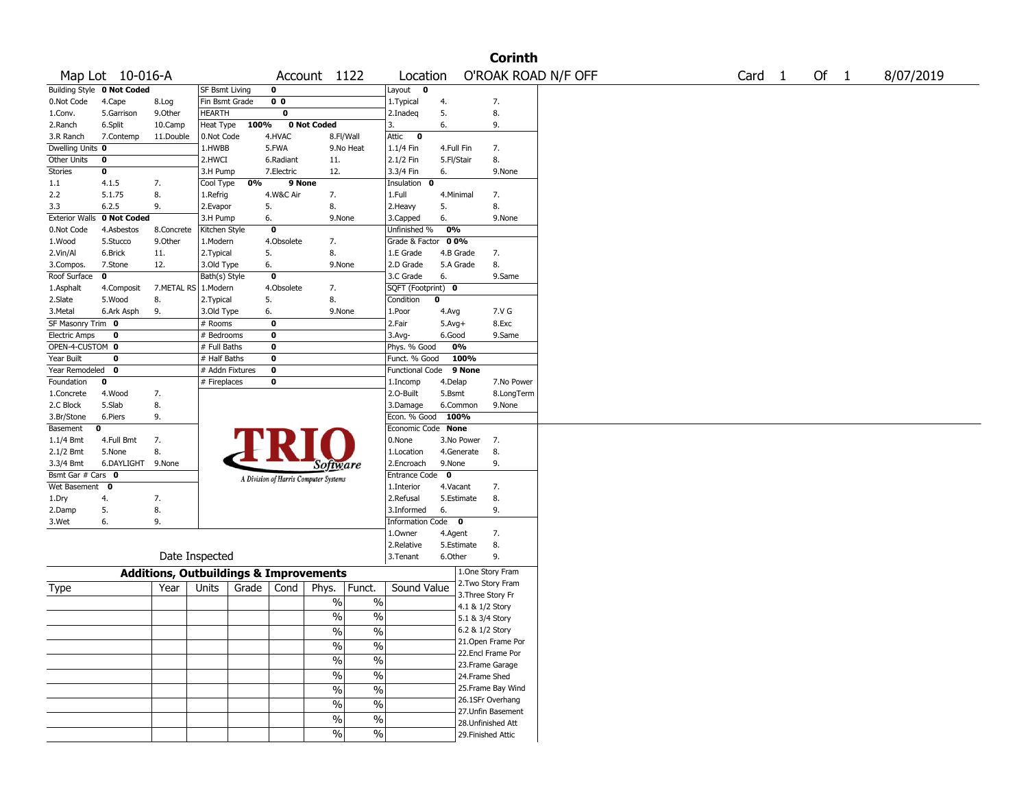# Corinth

**Map Lot** 10-016-A **Account** 1122 **Location** O'ROAK ROAD N/F OFF **Card** 1 **Of** 1 8/07/2019

| Building Style **0 Not Coded** | | | SF Bsmt Living | 0 | | Layout **0** | | |
|---|---|---|---|---|---|---|---|---|
| 0.Not Code | 4.Cape | 8.Log | Fin Bsmt Grade | 0 0 | | 1.Typical | 4. | 7. |
| 1.Conv. | 5.Garrison | 9.Other | HEARTH | 0 | | 2.Inadeq | 5. | 8. |
| 2.Ranch | 6.Split | 10.Camp | Heat Type 100% | 0 Not Coded | | 3. | 6. | 9. |
| 3.R Ranch | 7.Contemp | 11.Double | 0.Not Code | 4.HVAC | 8.Fl/Wall | Attic **0** | | |
| Dwelling Units **0** | | | 1.HWBB | 5.FWA | 9.No Heat | 1.1/4 Fin | 4.Full Fin | 7. |
| Other Units **0** | | | 2.HWCI | 6.Radiant | 11. | 2.1/2 Fin | 5.Fl/Stair | 8. |
| Stories **0** | | | 3.H Pump | 7.Electric | 12. | 3.3/4 Fin | 6. | 9.None |
| 1.1 | 4.1.5 | 7. | Cool Type 0% | 9 None | | Insulation **0** | | |
| 2.2 | 5.1.75 | 8. | 1.Refrig | 4.W&C Air | 7. | 1.Full | 4.Minimal | 7. |
| 3.3 | 6.2.5 | 9. | 2.Evapor | 5. | 8. | 2.Heavy | 5. | 8. |
| Exterior Walls **0 Not Coded** | | | 3.H Pump | 6. | 9.None | 3.Capped | 6. | 9.None |
| 0.Not Code | 4.Asbestos | 8.Concrete | Kitchen Style | 0 | | Unfinished % **0%** | | |
| 1.Wood | 5.Stucco | 9.Other | 1.Modern | 4.Obsolete | 7. | Grade & Factor **0 0%** | | |
| 2.Vin/Al | 6.Brick | 11. | 2.Typical | 5. | 8. | 1.E Grade | 4.B Grade | 7. |
| 3.Compos. | 7.Stone | 12. | 3.Old Type | 6. | 9.None | 2.D Grade | 5.A Grade | 8. |
| Roof Surface **0** | | | Bath(s) Style | 0 | | 3.C Grade | 6. | 9.Same |
| 1.Asphalt | 4.Composit | 7.METAL RS | 1.Modern | 4.Obsolete | 7. | SQFT (Footprint) **0** | | |
| 2.Slate | 5.Wood | 8. | 2.Typical | 5. | 8. | Condition **0** | | |
| 3.Metal | 6.Ark Asph | 9. | 3.Old Type | 6. | 9.None | 1.Poor | 4.Avg | 7.V G |
| SF Masonry Trim **0** | | | # Rooms | 0 | | 2.Fair | 5.Avg+ | 8.Exc |
| Electric Amps **0** | | | # Bedrooms | 0 | | 3.Avg- | 6.Good | 9.Same |
| OPEN-4-CUSTOM **0** | | | # Full Baths | 0 | | Phys. % Good | 0% | |
| Year Built **0** | | | # Half Baths | 0 | | Funct. % Good | 100% | |
| Year Remodeled **0** | | | # Addn Fixtures | 0 | | Functional Code | 9 None | |
| Foundation **0** | | | # Fireplaces | 0 | | 1.Incomp | 4.Delap | 7.No Power |
| 1.Concrete | 4.Wood | 7. | | | | 2.O-Built | 5.Bsmt | 8.LongTerm |
| 2.C Block | 5.Slab | 8. | | | | 3.Damage | 6.Common | 9.None |
| 3.Br/Stone | 6.Piers | 9. | | | | Econ. % Good | 100% | |
| Basement **0** | | | | | | Economic Code | None | |
| 1.1/4 Bmt | 4.Full Bmt | 7. | | | | 0.None | 3.No Power | 7. |
| 2.1/2 Bmt | 5.None | 8. | | | | 1.Location | 4.Generate | 8. |
| 3.3/4 Bmt | 6.DAYLIGHT | 9.None | | | | 2.Encroach | 9.None | 9. |
| Bsmt Gar # Cars **0** | | | | | | Entrance Code **0** | | |
| Wet Basement **0** | | | | | | 1.Interior | 4.Vacant | 7. |
| 1.Dry | 4. | 7. | | | | 2.Refusal | 5.Estimate | 8. |
| 2.Damp | 5. | 8. | | | | 3.Informed | 6. | 9. |
| 3.Wet | 6. | 9. | | | | Information Code **0** | | |
| | | | | | | 1.Owner | 4.Agent | 7. |
| | | | | | | 2.Relative | 5.Estimate | 8. |
| | | Date Inspected | | | | 3.Tenant | 6.Other | 9. |

TRIO Software — A Division of Harris Computer Systems

## Additions, Outbuildings & Improvements

| Type | Year | Units | Grade | Cond | Phys. | Funct. | Sound Value |
|---|---|---|---|---|---|---|---|
| | | | | | % | % | |
| | | | | | % | % | |
| | | | | | % | % | |
| | | | | | % | % | |
| | | | | | % | % | |
| | | | | | % | % | |
| | | | | | % | % | |
| | | | | | % | % | |
| | | | | | % | % | |
| | | | | | % | % | |

1.One Story Fram
2.Two Story Fram
3.Three Story Fr
4.1 & 1/2 Story
5.1 & 3/4 Story
6.2 & 1/2 Story
21.Open Frame Por
22.Encl Frame Por
23.Frame Garage
24.Frame Shed
25.Frame Bay Wind
26.1SFr Overhang
27.Unfin Basement
28.Unfinished Att
29.Finished Attic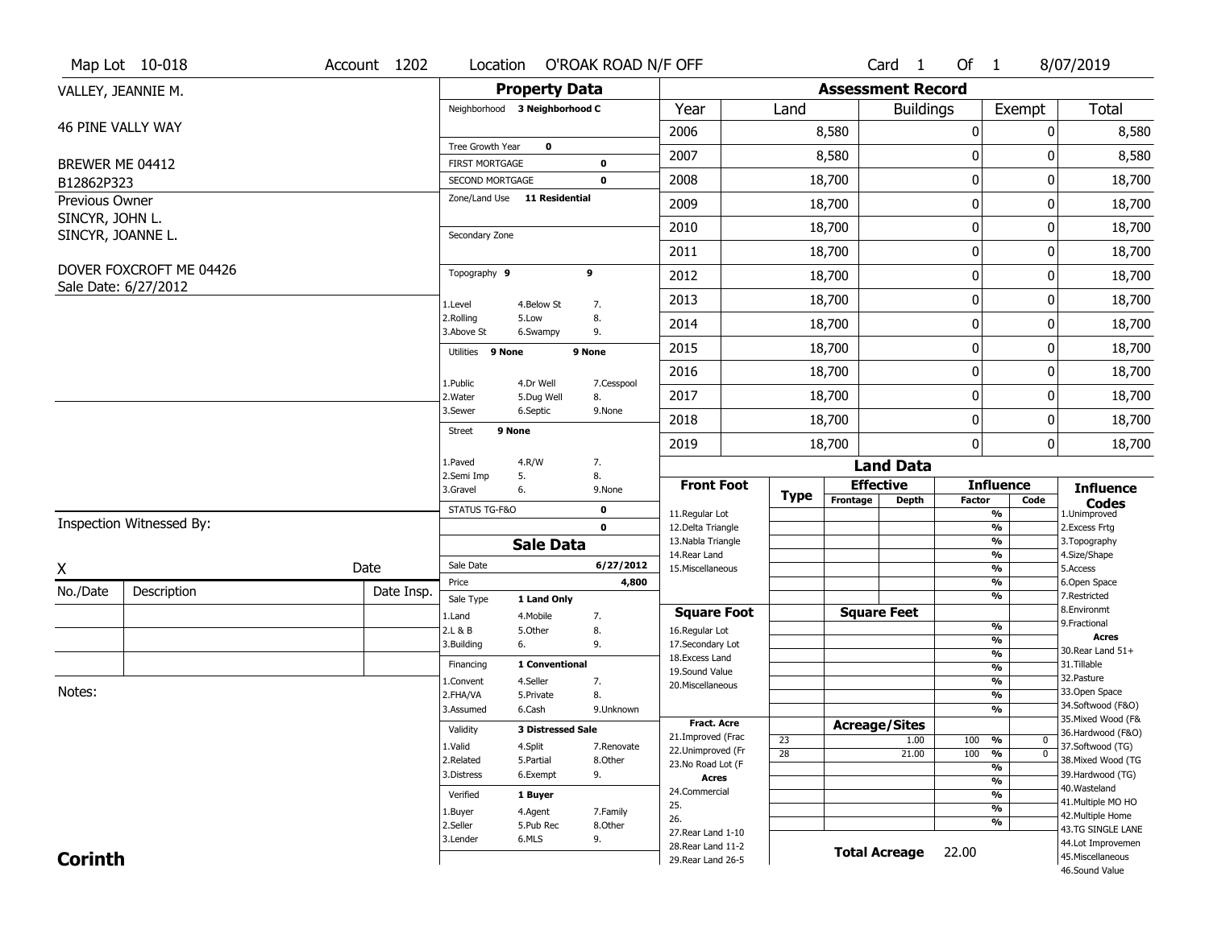Map Lot 10-018 | Account 1202 | Location O'ROAK ROAD N/F OFF | Card 1 Of 1 | 8/07/2019

VALLEY, JEANNIE M.

46 PINE VALLY WAY

BREWER ME 04412

B12862P323

Previous Owner
SINCYR, JOHN L.
SINCYR, JOANNE L.

DOVER FOXCROFT ME 04426
Sale Date: 6/27/2012

## Property Data

Neighborhood 3 Neighborhood C

Tree Growth Year 0
FIRST MORTGAGE 0
SECOND MORTGAGE 0
Zone/Land Use 11 Residential

Secondary Zone

Topography 9 9
1.Level 4.Below St 7.
2.Rolling 5.Low 8.
3.Above St 6.Swampy 9.

Utilities 9 None 9 None
1.Public 4.Dr Well 7.Cesspool
2.Water 5.Dug Well 8.
3.Sewer 6.Septic 9.None

Street 9 None
1.Paved 4.R/W 7.
2.Semi Imp 5. 8.
3.Gravel 6. 9.None

STATUS TG-F&O 0
0

## Sale Data

Sale Date 6/27/2012
Price 4,800
Sale Type 1 Land Only
1.Land 4.Mobile 7.
2.L & B 5.Other 8.
3.Building 6. 9.

Financing 1 Conventional
1.Convent 4.Seller 7.
2.FHA/VA 5.Private 8.
3.Assumed 6.Cash 9.Unknown

Validity 3 Distressed Sale
1.Valid 4.Split 7.Renovate
2.Related 5.Partial 8.Other
3.Distress 6.Exempt 9.

Verified 1 Buyer
1.Buyer 4.Agent 7.Family
2.Seller 5.Pub Rec 8.Other
3.Lender 6.MLS 9.

## Assessment Record

| Year | Land | Buildings | Exempt | Total |
|---|---|---|---|---|
| 2006 | 8,580 | 0 | 0 | 8,580 |
| 2007 | 8,580 | 0 | 0 | 8,580 |
| 2008 | 18,700 | 0 | 0 | 18,700 |
| 2009 | 18,700 | 0 | 0 | 18,700 |
| 2010 | 18,700 | 0 | 0 | 18,700 |
| 2011 | 18,700 | 0 | 0 | 18,700 |
| 2012 | 18,700 | 0 | 0 | 18,700 |
| 2013 | 18,700 | 0 | 0 | 18,700 |
| 2014 | 18,700 | 0 | 0 | 18,700 |
| 2015 | 18,700 | 0 | 0 | 18,700 |
| 2016 | 18,700 | 0 | 0 | 18,700 |
| 2017 | 18,700 | 0 | 0 | 18,700 |
| 2018 | 18,700 | 0 | 0 | 18,700 |
| 2019 | 18,700 | 0 | 0 | 18,700 |

## Land Data

Front Foot: 11.Regular Lot, 12.Delta Triangle, 13.Nabla Triangle, 14.Rear Land, 15.Miscellaneous

Square Foot: 16.Regular Lot, 17.Secondary Lot, 18.Excess Land, 19.Sound Value, 20.Miscellaneous

Fract. Acre: 21.Improved (Frac, 22.Unimproved (Fr, 23.No Road Lot (F

Acres: 24.Commercial, 25., 26., 27.Rear Land 1-10, 28.Rear Land 11-2, 29.Rear Land 26-5

| Type | Acreage/Sites | Influence Factor | Code |
|---|---|---|---|
| 23 | 1.00 | 100 % | 0 |
| 28 | 21.00 | 100 % | 0 |

Total Acreage 22.00

Influence Codes: 1.Unimproved, 2.Excess Frtg, 3.Topography, 4.Size/Shape, 5.Access, 6.Open Space, 7.Restricted, 8.Environmt, 9.Fractional

Acres: 30.Rear Land 51+, 31.Tillable, 32.Pasture, 33.Open Space, 34.Softwood (F&O), 35.Mixed Wood (F&, 36.Hardwood (F&O), 37.Softwood (TG), 38.Mixed Wood (TG, 39.Hardwood (TG), 40.Wasteland, 41.Multiple MO HO, 42.Multiple Home, 43.TG SINGLE LANE, 44.Lot Improvemen, 45.Miscellaneous, 46.Sound Value

Inspection Witnessed By:

X Date

| No./Date | Description | Date Insp. |
|---|---|---|
| | | |
| | | |
| | | |

Notes:

**Corinth**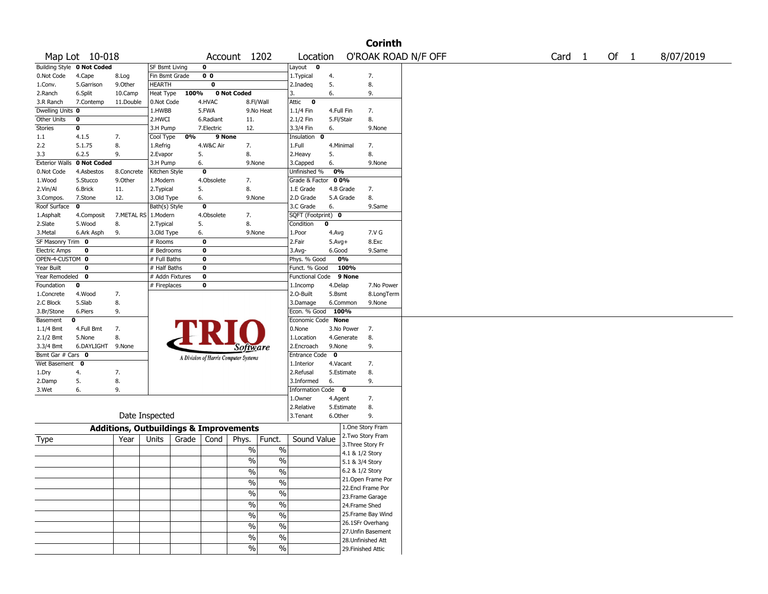# Corinth

| Map Lot | 10-018 | Account | 1202 | Location | O'ROAK ROAD N/F OFF | Card | 1 | Of | 1 | 8/07/2019 |
|---|---|---|---|---|---|---|---|---|---|---|

| Building Style | 0 Not Coded | | SF Bsmt Living | 0 | | Layout | 0 | |
|---|---|---|---|---|---|---|---|---|
| 0.Not Code | 4.Cape | 8.Log | Fin Bsmt Grade | 0 0 | | 1.Typical | 4. | 7. |
| 1.Conv. | 5.Garrison | 9.Other | HEARTH | 0 | | 2.Inadeq | 5. | 8. |
| 2.Ranch | 6.Split | 10.Camp | Heat Type | 100% | 0 Not Coded | 3. | 6. | 9. |
| 3.R Ranch | 7.Contemp | 11.Double | 0.Not Code | 4.HVAC | 8.Fl/Wall | Attic | 0 | |
| Dwelling Units | 0 | | 1.HWBB | 5.FWA | 9.No Heat | 1.1/4 Fin | 4.Full Fin | 7. |
| Other Units | 0 | | 2.HWCI | 6.Radiant | 11. | 2.1/2 Fin | 5.Fl/Stair | 8. |
| Stories | 0 | | 3.H Pump | 7.Electric | 12. | 3.3/4 Fin | 6. | 9.None |
| 1.1 | 4.1.5 | 7. | Cool Type | 0% | 9 None | Insulation | 0 | |
| 2.2 | 5.1.75 | 8. | 1.Refrig | 4.W&C Air | 7. | 1.Full | 4.Minimal | 7. |
| 3.3 | 6.2.5 | 9. | 2.Evapor | 5. | 8. | 2.Heavy | 5. | 8. |
| Exterior Walls | 0 Not Coded | | 3.H Pump | 6. | 9.None | 3.Capped | 6. | 9.None |
| 0.Not Code | 4.Asbestos | 8.Concrete | Kitchen Style | 0 | | Unfinished % | 0% | |
| 1.Wood | 5.Stucco | 9.Other | 1.Modern | 4.Obsolete | 7. | Grade & Factor | 0 0% | |
| 2.Vin/Al | 6.Brick | 11. | 2.Typical | 5. | 8. | 1.E Grade | 4.B Grade | 7. |
| 3.Compos. | 7.Stone | 12. | 3.Old Type | 6. | 9.None | 2.D Grade | 5.A Grade | 8. |
| Roof Surface | 0 | | Bath(s) Style | 0 | | 3.C Grade | 6. | 9.Same |
| 1.Asphalt | 4.Composit | 7.METAL RS | 1.Modern | 4.Obsolete | 7. | SQFT (Footprint) | 0 | |
| 2.Slate | 5.Wood | 8. | 2.Typical | 5. | 8. | Condition | 0 | |
| 3.Metal | 6.Ark Asph | 9. | 3.Old Type | 6. | 9.None | 1.Poor | 4.Avg | 7.V G |
| SF Masonry Trim | 0 | | # Rooms | 0 | | 2.Fair | 5.Avg+ | 8.Exc |
| Electric Amps | 0 | | # Bedrooms | 0 | | 3.Avg- | 6.Good | 9.Same |
| OPEN-4-CUSTOM | 0 | | # Full Baths | 0 | | Phys. % Good | 0% | |
| Year Built | 0 | | # Half Baths | 0 | | Funct. % Good | 100% | |
| Year Remodeled | 0 | | # Addn Fixtures | 0 | | Functional Code | 9 None | |
| Foundation | 0 | | # Fireplaces | 0 | | 1.Incomp | 4.Delap | 7.No Power |
| 1.Concrete | 4.Wood | 7. | | | | 2.O-Built | 5.Bsmt | 8.LongTerm |
| 2.C Block | 5.Slab | 8. | | | | 3.Damage | 6.Common | 9.None |
| 3.Br/Stone | 6.Piers | 9. | | | | Econ. % Good | 100% | |
| Basement | 0 | | | | | Economic Code | None | |
| 1.1/4 Bmt | 4.Full Bmt | 7. | | | | 0.None | 3.No Power | 7. |
| 2.1/2 Bmt | 5.None | 8. | | | | 1.Location | 4.Generate | 8. |
| 3.3/4 Bmt | 6.DAYLIGHT | 9.None | | | | 2.Encroach | 9.None | 9. |
| Bsmt Gar # Cars | 0 | | | | | Entrance Code | 0 | |
| Wet Basement | 0 | | | | | 1.Interior | 4.Vacant | 7. |
| 1.Dry | 4. | 7. | | | | 2.Refusal | 5.Estimate | 8. |
| 2.Damp | 5. | 8. | | | | 3.Informed | 6. | 9. |
| 3.Wet | 6. | 9. | | | | Information Code | 0 | |
| | | | | | | 1.Owner | 4.Agent | 7. |
| | | | | | | 2.Relative | 5.Estimate | 8. |
| | Date Inspected | | | | | 3.Tenant | 6.Other | 9. |

TRIO Software — A Division of Harris Computer Systems

## Additions, Outbuildings & Improvements

| Type | Year | Units | Grade | Cond | Phys. | Funct. | Sound Value | |
|---|---|---|---|---|---|---|---|---|
| | | | | | % | % | | 1.One Story Fram |
| | | | | | % | % | | 2.Two Story Fram |
| | | | | | % | % | | 3.Three Story Fr |
| | | | | | % | % | | 4.1 & 1/2 Story |
| | | | | | % | % | | 5.1 & 3/4 Story |
| | | | | | % | % | | 6.2 & 1/2 Story |
| | | | | | % | % | | 21.Open Frame Por |
| | | | | | % | % | | 22.Encl Frame Por |
| | | | | | % | % | | 23.Frame Garage |
| | | | | | % | % | | 24.Frame Shed |
| | | | | | | | | 25.Frame Bay Wind |
| | | | | | | | | 26.1SFr Overhang |
| | | | | | | | | 27.Unfin Basement |
| | | | | | | | | 28.Unfinished Att |
| | | | | | | | | 29.Finished Attic |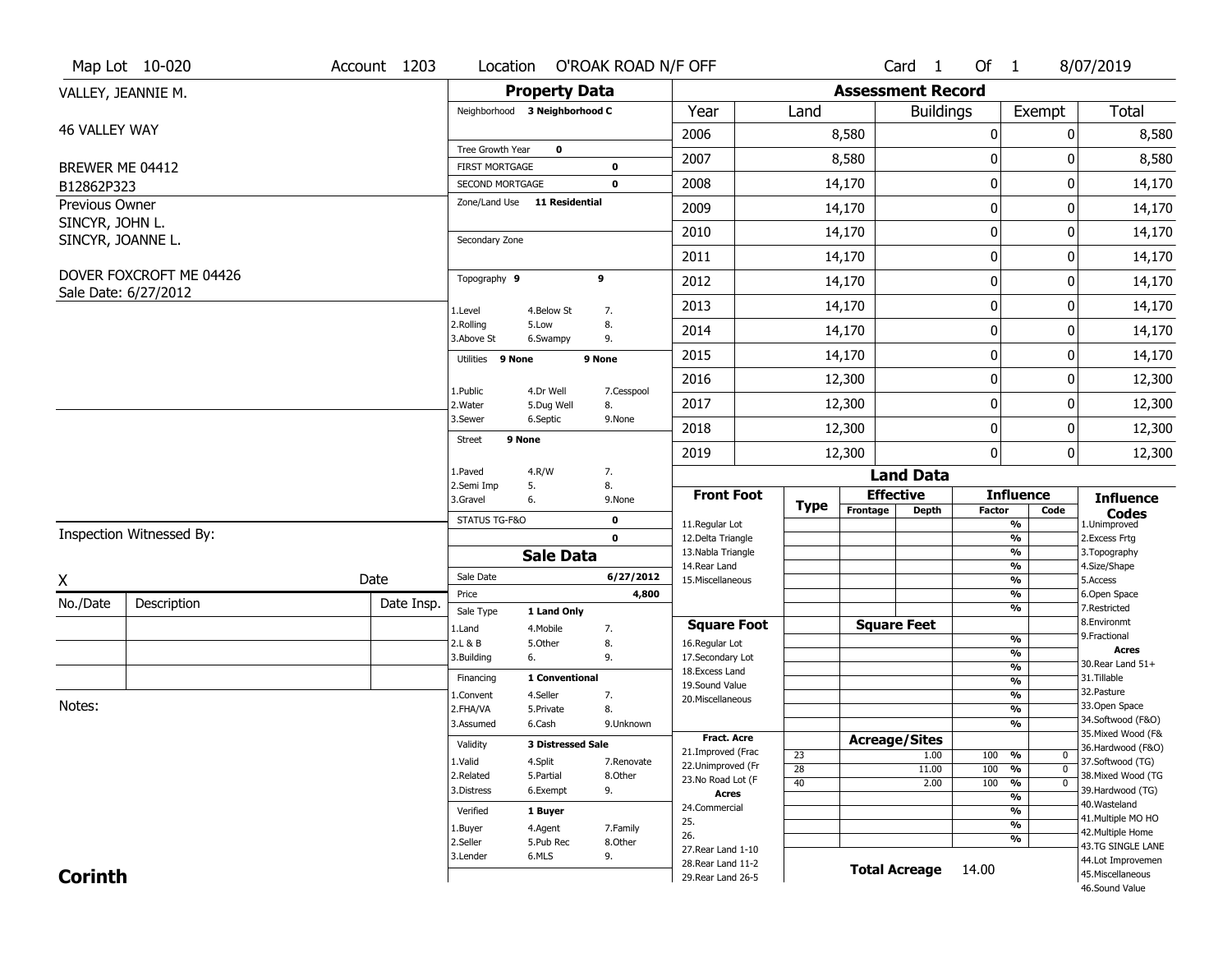Map Lot 10-020 | Account 1203 | Location O'ROAK ROAD N/F OFF | Card 1 Of 1 | 8/07/2019

VALLEY, JEANNIE M.

46 VALLEY WAY

BREWER ME 04412

B12862P323

Previous Owner
SINCYR, JOHN L.
SINCYR, JOANNE L.

DOVER FOXCROFT ME 04426
Sale Date: 6/27/2012

## Property Data

Neighborhood **3 Neighborhood C**

Tree Growth Year **0**

FIRST MORTGAGE **0**

SECOND MORTGAGE **0**

Zone/Land Use **11 Residential**

Secondary Zone

Topography **9** **9**

1.Level 4.Below St 7.
2.Rolling 5.Low 8.
3.Above St 6.Swampy 9.

Utilities **9 None** **9 None**

1.Public 4.Dr Well 7.Cesspool
2.Water 5.Dug Well 8.
3.Sewer 6.Septic 9.None

Street **9 None**

1.Paved 4.R/W 7.
2.Semi Imp 5. 8.
3.Gravel 6. 9.None

STATUS TG-F&O **0**

**0**

## Assessment Record

| Year | Land | Buildings | Exempt | Total |
|---|---|---|---|---|
| 2006 | 8,580 | 0 | 0 | 8,580 |
| 2007 | 8,580 | 0 | 0 | 8,580 |
| 2008 | 14,170 | 0 | 0 | 14,170 |
| 2009 | 14,170 | 0 | 0 | 14,170 |
| 2010 | 14,170 | 0 | 0 | 14,170 |
| 2011 | 14,170 | 0 | 0 | 14,170 |
| 2012 | 14,170 | 0 | 0 | 14,170 |
| 2013 | 14,170 | 0 | 0 | 14,170 |
| 2014 | 14,170 | 0 | 0 | 14,170 |
| 2015 | 14,170 | 0 | 0 | 14,170 |
| 2016 | 12,300 | 0 | 0 | 12,300 |
| 2017 | 12,300 | 0 | 0 | 12,300 |
| 2018 | 12,300 | 0 | 0 | 12,300 |
| 2019 | 12,300 | 0 | 0 | 12,300 |

## Land Data

| Front Foot | Type | Effective Frontage | Effective Depth | Influence Factor | Influence Code |
|---|---|---|---|---|---|
| 11.Regular Lot | | | | % | |
| 12.Delta Triangle | | | | % | |
| 13.Nabla Triangle | | | | % | |
| 14.Rear Land | | | | % | |
| 15.Miscellaneous | | | | % | |
| | | | | % | |
| | | | | % | |
| **Square Foot** | | **Square Feet** | | | |
| 16.Regular Lot | | | | % | |
| 17.Secondary Lot | | | | % | |
| 18.Excess Land | | | | % | |
| 19.Sound Value | | | | % | |
| 20.Miscellaneous | | | | % | |
| | | | | % | |
| | | | | % | |
| **Fract. Acre** | | **Acreage/Sites** | | | |
| 21.Improved (Frac | 23 | | 1.00 | 100 % | 0 |
| 22.Unimproved (Fr | 28 | | 11.00 | 100 % | 0 |
| 23.No Road Lot (F | 40 | | 2.00 | 100 % | 0 |
| **Acres** | | | | % | |
| 24.Commercial | | | | % | |
| 25. | | | | % | |
| 26. | | | | % | |
| 27.Rear Land 1-10 | | | | | |
| 28.Rear Land 11-2 | | | | | |
| 29.Rear Land 26-5 | | | | | |

**Total Acreage** 14.00

**Influence Codes**
1.Unimproved
2.Excess Frtg
3.Topography
4.Size/Shape
5.Access
6.Open Space
7.Restricted
8.Environmt
9.Fractional

**Acres**
30.Rear Land 51+
31.Tillable
32.Pasture
33.Open Space
34.Softwood (F&O)
35.Mixed Wood (F&
36.Hardwood (F&O)
37.Softwood (TG)
38.Mixed Wood (TG
39.Hardwood (TG)
40.Wasteland
41.Multiple MO HO
42.Multiple Home
43.TG SINGLE LANE
44.Lot Improvemen
45.Miscellaneous
46.Sound Value

## Sale Data

Sale Date **6/27/2012**

Price **4,800**

Sale Type **1 Land Only**

1.Land 4.Mobile 7.
2.L & B 5.Other 8.
3.Building 6. 9.

Financing **1 Conventional**

1.Convent 4.Seller 7.
2.FHA/VA 5.Private 8.
3.Assumed 6.Cash 9.Unknown

Validity **3 Distressed Sale**

1.Valid 4.Split 7.Renovate
2.Related 5.Partial 8.Other
3.Distress 6.Exempt 9.

Verified **1 Buyer**

1.Buyer 4.Agent 7.Family
2.Seller 5.Pub Rec 8.Other
3.Lender 6.MLS 9.

Inspection Witnessed By:

X Date

| No./Date | Description | Date Insp. |
|---|---|---|
| | | |
| | | |
| | | |

Notes:

**Corinth**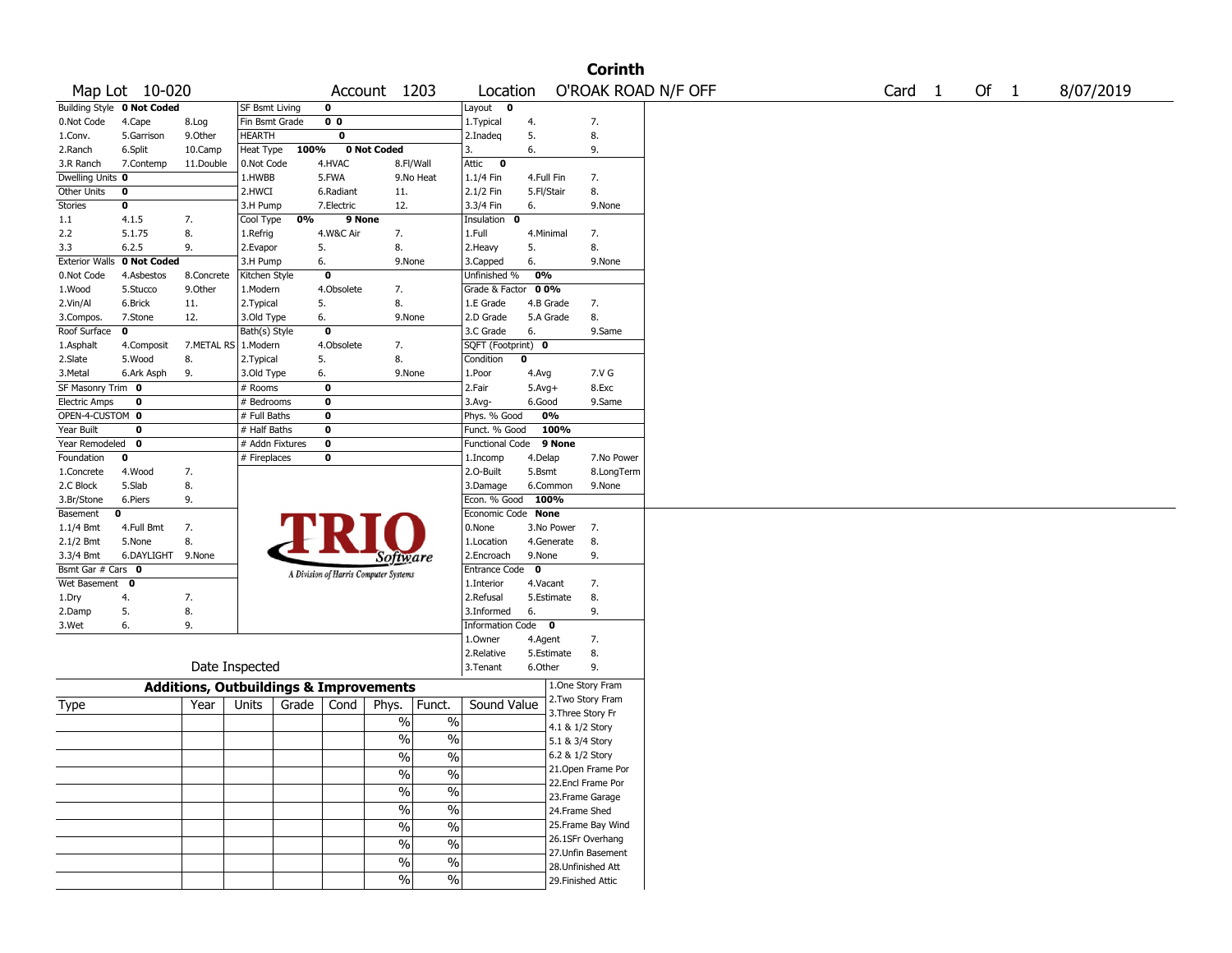# Corinth

**Map Lot** 10-020 | **Account** 1203 | **Location** O'ROAK ROAD N/F OFF | **Card** 1 **Of** 1 | 8/07/2019

| Building Style | 0 Not Coded | | SF Bsmt Living | 0 | | Layout | 0 | |
|---|---|---|---|---|---|---|---|---|
| 0.Not Code | 4.Cape | 8.Log | Fin Bsmt Grade | 0 0 | | 1.Typical | 4. | 7. |
| 1.Conv. | 5.Garrison | 9.Other | HEARTH | 0 | | 2.Inadeq | 5. | 8. |
| 2.Ranch | 6.Split | 10.Camp | Heat Type 100% | 0 Not Coded | | 3. | 6. | 9. |
| 3.R Ranch | 7.Contemp | 11.Double | 0.Not Code | 4.HVAC | 8.Fl/Wall | Attic | 0 | |
| Dwelling Units | 0 | | 1.HWBB | 5.FWA | 9.No Heat | 1.1/4 Fin | 4.Full Fin | 7. |
| Other Units | 0 | | 2.HWCI | 6.Radiant | 11. | 2.1/2 Fin | 5.Fl/Stair | 8. |
| Stories | 0 | | 3.H Pump | 7.Electric | 12. | 3.3/4 Fin | 6. | 9.None |
| 1.1 | 4.1.5 | 7. | Cool Type 0% | 9 None | | Insulation | 0 | |
| 2.2 | 5.1.75 | 8. | 1.Refrig | 4.W&C Air | 7. | 1.Full | 4.Minimal | 7. |
| 3.3 | 6.2.5 | 9. | 2.Evapor | 5. | 8. | 2.Heavy | 5. | 8. |
| Exterior Walls | 0 Not Coded | | 3.H Pump | 6. | 9.None | 3.Capped | 6. | 9.None |
| 0.Not Code | 4.Asbestos | 8.Concrete | Kitchen Style | 0 | | Unfinished % | 0% | |
| 1.Wood | 5.Stucco | 9.Other | 1.Modern | 4.Obsolete | 7. | Grade & Factor | 0 0% | |
| 2.Vin/Al | 6.Brick | 11. | 2.Typical | 5. | 8. | 1.E Grade | 4.B Grade | 7. |
| 3.Compos. | 7.Stone | 12. | 3.Old Type | 6. | 9.None | 2.D Grade | 5.A Grade | 8. |
| Roof Surface | 0 | | Bath(s) Style | 0 | | 3.C Grade | 6. | 9.Same |
| 1.Asphalt | 4.Composit | 7.METAL RS | 1.Modern | 4.Obsolete | 7. | SQFT (Footprint) | 0 | |
| 2.Slate | 5.Wood | 8. | 2.Typical | 5. | 8. | Condition | 0 | |
| 3.Metal | 6.Ark Asph | 9. | 3.Old Type | 6. | 9.None | 1.Poor | 4.Avg | 7.V G |
| SF Masonry Trim | 0 | | # Rooms | 0 | | 2.Fair | 5.Avg+ | 8.Exc |
| Electric Amps | 0 | | # Bedrooms | 0 | | 3.Avg- | 6.Good | 9.Same |
| OPEN-4-CUSTOM | 0 | | # Full Baths | 0 | | Phys. % Good | 0% | |
| Year Built | 0 | | # Half Baths | 0 | | Funct. % Good | 100% | |
| Year Remodeled | 0 | | # Addn Fixtures | 0 | | Functional Code | 9 None | |
| Foundation | 0 | | # Fireplaces | 0 | | 1.Incomp | 4.Delap | 7.No Power |
| 1.Concrete | 4.Wood | 7. | | | | 2.O-Built | 5.Bsmt | 8.LongTerm |
| 2.C Block | 5.Slab | 8. | | | | 3.Damage | 6.Common | 9.None |
| 3.Br/Stone | 6.Piers | 9. | | | | Econ. % Good | 100% | |
| Basement | 0 | | | | | Economic Code | None | |
| 1.1/4 Bmt | 4.Full Bmt | 7. | | | | 0.None | 3.No Power | 7. |
| 2.1/2 Bmt | 5.None | 8. | | | | 1.Location | 4.Generate | 8. |
| 3.3/4 Bmt | 6.DAYLIGHT | 9.None | | | | 2.Encroach | 9.None | 9. |
| Bsmt Gar # Cars | 0 | | | | | Entrance Code | 0 | |
| Wet Basement | 0 | | | | | 1.Interior | 4.Vacant | 7. |
| 1.Dry | 4. | 7. | | | | 2.Refusal | 5.Estimate | 8. |
| 2.Damp | 5. | 8. | | | | 3.Informed | 6. | 9. |
| 3.Wet | 6. | 9. | | | | Information Code | 0 | |
| | | | | | | 1.Owner | 4.Agent | 7. |
| | | | | | | 2.Relative | 5.Estimate | 8. |
| | Date Inspected | | | | | 3.Tenant | 6.Other | 9. |

TRIO Software — A Division of Harris Computer Systems

## Additions, Outbuildings & Improvements

| Type | Year | Units | Grade | Cond | Phys. | Funct. | Sound Value | |
|---|---|---|---|---|---|---|---|---|
| | | | | | % | % | | 1.One Story Fram |
| | | | | | % | % | | 2.Two Story Fram |
| | | | | | % | % | | 3.Three Story Fr |
| | | | | | % | % | | 4.1 & 1/2 Story |
| | | | | | % | % | | 5.1 & 3/4 Story |
| | | | | | % | % | | 6.2 & 1/2 Story |
| | | | | | % | % | | 21.Open Frame Por |
| | | | | | % | % | | 22.Encl Frame Por |
| | | | | | % | % | | 23.Frame Garage |
| | | | | | % | % | | 24.Frame Shed |
| | | | | | | | | 25.Frame Bay Wind |
| | | | | | | | | 26.1SFr Overhang |
| | | | | | | | | 27.Unfin Basement |
| | | | | | | | | 28.Unfinished Att |
| | | | | | | | | 29.Finished Attic |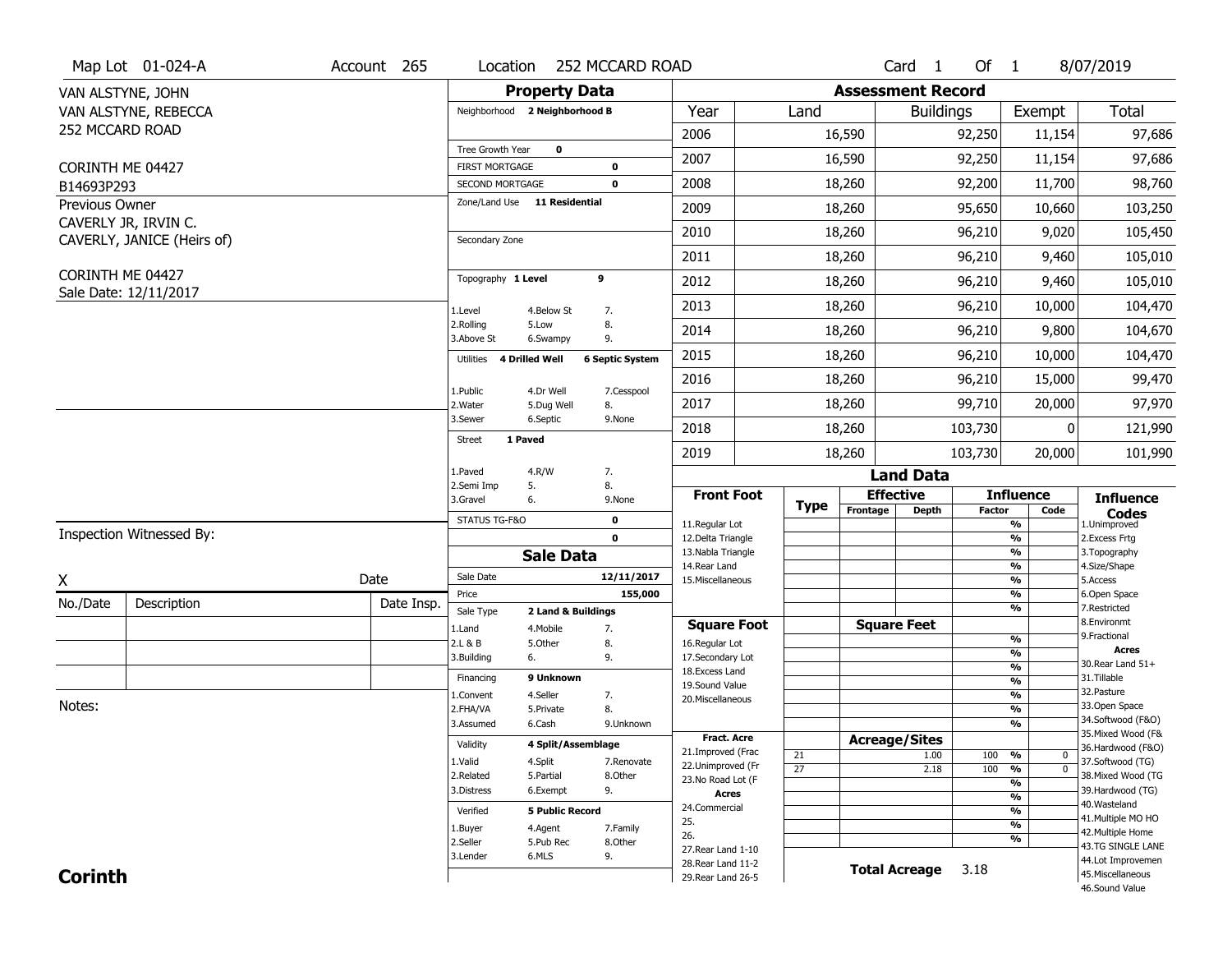Map Lot 01-024-A | Account 265 | Location 252 MCCARD ROAD | Card 1 Of 1 | 8/07/2019

VAN ALSTYNE, JOHN
VAN ALSTYNE, REBECCA
252 MCCARD ROAD

CORINTH ME 04427
B14693P293

Previous Owner
CAVERLY JR, IRVIN C.
CAVERLY, JANICE (Heirs of)

CORINTH ME 04427
Sale Date: 12/11/2017

## Property Data

| | | |
|---|---|---|
| Neighborhood | 2 Neighborhood B | |
| Tree Growth Year | 0 | |
| FIRST MORTGAGE | | 0 |
| SECOND MORTGAGE | | 0 |
| Zone/Land Use | 11 Residential | |
| Secondary Zone | | |
| Topography | 1 Level | 9 |
| 1.Level | 4.Below St | 7. |
| 2.Rolling | 5.Low | 8. |
| 3.Above St | 6.Swampy | 9. |
| Utilities | 4 Drilled Well | 6 Septic System |
| 1.Public | 4.Dr Well | 7.Cesspool |
| 2.Water | 5.Dug Well | 8. |
| 3.Sewer | 6.Septic | 9.None |
| Street | 1 Paved | |
| 1.Paved | 4.R/W | 7. |
| 2.Semi Imp | 5. | 8. |
| 3.Gravel | 6. | 9.None |
| STATUS TG-F&O | | 0 |
| | | 0 |

## Sale Data

| | | |
|---|---|---|
| Sale Date | | 12/11/2017 |
| Price | | 155,000 |
| Sale Type | 2 Land & Buildings | |
| 1.Land | 4.Mobile | 7. |
| 2.L & B | 5.Other | 8. |
| 3.Building | 6. | 9. |
| Financing | 9 Unknown | |
| 1.Convent | 4.Seller | 7. |
| 2.FHA/VA | 5.Private | 8. |
| 3.Assumed | 6.Cash | 9.Unknown |
| Validity | 4 Split/Assemblage | |
| 1.Valid | 4.Split | 7.Renovate |
| 2.Related | 5.Partial | 8.Other |
| 3.Distress | 6.Exempt | 9. |
| Verified | 5 Public Record | |
| 1.Buyer | 4.Agent | 7.Family |
| 2.Seller | 5.Pub Rec | 8.Other |
| 3.Lender | 6.MLS | 9. |

## Assessment Record

| Year | Land | Buildings | Exempt | Total |
|---|---|---|---|---|
| 2006 | 16,590 | 92,250 | 11,154 | 97,686 |
| 2007 | 16,590 | 92,250 | 11,154 | 97,686 |
| 2008 | 18,260 | 92,200 | 11,700 | 98,760 |
| 2009 | 18,260 | 95,650 | 10,660 | 103,250 |
| 2010 | 18,260 | 96,210 | 9,020 | 105,450 |
| 2011 | 18,260 | 96,210 | 9,460 | 105,010 |
| 2012 | 18,260 | 96,210 | 9,460 | 105,010 |
| 2013 | 18,260 | 96,210 | 10,000 | 104,470 |
| 2014 | 18,260 | 96,210 | 9,800 | 104,670 |
| 2015 | 18,260 | 96,210 | 10,000 | 104,470 |
| 2016 | 18,260 | 96,210 | 15,000 | 99,470 |
| 2017 | 18,260 | 99,710 | 20,000 | 97,970 |
| 2018 | 18,260 | 103,730 | 0 | 121,990 |
| 2019 | 18,260 | 103,730 | 20,000 | 101,990 |

## Land Data

| Front Foot | Type | Effective Frontage | Effective Depth | Influence Factor | Influence Code |
|---|---|---|---|---|---|
| 11.Regular Lot | | | | % | |
| 12.Delta Triangle | | | | % | |
| 13.Nabla Triangle | | | | % | |
| 14.Rear Land | | | | % | |
| 15.Miscellaneous | | | | % | |
| | | | | % | |
| | | | | % | |
| **Square Foot** | | **Square Feet** | | | |
| 16.Regular Lot | | | | % | |
| 17.Secondary Lot | | | | % | |
| 18.Excess Land | | | | % | |
| 19.Sound Value | | | | % | |
| 20.Miscellaneous | | | | % | |
| | | | | % | |
| | | | | % | |
| **Fract. Acre** | | **Acreage/Sites** | | | |
| 21.Improved (Frac | 21 | | 1.00 | 100 % | 0 |
| 22.Unimproved (Fr | 27 | | 2.18 | 100 % | 0 |
| 23.No Road Lot (F | | | | % | |
| **Acres** | | | | % | |
| 24.Commercial | | | | % | |
| 25. | | | | % | |
| 26. | | | | % | |
| 27.Rear Land 1-10 | | | | | |
| 28.Rear Land 11-2 | | **Total Acreage** | 3.18 | | |
| 29.Rear Land 26-5 | | | | | |

**Influence Codes**
1.Unimproved
2.Excess Frtg
3.Topography
4.Size/Shape
5.Access
6.Open Space
7.Restricted
8.Environmt
9.Fractional

**Acres**
30.Rear Land 51+
31.Tillable
32.Pasture
33.Open Space
34.Softwood (F&O)
35.Mixed Wood (F&
36.Hardwood (F&O)
37.Softwood (TG)
38.Mixed Wood (TG
39.Hardwood (TG)
40.Wasteland
41.Multiple MO HO
42.Multiple Home
43.TG SINGLE LANE
44.Lot Improvemen
45.Miscellaneous
46.Sound Value

Inspection Witnessed By:

X | Date

| No./Date | Description | Date Insp. |
|---|---|---|
| | | |
| | | |
| | | |

Notes:

**Corinth**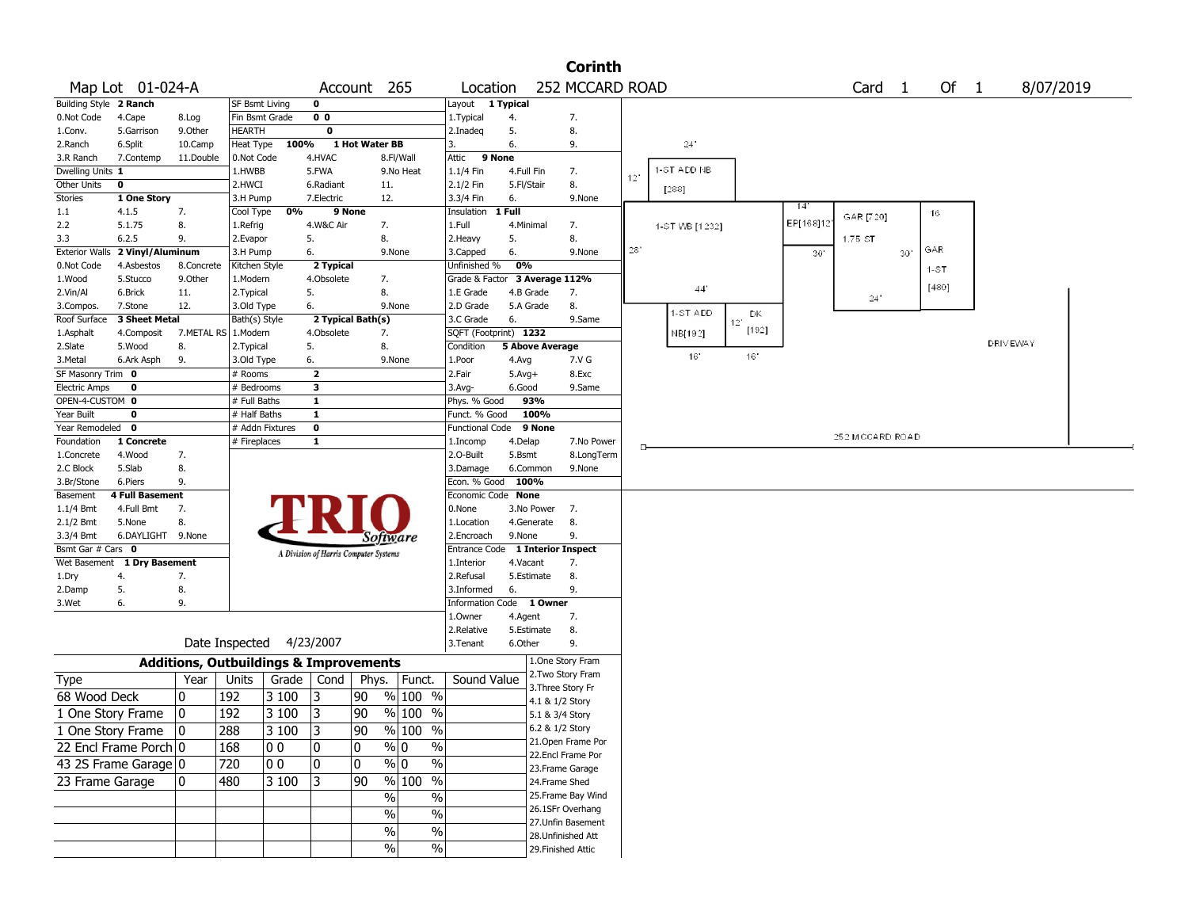# Corinth

**Map Lot** 01-024-A **Account** 265 **Location** 252 MCCARD ROAD **Card** 1 **Of** 1 8/07/2019

| Building Style | 2 Ranch | | SF Bsmt Living | 0 | | Layout | 1 Typical | |
|---|---|---|---|---|---|---|---|---|
| 0.Not Code | 4.Cape | 8.Log | Fin Bsmt Grade | 0 0 | | 1.Typical | 4. | 7. |
| 1.Conv. | 5.Garrison | 9.Other | HEARTH | 0 | | 2.Inadeq | 5. | 8. |
| 2.Ranch | 6.Split | 10.Camp | Heat Type 100% | 1 Hot Water BB | | 3. | 6. | 9. |
| 3.R Ranch | 7.Contemp | 11.Double | 0.Not Code | 4.HVAC | 8.Fl/Wall | Attic | 9 None | |
| Dwelling Units | 1 | | 1.HWBB | 5.FWA | 9.No Heat | 1.1/4 Fin | 4.Full Fin | 7. |
| Other Units | 0 | | 2.HWCI | 6.Radiant | 11. | 2.1/2 Fin | 5.Fl/Stair | 8. |
| Stories | 1 One Story | | 3.H Pump | 7.Electric | 12. | 3.3/4 Fin | 6. | 9.None |
| 1.1 | 4.1.5 | 7. | Cool Type 0% | 9 None | | Insulation | 1 Full | |
| 2.2 | 5.1.75 | 8. | 1.Refrig | 4.W&C Air | 7. | 1.Full | 4.Minimal | 7. |
| 3.3 | 6.2.5 | 9. | 2.Evapor | 5. | 8. | 2.Heavy | 5. | 8. |
| Exterior Walls | 2 Vinyl/Aluminum | | 3.H Pump | 6. | 9.None | 3.Capped | 6. | 9.None |
| 0.Not Code | 4.Asbestos | 8.Concrete | Kitchen Style | 2 Typical | | Unfinished % | 0% | |
| 1.Wood | 5.Stucco | 9.Other | 1.Modern | 4.Obsolete | 7. | Grade & Factor | 3 Average 112% | |
| 2.Vin/Al | 6.Brick | 11. | 2.Typical | 5. | 8. | 1.E Grade | 4.B Grade | 7. |
| 3.Compos. | 7.Stone | 12. | 3.Old Type | 6. | 9.None | 2.D Grade | 5.A Grade | 8. |
| Roof Surface | 3 Sheet Metal | | Bath(s) Style | 2 Typical Bath(s) | | 3.C Grade | 6. | 9.Same |
| 1.Asphalt | 4.Composit | 7.METAL RS | 1.Modern | 4.Obsolete | 7. | SQFT (Footprint) | 1232 | |
| 2.Slate | 5.Wood | 8. | 2.Typical | 5. | 8. | Condition | 5 Above Average | |
| 3.Metal | 6.Ark Asph | 9. | 3.Old Type | 6. | 9.None | 1.Poor | 4.Avg | 7.V G |
| SF Masonry Trim | 0 | | # Rooms | 2 | | 2.Fair | 5.Avg+ | 8.Exc |
| Electric Amps | 0 | | # Bedrooms | 3 | | 3.Avg- | 6.Good | 9.Same |
| OPEN-4-CUSTOM | 0 | | # Full Baths | 1 | | Phys. % Good | 93% | |
| Year Built | 0 | | # Half Baths | 1 | | Funct. % Good | 100% | |
| Year Remodeled | 0 | | # Addn Fixtures | 0 | | Functional Code | 9 None | |
| Foundation | 1 Concrete | | # Fireplaces | 1 | | 1.Incomp | 4.Delap | 7.No Power |
| 1.Concrete | 4.Wood | 7. | | | | 2.O-Built | 5.Bsmt | 8.LongTerm |
| 2.C Block | 5.Slab | 8. | | | | 3.Damage | 6.Common | 9.None |
| 3.Br/Stone | 6.Piers | 9. | | | | Econ. % Good | 100% | |
| Basement | 4 Full Basement | | | | | Economic Code | None | |
| 1.1/4 Bmt | 4.Full Bmt | 7. | | | | 0.None | 3.No Power | 7. |
| 2.1/2 Bmt | 5.None | 8. | | | | 1.Location | 4.Generate | 8. |
| 3.3/4 Bmt | 6.DAYLIGHT | 9.None | | | | 2.Encroach | 9.None | 9. |
| Bsmt Gar # Cars | 0 | | | | | Entrance Code | 1 Interior Inspect | |
| Wet Basement | 1 Dry Basement | | | | | 1.Interior | 4.Vacant | 7. |
| 1.Dry | 4. | 7. | | | | 2.Refusal | 5.Estimate | 8. |
| 2.Damp | 5. | 8. | | | | 3.Informed | 6. | 9. |
| 3.Wet | 6. | 9. | | | | Information Code | 1 Owner | |
| | | | | | | 1.Owner | 4.Agent | 7. |
| | | | | | | 2.Relative | 5.Estimate | 8. |
| | | | | | | 3.Tenant | 6.Other | 9. |

TRIO Software — A Division of Harris Computer Systems

Date Inspected 4/23/2007

## Additions, Outbuildings & Improvements

| Type | Year | Units | Grade | Cond | Phys. | Funct. | Sound Value |
|---|---|---|---|---|---|---|---|
| 68 Wood Deck | 0 | 192 | 3 100 | 3 | 90 % | 100 % | |
| 1 One Story Frame | 0 | 192 | 3 100 | 3 | 90 % | 100 % | |
| 1 One Story Frame | 0 | 288 | 3 100 | 3 | 90 % | 100 % | |
| 22 Encl Frame Porch | 0 | 168 | 0 0 | 0 | 0 % | 0 % | |
| 43 2S Frame Garage | 0 | 720 | 0 0 | 0 | 0 % | 0 % | |
| 23 Frame Garage | 0 | 480 | 3 100 | 3 | 90 % | 100 % | |
| | | | | | % | % | |
| | | | | | % | % | |
| | | | | | % | % | |
| | | | | | % | % | |

1.One Story Fram
2.Two Story Fram
3.Three Story Fr
4.1 & 1/2 Story
5.1 & 3/4 Story
6.2 & 1/2 Story
21.Open Frame Por
22.Encl Frame Por
23.Frame Garage
24.Frame Shed
25.Frame Bay Wind
26.1SFr Overhang
27.Unfin Basement
28.Unfinished Att
29.Finished Attic

Sketch: 1-ST ADD NB [288] 24' x 12'; 1-ST WB [1232] 44' x 28'; 1-ST ADD NB[192] 16' x 12'; DK [192] 16'; EP[168] 14' x 12'; GAR [720] 1.75 ST 24' x 30'; GAR 1-ST [480] 16' x 30'; DRIVEWAY; 252 MCCARD ROAD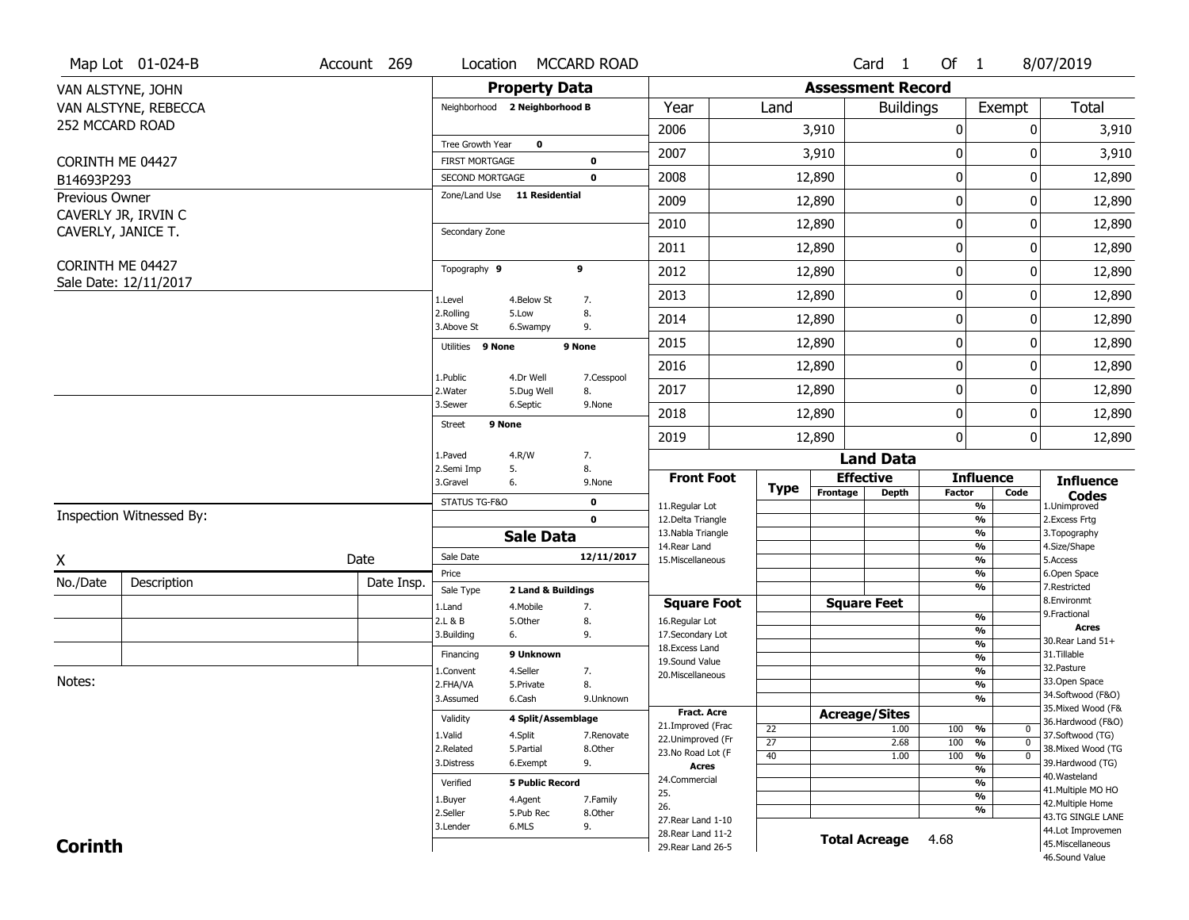Map Lot 01-024-B | Account 269 | Location MCCARD ROAD | Card 1 Of 1 | 8/07/2019

VAN ALSTYNE, JOHN
VAN ALSTYNE, REBECCA
252 MCCARD ROAD

CORINTH ME 04427
B14693P293

Previous Owner
CAVERLY JR, IRVIN C
CAVERLY, JANICE T.

CORINTH ME 04427
Sale Date: 12/11/2017

## Property Data

Neighborhood **2 Neighborhood B**

Tree Growth Year **0**
FIRST MORTGAGE **0**
SECOND MORTGAGE **0**
Zone/Land Use **11 Residential**

Secondary Zone

Topography **9** **9**

1.Level 4.Below St 7.
2.Rolling 5.Low 8.
3.Above St 6.Swampy 9.

Utilities **9 None** **9 None**

1.Public 4.Dr Well 7.Cesspool
2.Water 5.Dug Well 8.
3.Sewer 6.Septic 9.None

Street **9 None**

1.Paved 4.R/W 7.
2.Semi Imp 5. 8.
3.Gravel 6. 9.None

STATUS TG-F&O **0**
**0**

## Sale Data

Sale Date **12/11/2017**
Price
Sale Type **2 Land & Buildings**

1.Land 4.Mobile 7.
2.L & B 5.Other 8.
3.Building 6. 9.

Financing **9 Unknown**

1.Convent 4.Seller 7.
2.FHA/VA 5.Private 8.
3.Assumed 6.Cash 9.Unknown

Validity **4 Split/Assemblage**

1.Valid 4.Split 7.Renovate
2.Related 5.Partial 8.Other
3.Distress 6.Exempt 9.

Verified **5 Public Record**

1.Buyer 4.Agent 7.Family
2.Seller 5.Pub Rec 8.Other
3.Lender 6.MLS 9.

## Assessment Record

| Year | Land | Buildings | Exempt | Total |
|---|---|---|---|---|
| 2006 | 3,910 | 0 | 0 | 3,910 |
| 2007 | 3,910 | 0 | 0 | 3,910 |
| 2008 | 12,890 | 0 | 0 | 12,890 |
| 2009 | 12,890 | 0 | 0 | 12,890 |
| 2010 | 12,890 | 0 | 0 | 12,890 |
| 2011 | 12,890 | 0 | 0 | 12,890 |
| 2012 | 12,890 | 0 | 0 | 12,890 |
| 2013 | 12,890 | 0 | 0 | 12,890 |
| 2014 | 12,890 | 0 | 0 | 12,890 |
| 2015 | 12,890 | 0 | 0 | 12,890 |
| 2016 | 12,890 | 0 | 0 | 12,890 |
| 2017 | 12,890 | 0 | 0 | 12,890 |
| 2018 | 12,890 | 0 | 0 | 12,890 |
| 2019 | 12,890 | 0 | 0 | 12,890 |

## Land Data

| Front Foot | Type | Effective Frontage | Effective Depth | Influence Factor | Influence Code |
|---|---|---|---|---|---|
| 11.Regular Lot | | | | % | |
| 12.Delta Triangle | | | | % | |
| 13.Nabla Triangle | | | | % | |
| 14.Rear Land | | | | % | |
| 15.Miscellaneous | | | | % | |
| | | | | % | |
| | | | | % | |
| **Square Foot** | | **Square Feet** | | | |
| 16.Regular Lot | | | | % | |
| 17.Secondary Lot | | | | % | |
| 18.Excess Land | | | | % | |
| 19.Sound Value | | | | % | |
| 20.Miscellaneous | | | | % | |
| | | | | % | |
| | | | | % | |
| **Fract. Acre** | | **Acreage/Sites** | | | |
| 21.Improved (Frac | 22 | | 1.00 | 100 % | 0 |
| 22.Unimproved (Fr | 27 | | 2.68 | 100 % | 0 |
| 23.No Road Lot (F | 40 | | 1.00 | 100 % | 0 |
| **Acres** | | | | % | |
| 24.Commercial | | | | % | |
| 25. | | | | % | |
| 26. | | | | % | |
| 27.Rear Land 1-10 | | | | | |
| 28.Rear Land 11-2 | | | | | |
| 29.Rear Land 26-5 | | | | | |

**Total Acreage** 4.68

**Influence Codes**
1.Unimproved
2.Excess Frtg
3.Topography
4.Size/Shape
5.Access
6.Open Space
7.Restricted
8.Environmt
9.Fractional

**Acres**
30.Rear Land 51+
31.Tillable
32.Pasture
33.Open Space
34.Softwood (F&O)
35.Mixed Wood (F&
36.Hardwood (F&O)
37.Softwood (TG)
38.Mixed Wood (TG
39.Hardwood (TG)
40.Wasteland
41.Multiple MO HO
42.Multiple Home
43.TG SINGLE LANE
44.Lot Improvemen
45.Miscellaneous
46.Sound Value

Inspection Witnessed By:

X Date

| No./Date | Description | Date Insp. |
|---|---|---|
| | | |
| | | |
| | | |

Notes:

**Corinth**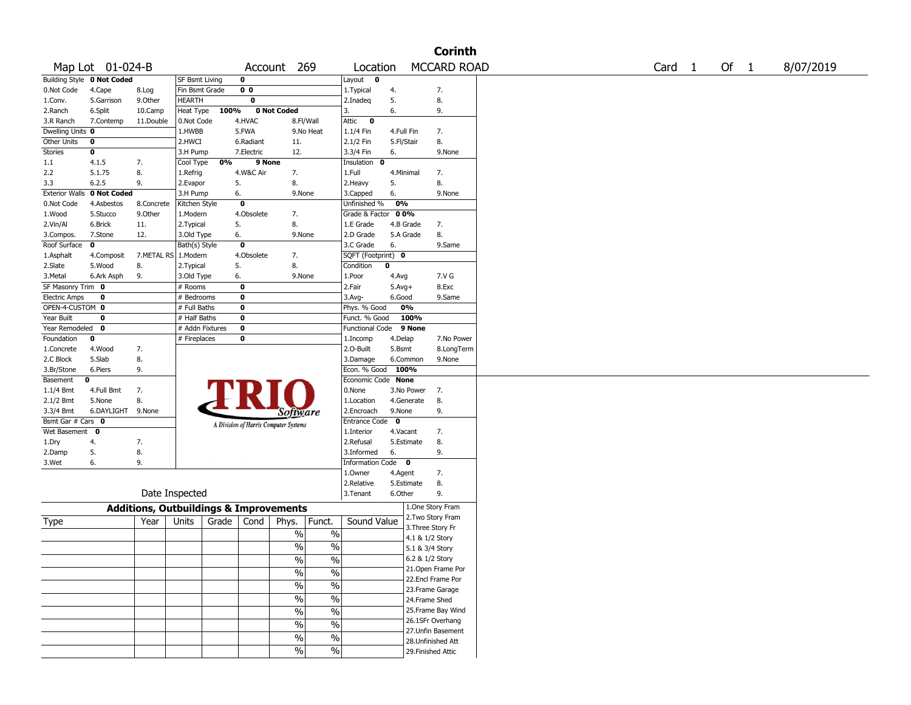# Corinth

Map Lot 01-024-B | Account 269 | Location MCCARD ROAD | Card 1 Of 1 | 8/07/2019

| Building Style **0 Not Coded** | | | SF Bsmt Living | **0** | | Layout **0** | | |
|---|---|---|---|---|---|---|---|---|
| 0.Not Code | 4.Cape | 8.Log | Fin Bsmt Grade | **0 0** | | 1.Typical | 4. | 7. |
| 1.Conv. | 5.Garrison | 9.Other | HEARTH | **0** | | 2.Inadeq | 5. | 8. |
| 2.Ranch | 6.Split | 10.Camp | Heat Type **100%** | **0 Not Coded** | | 3. | 6. | 9. |
| 3.R Ranch | 7.Contemp | 11.Double | 0.Not Code | 4.HVAC | 8.Fl/Wall | Attic **0** | | |
| Dwelling Units **0** | | | 1.HWBB | 5.FWA | 9.No Heat | 1.1/4 Fin | 4.Full Fin | 7. |
| Other Units **0** | | | 2.HWCI | 6.Radiant | 11. | 2.1/2 Fin | 5.Fl/Stair | 8. |
| Stories **0** | | | 3.H Pump | 7.Electric | 12. | 3.3/4 Fin | 6. | 9.None |
| 1.1 | 4.1.5 | 7. | Cool Type **0%** | **9 None** | | Insulation **0** | | |
| 2.2 | 5.1.75 | 8. | 1.Refrig | 4.W&C Air | 7. | 1.Full | 4.Minimal | 7. |
| 3.3 | 6.2.5 | 9. | 2.Evapor | 5. | 8. | 2.Heavy | 5. | 8. |
| Exterior Walls **0 Not Coded** | | | 3.H Pump | 6. | 9.None | 3.Capped | 6. | 9.None |
| 0.Not Code | 4.Asbestos | 8.Concrete | Kitchen Style | **0** | | Unfinished % **0%** | | |
| 1.Wood | 5.Stucco | 9.Other | 1.Modern | 4.Obsolete | 7. | Grade & Factor **0 0%** | | |
| 2.Vin/Al | 6.Brick | 11. | 2.Typical | 5. | 8. | 1.E Grade | 4.B Grade | 7. |
| 3.Compos. | 7.Stone | 12. | 3.Old Type | 6. | 9.None | 2.D Grade | 5.A Grade | 8. |
| Roof Surface **0** | | | Bath(s) Style | **0** | | 3.C Grade | 6. | 9.Same |
| 1.Asphalt | 4.Composit | 7.METAL RS | 1.Modern | 4.Obsolete | 7. | SQFT (Footprint) **0** | | |
| 2.Slate | 5.Wood | 8. | 2.Typical | 5. | 8. | Condition **0** | | |
| 3.Metal | 6.Ark Asph | 9. | 3.Old Type | 6. | 9.None | 1.Poor | 4.Avg | 7.V G |
| SF Masonry Trim **0** | | | # Rooms | **0** | | 2.Fair | 5.Avg+ | 8.Exc |
| Electric Amps **0** | | | # Bedrooms | **0** | | 3.Avg- | 6.Good | 9.Same |
| OPEN-4-CUSTOM **0** | | | # Full Baths | **0** | | Phys. % Good | **0%** | |
| Year Built **0** | | | # Half Baths | **0** | | Funct. % Good | **100%** | |
| Year Remodeled **0** | | | # Addn Fixtures | **0** | | Functional Code | **9 None** | |
| Foundation **0** | | | # Fireplaces | **0** | | 1.Incomp | 4.Delap | 7.No Power |
| 1.Concrete | 4.Wood | 7. | | | | 2.O-Built | 5.Bsmt | 8.LongTerm |
| 2.C Block | 5.Slab | 8. | | | | 3.Damage | 6.Common | 9.None |
| 3.Br/Stone | 6.Piers | 9. | | | | Econ. % Good | **100%** | |
| Basement **0** | | | | | | Economic Code | **None** | |
| 1.1/4 Bmt | 4.Full Bmt | 7. | | | | 0.None | 3.No Power | 7. |
| 2.1/2 Bmt | 5.None | 8. | | | | 1.Location | 4.Generate | 8. |
| 3.3/4 Bmt | 6.DAYLIGHT | 9.None | | | | 2.Encroach | 9.None | 9. |
| Bsmt Gar # Cars **0** | | | | | | Entrance Code **0** | | |
| Wet Basement **0** | | | | | | 1.Interior | 4.Vacant | 7. |
| 1.Dry | 4. | 7. | | | | 2.Refusal | 5.Estimate | 8. |
| 2.Damp | 5. | 8. | | | | 3.Informed | 6. | 9. |
| 3.Wet | 6. | 9. | | | | Information Code **0** | | |
| | | | | | | 1.Owner | 4.Agent | 7. |
| | | | | | | 2.Relative | 5.Estimate | 8. |
| Date Inspected | | | | | | 3.Tenant | 6.Other | 9. |

TRIO Software — A Division of Harris Computer Systems

## Additions, Outbuildings & Improvements

| Type | Year | Units | Grade | Cond | Phys. | Funct. | Sound Value |
|---|---|---|---|---|---|---|---|
| | | | | | % | % | |
| | | | | | % | % | |
| | | | | | % | % | |
| | | | | | % | % | |
| | | | | | % | % | |
| | | | | | % | % | |
| | | | | | % | % | |
| | | | | | % | % | |
| | | | | | % | % | |
| | | | | | % | % | |

1.One Story Fram
2.Two Story Fram
3.Three Story Fr
4.1 & 1/2 Story
5.1 & 3/4 Story
6.2 & 1/2 Story
21.Open Frame Por
22.Encl Frame Por
23.Frame Garage
24.Frame Shed
25.Frame Bay Wind
26.1SFr Overhang
27.Unfin Basement
28.Unfinished Att
29.Finished Attic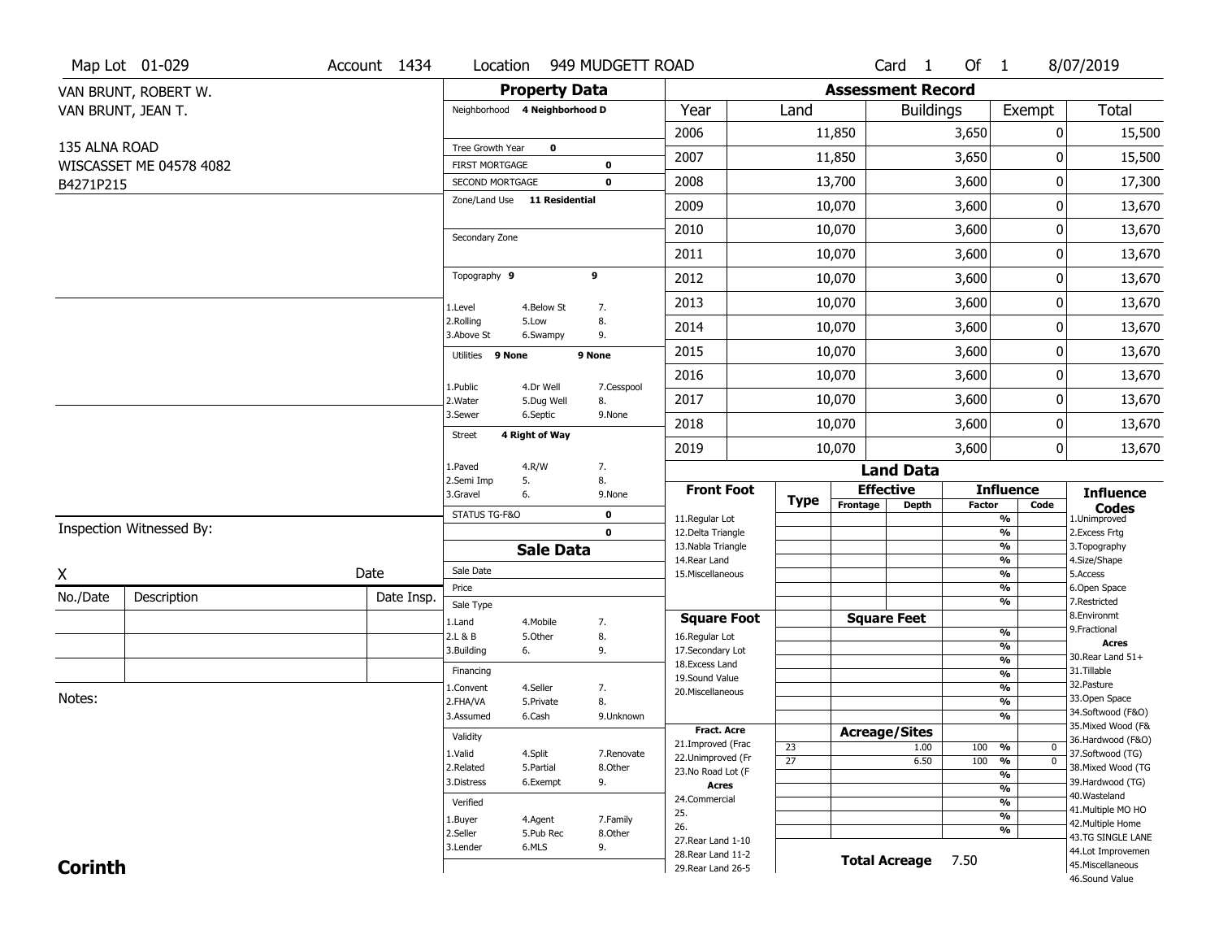Map Lot 01-029 | Account 1434 | Location 949 MUDGETT ROAD | Card 1 Of 1 | 8/07/2019

VAN BRUNT, ROBERT W.
VAN BRUNT, JEAN T.

135 ALNA ROAD
WISCASSET ME 04578 4082
B4271P215

## Property Data

Neighborhood **4 Neighborhood D**

Tree Growth Year **0**
FIRST MORTGAGE **0**
SECOND MORTGAGE **0**
Zone/Land Use **11 Residential**

Secondary Zone

Topography **9** **9**

1.Level 4.Below St 7.
2.Rolling 5.Low 8.
3.Above St 6.Swampy 9.

Utilities **9 None** **9 None**

1.Public 4.Dr Well 7.Cesspool
2.Water 5.Dug Well 8.
3.Sewer 6.Septic 9.None

Street **4 Right of Way**

1.Paved 4.R/W 7.
2.Semi Imp 5. 8.
3.Gravel 6. 9.None

STATUS TG-F&O **0**
**0**

## Sale Data

Sale Date
Price
Sale Type
1.Land 4.Mobile 7.
2.L & B 5.Other 8.
3.Building 6. 9.

Financing
1.Convent 4.Seller 7.
2.FHA/VA 5.Private 8.
3.Assumed 6.Cash 9.Unknown

Validity
1.Valid 4.Split 7.Renovate
2.Related 5.Partial 8.Other
3.Distress 6.Exempt 9.

Verified
1.Buyer 4.Agent 7.Family
2.Seller 5.Pub Rec 8.Other
3.Lender 6.MLS 9.

## Assessment Record

| Year | Land | Buildings | Exempt | Total |
|---|---|---|---|---|
| 2006 | 11,850 | 3,650 | 0 | 15,500 |
| 2007 | 11,850 | 3,650 | 0 | 15,500 |
| 2008 | 13,700 | 3,600 | 0 | 17,300 |
| 2009 | 10,070 | 3,600 | 0 | 13,670 |
| 2010 | 10,070 | 3,600 | 0 | 13,670 |
| 2011 | 10,070 | 3,600 | 0 | 13,670 |
| 2012 | 10,070 | 3,600 | 0 | 13,670 |
| 2013 | 10,070 | 3,600 | 0 | 13,670 |
| 2014 | 10,070 | 3,600 | 0 | 13,670 |
| 2015 | 10,070 | 3,600 | 0 | 13,670 |
| 2016 | 10,070 | 3,600 | 0 | 13,670 |
| 2017 | 10,070 | 3,600 | 0 | 13,670 |
| 2018 | 10,070 | 3,600 | 0 | 13,670 |
| 2019 | 10,070 | 3,600 | 0 | 13,670 |

## Land Data

| Front Foot | Type | Effective Frontage | Effective Depth | Influence Factor | Influence Code |
|---|---|---|---|---|---|
| 11.Regular Lot | | | | % | |
| 12.Delta Triangle | | | | % | |
| 13.Nabla Triangle | | | | % | |
| 14.Rear Land | | | | % | |
| 15.Miscellaneous | | | | % | |
| | | | | % | |
| | | | | % | |

| Square Foot | Square Feet | Factor | Code |
|---|---|---|---|
| 16.Regular Lot | | % | |
| 17.Secondary Lot | | % | |
| 18.Excess Land | | % | |
| 19.Sound Value | | % | |
| 20.Miscellaneous | | % | |
| | | % | |
| | | % | |

| Fract. Acre | Type | Acreage/Sites | Factor | Code |
|---|---|---|---|---|
| 21.Improved (Frac | 23 | 1.00 | 100 % | 0 |
| 22.Unimproved (Fr | 27 | 6.50 | 100 % | 0 |
| 23.No Road Lot (F | | | % | |
| **Acres** | | | % | |
| 24.Commercial | | | % | |
| 25. | | | % | |
| 26. | | | % | |
| 27.Rear Land 1-10 | | | | |
| 28.Rear Land 11-2 | | | | |
| 29.Rear Land 26-5 | | | | |

**Total Acreage** 7.50

**Influence Codes**
1.Unimproved
2.Excess Frtg
3.Topography
4.Size/Shape
5.Access
6.Open Space
7.Restricted
8.Environmt
9.Fractional

**Acres**
30.Rear Land 51+
31.Tillable
32.Pasture
33.Open Space
34.Softwood (F&O)
35.Mixed Wood (F&
36.Hardwood (F&O)
37.Softwood (TG)
38.Mixed Wood (TG
39.Hardwood (TG)
40.Wasteland
41.Multiple MO HO
42.Multiple Home
43.TG SINGLE LANE
44.Lot Improvemen
45.Miscellaneous
46.Sound Value

Inspection Witnessed By:

X Date

| No./Date | Description | Date Insp. |
|---|---|---|
| | | |
| | | |
| | | |

Notes:

**Corinth**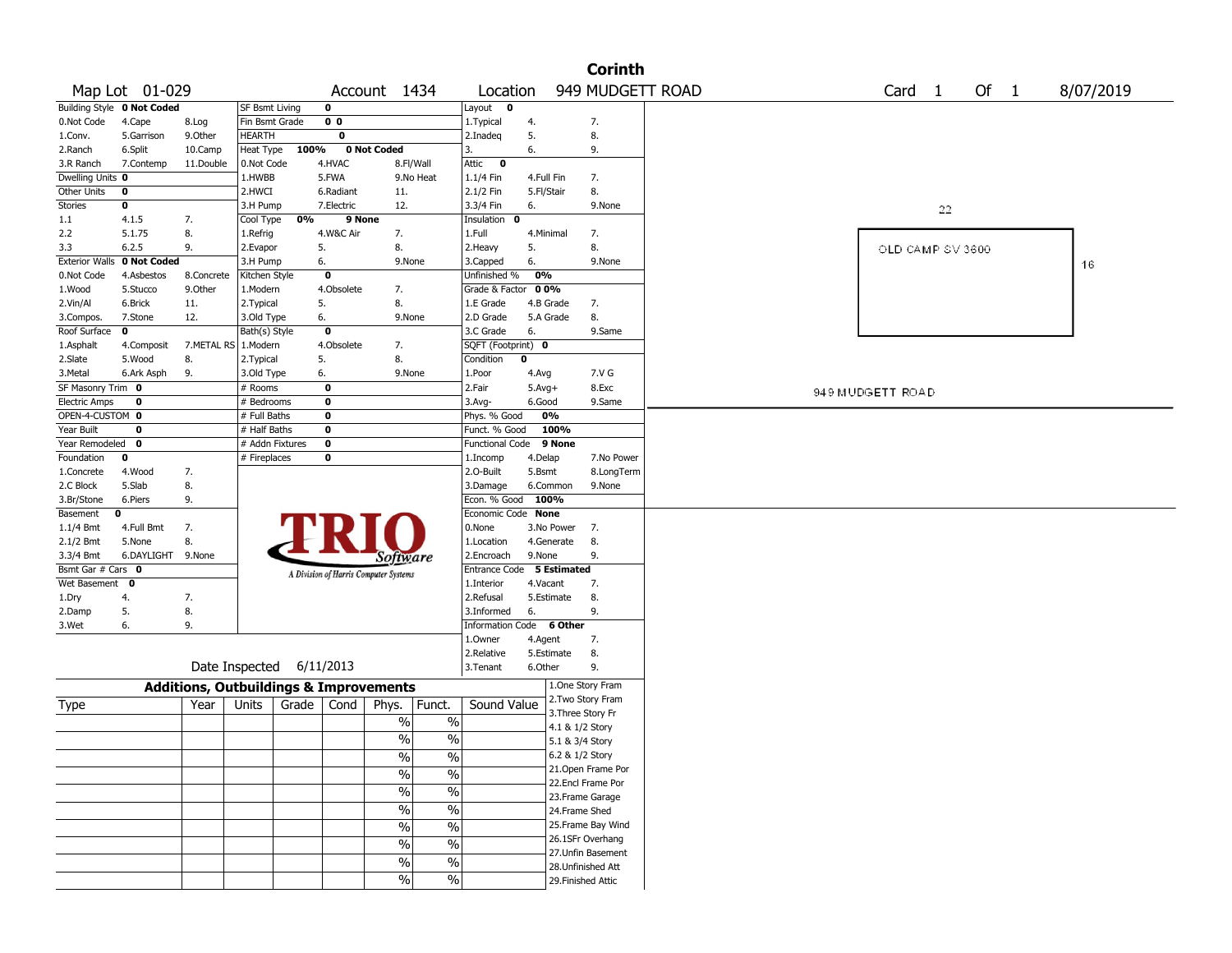# Corinth

| Map Lot 01-029 | Account 1434 | Location 949 MUDGETT ROAD | Card 1 Of 1 | 8/07/2019 |
|---|---|---|---|---|

| Building Style **0 Not Coded** | | | SF Bsmt Living | 0 | | | Layout 0 | | |
|---|---|---|---|---|---|---|---|---|---|
| 0.Not Code | 4.Cape | 8.Log | Fin Bsmt Grade | 0 0 | | | 1.Typical | 4. | 7. |
| 1.Conv. | 5.Garrison | 9.Other | HEARTH | 0 | | | 2.Inadeq | 5. | 8. |
| 2.Ranch | 6.Split | 10.Camp | Heat Type 100% | 0 Not Coded | | | 3. | 6. | 9. |
| 3.R Ranch | 7.Contemp | 11.Double | 0.Not Code | 4.HVAC | 8.Fl/Wall | | Attic 0 | | |
| Dwelling Units 0 | | | 1.HWBB | 5.FWA | 9.No Heat | | 1.1/4 Fin | 4.Full Fin | 7. |
| Other Units 0 | | | 2.HWCI | 6.Radiant | 11. | | 2.1/2 Fin | 5.Fl/Stair | 8. |
| Stories 0 | | | 3.H Pump | 7.Electric | 12. | | 3.3/4 Fin | 6. | 9.None |
| 1.1 | 4.1.5 | 7. | Cool Type 0% | 9 None | | | Insulation 0 | | |
| 2.2 | 5.1.75 | 8. | 1.Refrig | 4.W&C Air | 7. | | 1.Full | 4.Minimal | 7. |
| 3.3 | 6.2.5 | 9. | 2.Evapor | 5. | 8. | | 2.Heavy | 5. | 8. |
| Exterior Walls **0 Not Coded** | | | 3.H Pump | 6. | 9.None | | 3.Capped | 6. | 9.None |
| 0.Not Code | 4.Asbestos | 8.Concrete | Kitchen Style | 0 | | | Unfinished % 0% | | |
| 1.Wood | 5.Stucco | 9.Other | 1.Modern | 4.Obsolete | 7. | | Grade & Factor 0 0% | | |
| 2.Vin/Al | 6.Brick | 11. | 2.Typical | 5. | 8. | | 1.E Grade | 4.B Grade | 7. |
| 3.Compos. | 7.Stone | 12. | 3.Old Type | 6. | 9.None | | 2.D Grade | 5.A Grade | 8. |
| Roof Surface 0 | | | Bath(s) Style | 0 | | | 3.C Grade | 6. | 9.Same |
| 1.Asphalt | 4.Composit | 7.METAL RS | 1.Modern | 4.Obsolete | 7. | | SQFT (Footprint) 0 | | |
| 2.Slate | 5.Wood | 8. | 2.Typical | 5. | 8. | | Condition 0 | | |
| 3.Metal | 6.Ark Asph | 9. | 3.Old Type | 6. | 9.None | | 1.Poor | 4.Avg | 7.V G |
| SF Masonry Trim 0 | | | # Rooms | 0 | | | 2.Fair | 5.Avg+ | 8.Exc |
| Electric Amps 0 | | | # Bedrooms | 0 | | | 3.Avg- | 6.Good | 9.Same |
| OPEN-4-CUSTOM 0 | | | # Full Baths | 0 | | | Phys. % Good 0% | | |
| Year Built 0 | | | # Half Baths | 0 | | | Funct. % Good 100% | | |
| Year Remodeled 0 | | | # Addn Fixtures | 0 | | | Functional Code 9 None | | |
| Foundation 0 | | | # Fireplaces | 0 | | | 1.Incomp | 4.Delap | 7.No Power |
| 1.Concrete | 4.Wood | 7. | | | | | 2.O-Built | 5.Bsmt | 8.LongTerm |
| 2.C Block | 5.Slab | 8. | | | | | 3.Damage | 6.Common | 9.None |
| 3.Br/Stone | 6.Piers | 9. | | | | | Econ. % Good 100% | | |
| Basement 0 | | | | | | | Economic Code None | | |
| 1.1/4 Bmt | 4.Full Bmt | 7. | | | | | 0.None | 3.No Power | 7. |
| 2.1/2 Bmt | 5.None | 8. | | | | | 1.Location | 4.Generate | 8. |
| 3.3/4 Bmt | 6.DAYLIGHT | 9.None | | | | | 2.Encroach | 5.None | 9. |
| Bsmt Gar # Cars 0 | | | | | | | Entrance Code 5 Estimated | | |
| Wet Basement 0 | | | | | | | 1.Interior | 4.Vacant | 7. |
| 1.Dry | 4. | 7. | | | | | 2.Refusal | 5.Estimate | 8. |
| 2.Damp | 5. | 8. | | | | | 3.Informed | 6. | 9. |
| 3.Wet | 6. | 9. | | | | | Information Code 6 Other | | |
| | | | | | | | 1.Owner | 4.Agent | 7. |
| | | | | | | | 2.Relative | 5.Estimate | 8. |
| Date Inspected 6/11/2013 | | | | | | | 3.Tenant | 6.Other | 9. |

TRIO Software — A Division of Harris Computer Systems

## Additions, Outbuildings & Improvements

| Type | Year | Units | Grade | Cond | Phys. | Funct. | Sound Value |
|---|---|---|---|---|---|---|---|
| | | | | | % | % | |
| | | | | | % | % | |
| | | | | | % | % | |
| | | | | | % | % | |
| | | | | | % | % | |
| | | | | | % | % | |
| | | | | | % | % | |
| | | | | | % | % | |
| | | | | | % | % | |
| | | | | | % | % | |

1.One Story Fram
2.Two Story Fram
3.Three Story Fr
4.1 & 1/2 Story
5.1 & 3/4 Story
6.2 & 1/2 Story
21.Open Frame Por
22.Encl Frame Por
23.Frame Garage
24.Frame Shed
25.Frame Bay Wind
26.1SFr Overhang
27.Unfin Basement
28.Unfinished Att
29.Finished Attic

Sketch: 22 / OLD CAMP SV 3600 / 16

949 MUDGETT ROAD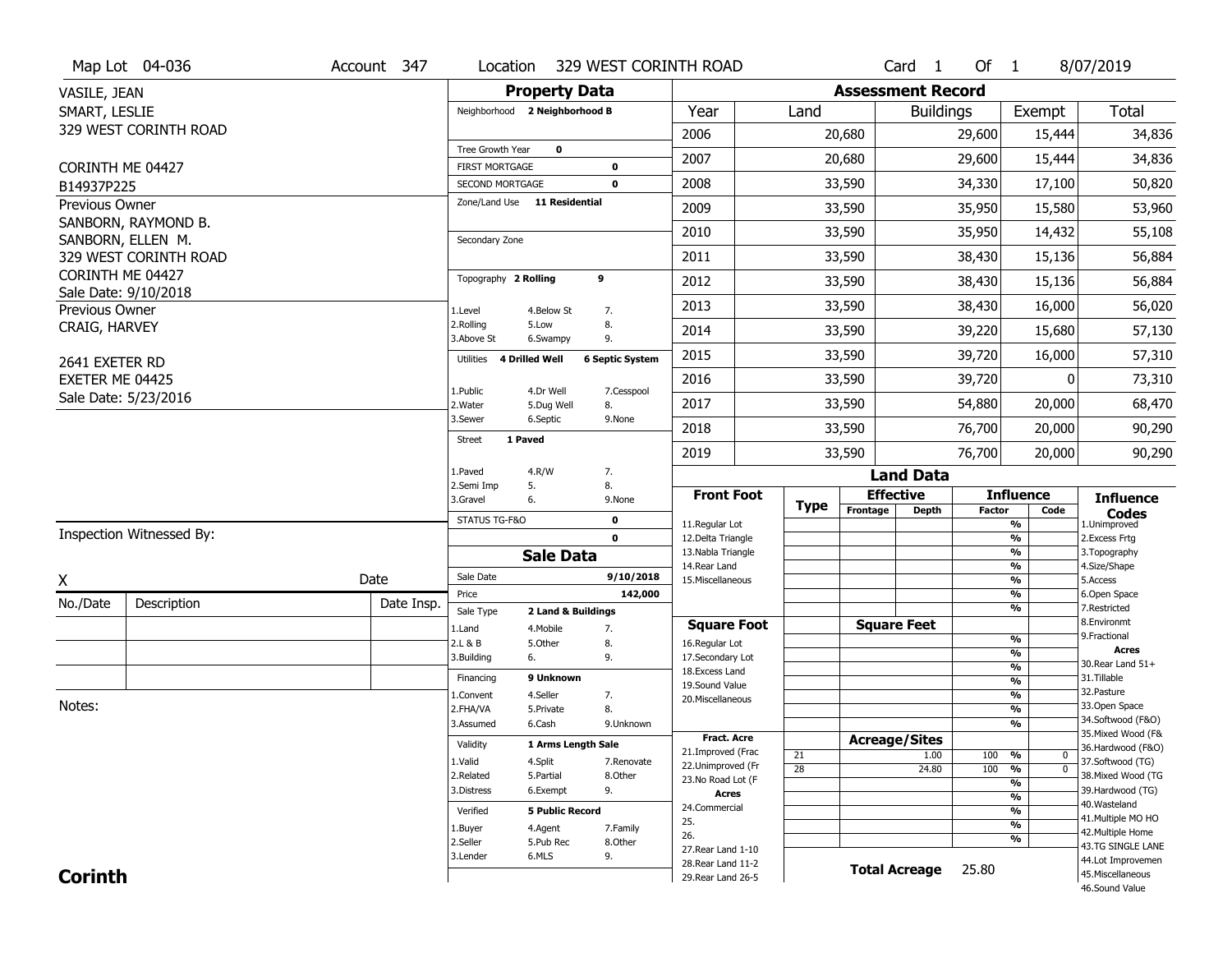Map Lot 04-036 | Account 347 | Location 329 WEST CORINTH ROAD | Card 1 Of 1 | 8/07/2019

VASILE, JEAN
SMART, LESLIE
329 WEST CORINTH ROAD

CORINTH ME 04427
B14937P225

Previous Owner
SANBORN, RAYMOND B.
SANBORN, ELLEN M.
329 WEST CORINTH ROAD
CORINTH ME 04427
Sale Date: 9/10/2018

Previous Owner
CRAIG, HARVEY

2641 EXETER RD
EXETER ME 04425
Sale Date: 5/23/2016

## Property Data

Neighborhood **2 Neighborhood B**

Tree Growth Year **0**
FIRST MORTGAGE **0**
SECOND MORTGAGE **0**
Zone/Land Use **11 Residential**

Secondary Zone

Topography **2 Rolling** **9**

1.Level 4.Below St 7.
2.Rolling 5.Low 8.
3.Above St 6.Swampy 9.

Utilities **4 Drilled Well** **6 Septic System**

1.Public 4.Dr Well 7.Cesspool
2.Water 5.Dug Well 8.
3.Sewer 6.Septic 9.None

Street **1 Paved**

1.Paved 4.R/W 7.
2.Semi Imp 5. 8.
3.Gravel 6. 9.None

STATUS TG-F&O **0**
**0**

## Sale Data

Sale Date **9/10/2018**
Price **142,000**
Sale Type **2 Land & Buildings**

1.Land 4.Mobile 7.
2.L & B 5.Other 8.
3.Building 6. 9.

Financing **9 Unknown**

1.Convent 4.Seller 7.
2.FHA/VA 5.Private 8.
3.Assumed 6.Cash 9.Unknown

Validity **1 Arms Length Sale**

1.Valid 4.Split 7.Renovate
2.Related 5.Partial 8.Other
3.Distress 6.Exempt 9.

Verified **5 Public Record**

1.Buyer 4.Agent 7.Family
2.Seller 5.Pub Rec 8.Other
3.Lender 6.MLS 9.

## Assessment Record

| Year | Land | Buildings | Exempt | Total |
|---|---|---|---|---|
| 2006 | 20,680 | 29,600 | 15,444 | 34,836 |
| 2007 | 20,680 | 29,600 | 15,444 | 34,836 |
| 2008 | 33,590 | 34,330 | 17,100 | 50,820 |
| 2009 | 33,590 | 35,950 | 15,580 | 53,960 |
| 2010 | 33,590 | 35,950 | 14,432 | 55,108 |
| 2011 | 33,590 | 38,430 | 15,136 | 56,884 |
| 2012 | 33,590 | 38,430 | 15,136 | 56,884 |
| 2013 | 33,590 | 38,430 | 16,000 | 56,020 |
| 2014 | 33,590 | 39,220 | 15,680 | 57,130 |
| 2015 | 33,590 | 39,720 | 16,000 | 57,310 |
| 2016 | 33,590 | 39,720 | 0 | 73,310 |
| 2017 | 33,590 | 54,880 | 20,000 | 68,470 |
| 2018 | 33,590 | 76,700 | 20,000 | 90,290 |
| 2019 | 33,590 | 76,700 | 20,000 | 90,290 |

## Land Data

| Type | Effective Frontage | Effective Depth | Influence Factor | Influence Code |
|---|---|---|---|---|
| 21 | | 1.00 | 100 % | 0 |
| 28 | | 24.80 | 100 % | 0 |

Front Foot: 11.Regular Lot, 12.Delta Triangle, 13.Nabla Triangle, 14.Rear Land, 15.Miscellaneous

Square Foot: 16.Regular Lot, 17.Secondary Lot, 18.Excess Land, 19.Sound Value, 20.Miscellaneous

Fract. Acre: 21.Improved (Frac, 22.Unimproved (Fr, 23.No Road Lot (F

Acres: 24.Commercial, 25., 26., 27.Rear Land 1-10, 28.Rear Land 11-2, 29.Rear Land 26-5

**Total Acreage** 25.80

Influence Codes: 1.Unimproved, 2.Excess Frtg, 3.Topography, 4.Size/Shape, 5.Access, 6.Open Space, 7.Restricted, 8.Environmt, 9.Fractional

Acres: 30.Rear Land 51+, 31.Tillable, 32.Pasture, 33.Open Space, 34.Softwood (F&O), 35.Mixed Wood (F&, 36.Hardwood (F&O), 37.Softwood (TG), 38.Mixed Wood (TG, 39.Hardwood (TG), 40.Wasteland, 41.Multiple MO HO, 42.Multiple Home, 43.TG SINGLE LANE, 44.Lot Improvemen, 45.Miscellaneous, 46.Sound Value

Inspection Witnessed By:

X _______________ Date

| No./Date | Description | Date Insp. |
|---|---|---|
| | | |
| | | |
| | | |

Notes:

**Corinth**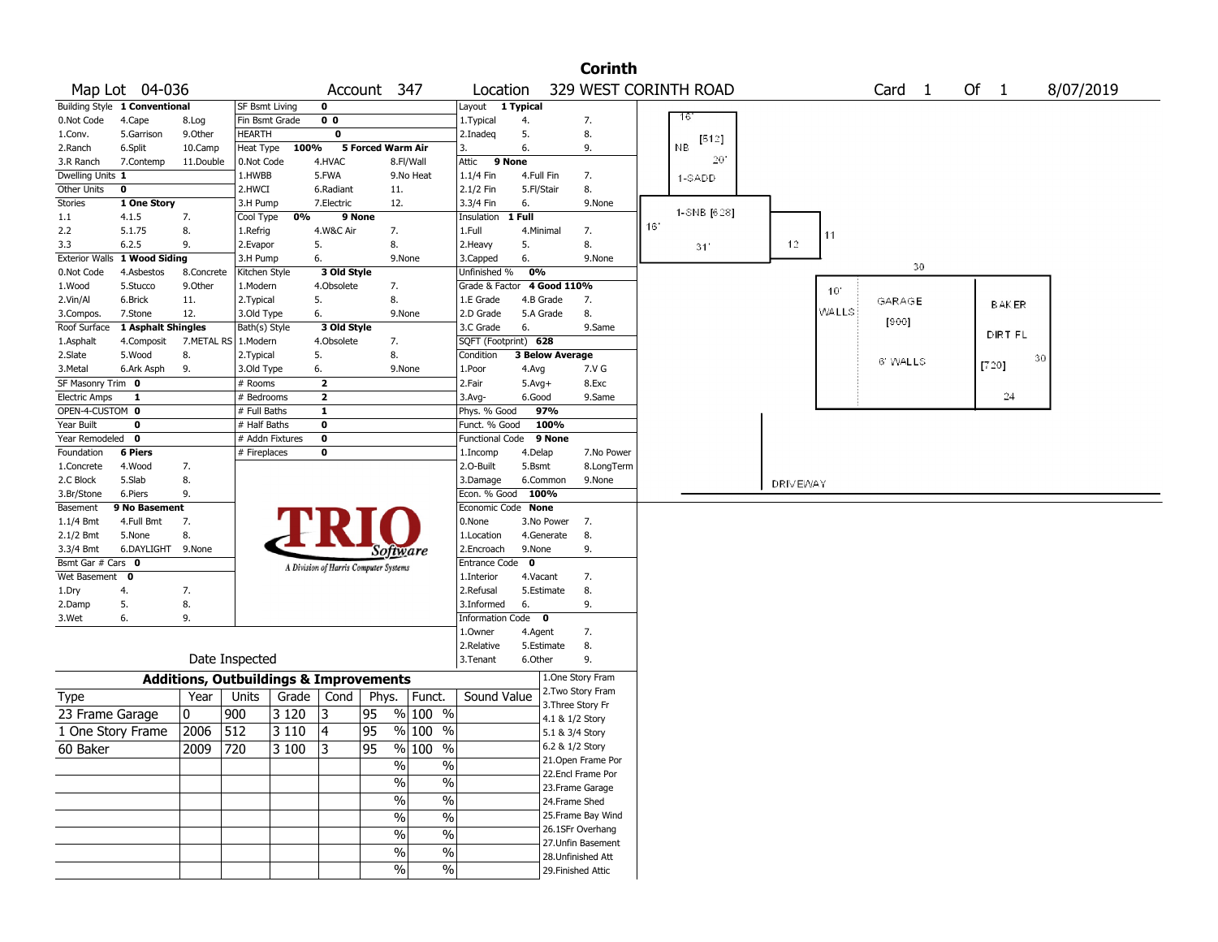# Corinth

| Map Lot | 04-036 | Account | 347 | Location | 329 WEST CORINTH ROAD | Card | 1 | Of | 1 | 8/07/2019 |
|---|---|---|---|---|---|---|---|---|---|---|

**Building Style** 1 Conventional
0.Not Code, 4.Cape, 8.Log, 1.Conv., 5.Garrison, 9.Other, 2.Ranch, 6.Split, 10.Camp, 3.R Ranch, 7.Contemp, 11.Double

**Dwelling Units** 1
**Other Units** 0
**Stories** 1 One Story
1.1, 4.1.5, 7., 2.2, 5.1.75, 8., 3.3, 6.2.5, 9.

**Exterior Walls** 1 Wood Siding
0.Not Code, 4.Asbestos, 8.Concrete, 1.Wood, 5.Stucco, 9.Other, 2.Vin/Al, 6.Brick, 11., 3.Compos., 7.Stone, 12.

**Roof Surface** 1 Asphalt Shingles
1.Asphalt, 4.Composit, 7.METAL RS, 2.Slate, 5.Wood, 8., 3.Metal, 6.Ark Asph, 9.

**SF Masonry Trim** 0
**Electric Amps** 1
**OPEN-4-CUSTOM** 0
**Year Built** 0
**Year Remodeled** 0

**Foundation** 6 Piers
1.Concrete, 4.Wood, 7., 2.C Block, 5.Slab, 8., 3.Br/Stone, 6.Piers, 9.

**Basement** 9 No Basement
1.1/4 Bmt, 4.Full Bmt, 7., 2.1/2 Bmt, 5.None, 8., 3.3/4 Bmt, 6.DAYLIGHT, 9.None

**Bsmt Gar # Cars** 0
**Wet Basement** 0
1.Dry, 4., 7., 2.Damp, 5., 8., 3.Wet, 6., 9.

**SF Bsmt Living** 0
**Fin Bsmt Grade** 0 0
**HEARTH** 0
**Heat Type** 100% 5 Forced Warm Air
0.Not Code, 4.HVAC, 8.Fl/Wall, 1.HWBB, 5.FWA, 9.No Heat, 2.HWCI, 6.Radiant, 11., 3.H Pump, 7.Electric, 12.

**Cool Type** 0% 9 None
1.Refrig, 4.W&C Air, 7., 2.Evapor, 5., 8., 3.H Pump, 6., 9.None

**Kitchen Style** 3 Old Style
1.Modern, 4.Obsolete, 7., 2.Typical, 5., 8., 3.Old Type, 6., 9.None

**Bath(s) Style** 3 Old Style
1.Modern, 4.Obsolete, 7., 2.Typical, 5., 8., 3.Old Type, 6., 9.None

**# Rooms** 2
**# Bedrooms** 2
**# Full Baths** 1
**# Half Baths** 0
**# Addn Fixtures** 0
**# Fireplaces** 0

**Layout** 1 Typical
1.Typical, 4., 7., 2.Inadeq, 5., 8., 3., 6., 9.

**Attic** 9 None
1.1/4 Fin, 4.Full Fin, 7., 2.1/2 Fin, 5.Fl/Stair, 8., 3.3/4 Fin, 6., 9.None

**Insulation** 1 Full
1.Full, 4.Minimal, 7., 2.Heavy, 5., 8., 3.Capped, 6., 9.None

**Unfinished %** 0%
**Grade & Factor** 4 Good 110%
1.E Grade, 4.B Grade, 7., 2.D Grade, 5.A Grade, 8., 3.C Grade, 6., 9.Same

**SQFT (Footprint)** 628
**Condition** 3 Below Average
1.Poor, 4.Avg, 7.V G, 2.Fair, 5.Avg+, 8.Exc, 3.Avg-, 6.Good, 9.Same

**Phys. % Good** 97%
**Funct. % Good** 100%
**Functional Code** 9 None
1.Incomp, 4.Delap, 7.No Power, 2.O-Built, 5.Bsmt, 8.LongTerm, 3.Damage, 6.Common, 9.None

**Econ. % Good** 100%
**Economic Code** None
0.None, 3.No Power, 7., 1.Location, 4.Generate, 8., 2.Encroach, 9.None, 9.

**Entrance Code** 0
1.Interior, 4.Vacant, 7., 2.Refusal, 5.Estimate, 8., 3.Informed, 6., 9.

**Information Code** 0
1.Owner, 4.Agent, 7., 2.Relative, 5.Estimate, 8., 3.Tenant, 6.Other, 9.

Date Inspected

## Additions, Outbuildings & Improvements

| Type | Year | Units | Grade | Cond | Phys. | Funct. | Sound Value |
|---|---|---|---|---|---|---|---|
| 23 Frame Garage | 0 | 900 | 3 120 | 3 | 95 % | 100 % | |
| 1 One Story Frame | 2006 | 512 | 3 110 | 4 | 95 % | 100 % | |
| 60 Baker | 2009 | 720 | 3 100 | 3 | 95 % | 100 % | |
| | | | | | % | % | |
| | | | | | % | % | |
| | | | | | % | % | |
| | | | | | % | % | |
| | | | | | % | % | |
| | | | | | % | % | |
| | | | | | % | % | |

1.One Story Fram, 2.Two Story Fram, 3.Three Story Fr, 4.1 & 1/2 Story, 5.1 & 3/4 Story, 6.2 & 1/2 Story, 21.Open Frame Por, 22.Encl Frame Por, 23.Frame Garage, 24.Frame Shed, 25.Frame Bay Wind, 26.1SFr Overhang, 27.Unfin Basement, 28.Unfinished Att, 29.Finished Attic

Sketch: 16' NB [512] 20' 1-SADD; 1-SNB [628] 16' 31'; 12 11; 30 10' WALLS GARAGE [900] 6' WALLS; BAKER DIRT FL [720] 30 24; DRIVEWAY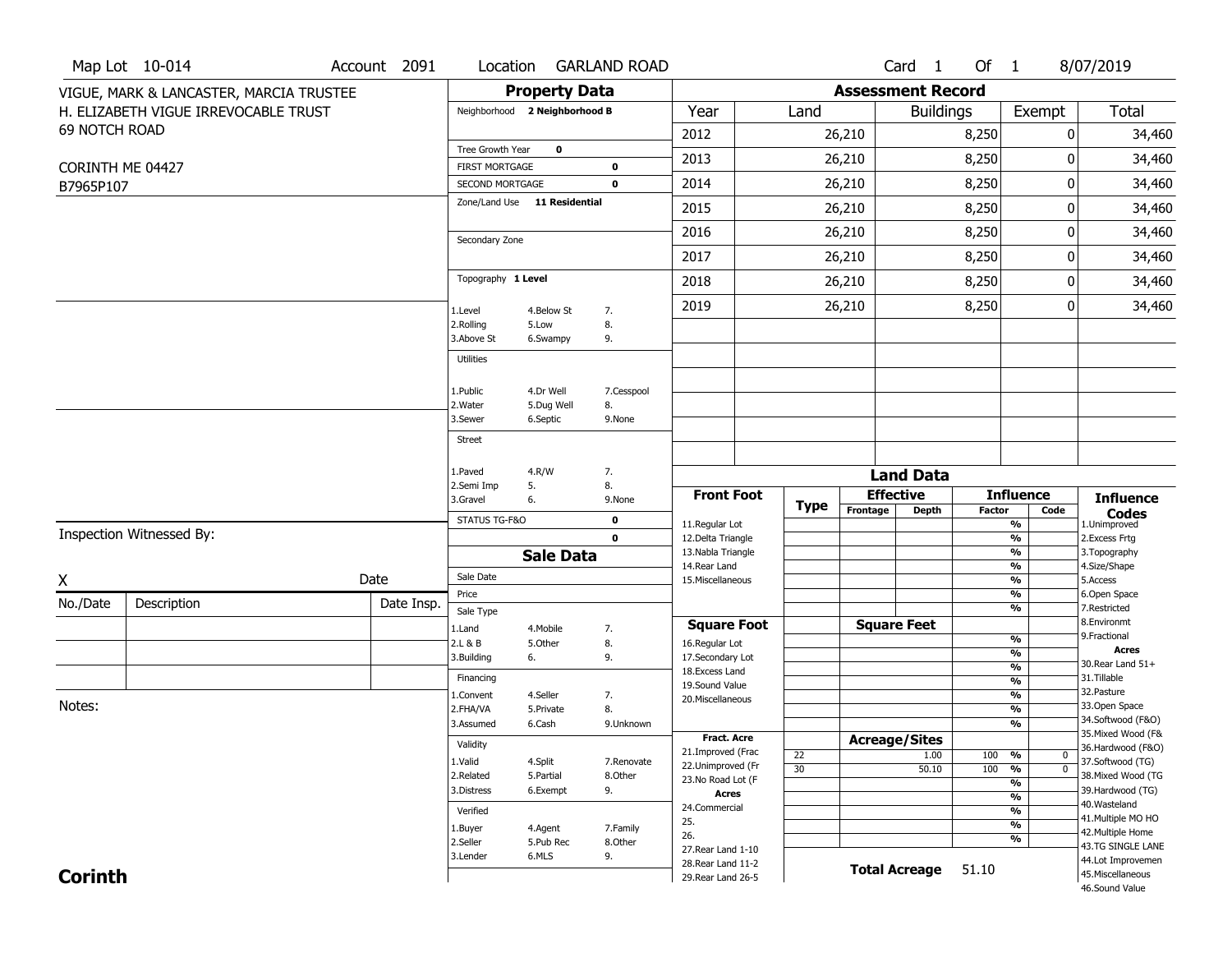Map Lot 10-014 | Account 2091 | Location GARLAND ROAD | Card 1 Of 1 | 8/07/2019

VIGUE, MARK & LANCASTER, MARCIA TRUSTEE
H. ELIZABETH VIGUE IRREVOCABLE TRUST
69 NOTCH ROAD

CORINTH ME 04427
B7965P107

## Property Data

Neighborhood **2 Neighborhood B**

Tree Growth Year **0**
FIRST MORTGAGE **0**
SECOND MORTGAGE **0**
Zone/Land Use **11 Residential**

Secondary Zone

Topography **1 Level**

| | | |
|---|---|---|
| 1.Level | 4.Below St | 7. |
| 2.Rolling | 5.Low | 8. |
| 3.Above St | 6.Swampy | 9. |

Utilities

| | | |
|---|---|---|
| 1.Public | 4.Dr Well | 7.Cesspool |
| 2.Water | 5.Dug Well | 8. |
| 3.Sewer | 6.Septic | 9.None |

Street

| | | |
|---|---|---|
| 1.Paved | 4.R/W | 7. |
| 2.Semi Imp | 5. | 8. |
| 3.Gravel | 6. | 9.None |

STATUS TG-F&O **0**
**0**

## Assessment Record

| Year | Land | Buildings | Exempt | Total |
|---|---|---|---|---|
| 2012 | 26,210 | 8,250 | 0 | 34,460 |
| 2013 | 26,210 | 8,250 | 0 | 34,460 |
| 2014 | 26,210 | 8,250 | 0 | 34,460 |
| 2015 | 26,210 | 8,250 | 0 | 34,460 |
| 2016 | 26,210 | 8,250 | 0 | 34,460 |
| 2017 | 26,210 | 8,250 | 0 | 34,460 |
| 2018 | 26,210 | 8,250 | 0 | 34,460 |
| 2019 | 26,210 | 8,250 | 0 | 34,460 |

## Land Data

| Front Foot | Type | Effective Frontage | Effective Depth | Influence Factor | Influence Code |
|---|---|---|---|---|---|
| 11.Regular Lot | | | | % | |
| 12.Delta Triangle | | | | % | |
| 13.Nabla Triangle | | | | % | |
| 14.Rear Land | | | | % | |
| 15.Miscellaneous | | | | % | |
| | | | | % | |
| | | | | % | |

| Square Foot | Type | Square Feet | Factor | Code |
|---|---|---|---|---|
| 16.Regular Lot | | | % | |
| 17.Secondary Lot | | | % | |
| 18.Excess Land | | | % | |
| 19.Sound Value | | | % | |
| 20.Miscellaneous | | | % | |
| | | | % | |
| | | | % | |

| Fract. Acre | Type | Acreage/Sites | Factor | Code |
|---|---|---|---|---|
| 21.Improved (Frac | 22 | 1.00 | 100 % | 0 |
| 22.Unimproved (Fr | 30 | 50.10 | 100 % | 0 |
| 23.No Road Lot (F | | | % | |
| **Acres** | | | % | |
| 24.Commercial | | | % | |
| 25. | | | % | |
| 26. | | | % | |
| 27.Rear Land 1-10 | | | | |
| 28.Rear Land 11-2 | | | | |
| 29.Rear Land 26-5 | | | | |

**Total Acreage** 51.10

**Influence Codes**
1.Unimproved
2.Excess Frtg
3.Topography
4.Size/Shape
5.Access
6.Open Space
7.Restricted
8.Environmt
9.Fractional

**Acres**
30.Rear Land 51+
31.Tillable
32.Pasture
33.Open Space
34.Softwood (F&O)
35.Mixed Wood (F&
36.Hardwood (F&O)
37.Softwood (TG)
38.Mixed Wood (TG
39.Hardwood (TG)
40.Wasteland
41.Multiple MO HO
42.Multiple Home
43.TG SINGLE LANE
44.Lot Improvemen
45.Miscellaneous
46.Sound Value

## Sale Data

Sale Date
Price
Sale Type

| | | |
|---|---|---|
| 1.Land | 4.Mobile | 7. |
| 2.L & B | 5.Other | 8. |
| 3.Building | 6. | 9. |

Financing

| | | |
|---|---|---|
| 1.Convent | 4.Seller | 7. |
| 2.FHA/VA | 5.Private | 8. |
| 3.Assumed | 6.Cash | 9.Unknown |

Validity

| | | |
|---|---|---|
| 1.Valid | 4.Split | 7.Renovate |
| 2.Related | 5.Partial | 8.Other |
| 3.Distress | 6.Exempt | 9. |

Verified

| | | |
|---|---|---|
| 1.Buyer | 4.Agent | 7.Family |
| 2.Seller | 5.Pub Rec | 8.Other |
| 3.Lender | 6.MLS | 9. |

Inspection Witnessed By:

X Date

| No./Date | Description | Date Insp. |
|---|---|---|
| | | |
| | | |
| | | |

Notes:

**Corinth**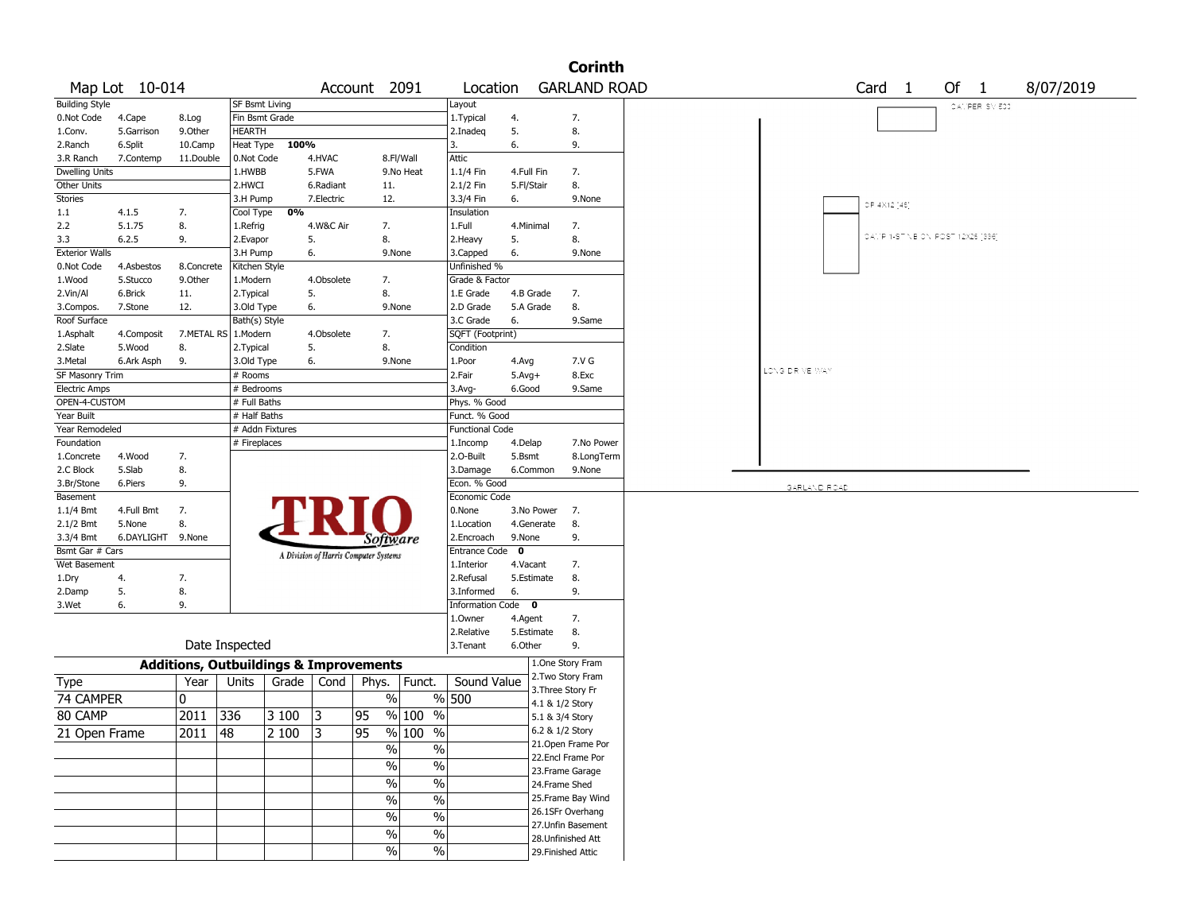# Corinth

Map Lot 10-014 | Account 2091 | Location GARLAND ROAD | Card 1 Of 1 | 8/07/2019

| Building Style | | | SF Bsmt Living | | | Layout | | |
|---|---|---|---|---|---|---|---|---|
| 0.Not Code | 4.Cape | 8.Log | Fin Bsmt Grade | | | 1.Typical | 4. | 7. |
| 1.Conv. | 5.Garrison | 9.Other | HEARTH | | | 2.Inadeq | 5. | 8. |
| 2.Ranch | 6.Split | 10.Camp | Heat Type 100% | | | 3. | 6. | 9. |
| 3.R Ranch | 7.Contemp | 11.Double | 0.Not Code | 4.HVAC | 8.Fl/Wall | Attic | | |
| Dwelling Units | | | 1.HWBB | 5.FWA | 9.No Heat | 1.1/4 Fin | 4.Full Fin | 7. |
| Other Units | | | 2.HWCI | 6.Radiant | 11. | 2.1/2 Fin | 5.Fl/Stair | 8. |
| Stories | | | 3.H Pump | 7.Electric | 12. | 3.3/4 Fin | 6. | 9.None |
| 1.1 | 4.1.5 | 7. | Cool Type 0% | | | Insulation | | |
| 2.2 | 5.1.75 | 8. | 1.Refrig | 4.W&C Air | 7. | 1.Full | 4.Minimal | 7. |
| 3.3 | 6.2.5 | 9. | 2.Evapor | 5. | 8. | 2.Heavy | 5. | 8. |
| Exterior Walls | | | 3.H Pump | 6. | 9.None | 3.Capped | 6. | 9.None |
| 0.Not Code | 4.Asbestos | 8.Concrete | Kitchen Style | | | Unfinished % | | |
| 1.Wood | 5.Stucco | 9.Other | 1.Modern | 4.Obsolete | 7. | Grade & Factor | | |
| 2.Vin/Al | 6.Brick | 11. | 2.Typical | 5. | 8. | 1.E Grade | 4.B Grade | 7. |
| 3.Compos. | 7.Stone | 12. | 3.Old Type | 6. | 9.None | 2.D Grade | 5.A Grade | 8. |
| Roof Surface | | | Bath(s) Style | | | 3.C Grade | 6. | 9.Same |
| 1.Asphalt | 4.Composit | 7.METAL RS | 1.Modern | 4.Obsolete | 7. | SQFT (Footprint) | | |
| 2.Slate | 5.Wood | 8. | 2.Typical | 5. | 8. | Condition | | |
| 3.Metal | 6.Ark Asph | 9. | 3.Old Type | 6. | 9.None | 1.Poor | 4.Avg | 7.V G |
| SF Masonry Trim | | | # Rooms | | | 2.Fair | 5.Avg+ | 8.Exc |
| Electric Amps | | | # Bedrooms | | | 3.Avg- | 6.Good | 9.Same |
| OPEN-4-CUSTOM | | | # Full Baths | | | Phys. % Good | | |
| Year Built | | | # Half Baths | | | Funct. % Good | | |
| Year Remodeled | | | # Addn Fixtures | | | Functional Code | | |
| Foundation | | | # Fireplaces | | | 1.Incomp | 4.Delap | 7.No Power |
| 1.Concrete | 4.Wood | 7. | | | | 2.O-Built | 5.Bsmt | 8.LongTerm |
| 2.C Block | 5.Slab | 8. | | | | 3.Damage | 6.Common | 9.None |
| 3.Br/Stone | 6.Piers | 9. | | | | Econ. % Good | | |
| Basement | | | | | | Economic Code | | |
| 1.1/4 Bmt | 4.Full Bmt | 7. | | | | 0.None | 3.No Power | 7. |
| 2.1/2 Bmt | 5.None | 8. | | | | 1.Location | 4.Generate | 8. |
| 3.3/4 Bmt | 6.DAYLIGHT | 9.None | | | | 2.Encroach | 9.None | 9. |
| Bsmt Gar # Cars | | | | | | Entrance Code 0 | | |
| Wet Basement | | | | | | 1.Interior | 4.Vacant | 7. |
| 1.Dry | 4. | 7. | | | | 2.Refusal | 5.Estimate | 8. |
| 2.Damp | 5. | 8. | | | | 3.Informed | 6. | 9. |
| 3.Wet | 6. | 9. | | | | Information Code 0 | | |
| | | | | | | 1.Owner | 4.Agent | 7. |
| | | | | | | 2.Relative | 5.Estimate | 8. |
| | | | Date Inspected | | | 3.Tenant | 6.Other | 9. |

TRIO Software — A Division of Harris Computer Systems

## Additions, Outbuildings & Improvements

| Type | Year | Units | Grade | Cond | Phys. | Funct. | Sound Value |
|---|---|---|---|---|---|---|---|
| 74 CAMPER | 0 | | | | % | % | 500 |
| 80 CAMP | 2011 | 336 | 3 100 | 3 | 95 % | 100 % | |
| 21 Open Frame | 2011 | 48 | 2 100 | 3 | 95 % | 100 % | |
| | | | | | % | % | |
| | | | | | % | % | |
| | | | | | % | % | |
| | | | | | % | % | |
| | | | | | % | % | |
| | | | | | % | % | |
| | | | | | % | % | |

1.One Story Fram
2.Two Story Fram
3.Three Story Fr
4.1 & 1/2 Story
5.1 & 3/4 Story
6.2 & 1/2 Story
21.Open Frame Por
22.Encl Frame Por
23.Frame Garage
24.Frame Shed
25.Frame Bay Wind
26.1SFr Overhang
27.Unfin Basement
28.Unfinished Att
29.Finished Attic

CAMPER SV 500
OP 4X12 (48)
CAMP 1-STN.B ON POST 12X28 (336)
LONG DRIVEWAY
GARLAND ROAD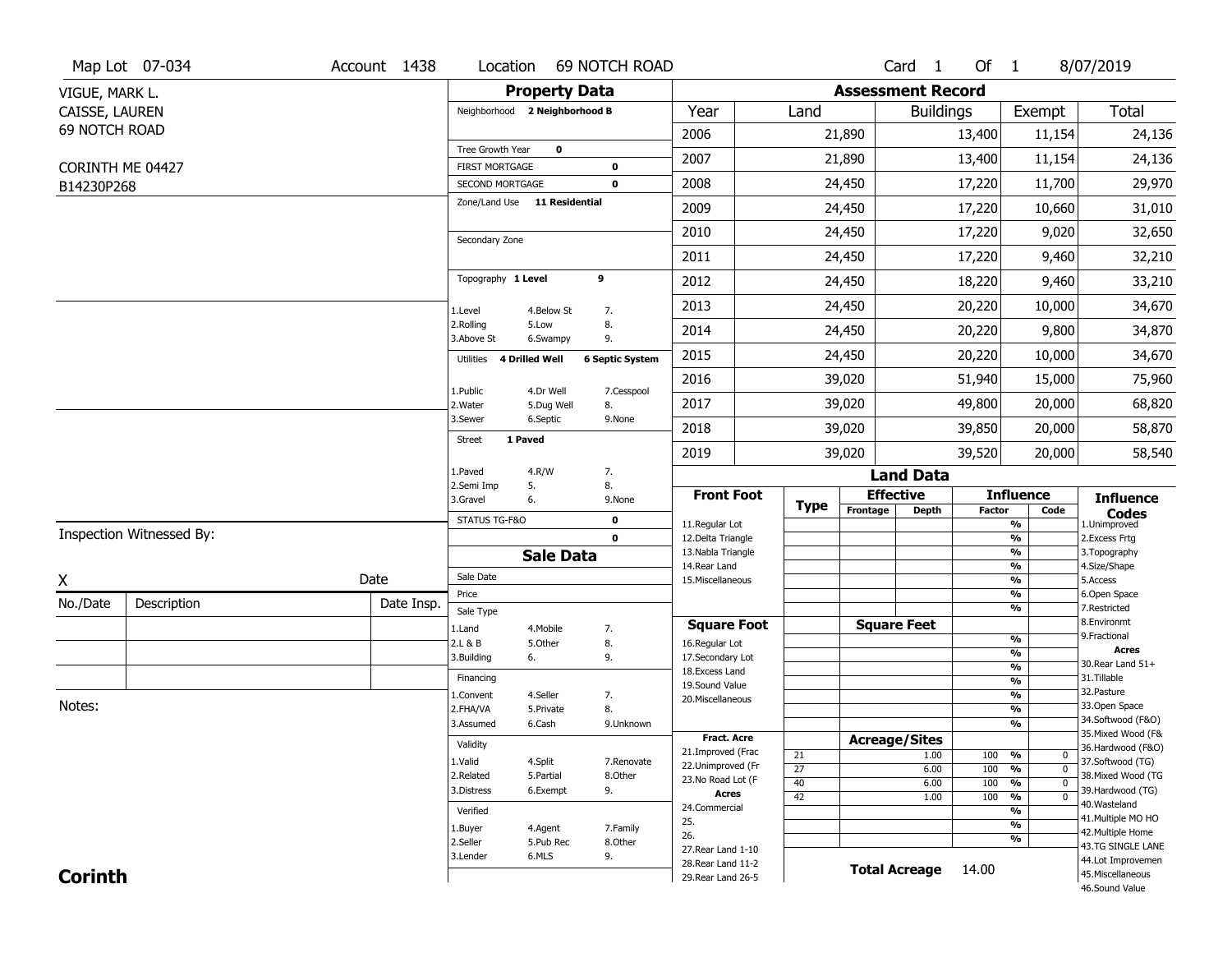Map Lot 07-034 | Account 1438 | Location 69 NOTCH ROAD | Card 1 Of 1 | 8/07/2019

VIGUE, MARK L.
CAISSE, LAUREN
69 NOTCH ROAD

CORINTH ME 04427
B14230P268

## Property Data

Neighborhood **2 Neighborhood B**

Tree Growth Year **0**
FIRST MORTGAGE **0**
SECOND MORTGAGE **0**
Zone/Land Use **11 Residential**

Secondary Zone

Topography **1 Level** **9**

1.Level 4.Below St 7.
2.Rolling 5.Low 8.
3.Above St 6.Swampy 9.

Utilities **4 Drilled Well** **6 Septic System**

1.Public 4.Dr Well 7.Cesspool
2.Water 5.Dug Well 8.
3.Sewer 6.Septic 9.None

Street **1 Paved**

1.Paved 4.R/W 7.
2.Semi Imp 5. 8.
3.Gravel 6. 9.None

STATUS TG-F&O **0**
**0**

## Sale Data

Sale Date
Price
Sale Type
1.Land 4.Mobile 7.
2.L & B 5.Other 8.
3.Building 6. 9.

Financing
1.Convent 4.Seller 7.
2.FHA/VA 5.Private 8.
3.Assumed 6.Cash 9.Unknown

Validity
1.Valid 4.Split 7.Renovate
2.Related 5.Partial 8.Other
3.Distress 6.Exempt 9.

Verified
1.Buyer 4.Agent 7.Family
2.Seller 5.Pub Rec 8.Other
3.Lender 6.MLS 9.

## Assessment Record

| Year | Land | Buildings | Exempt | Total |
|---|---|---|---|---|
| 2006 | 21,890 | 13,400 | 11,154 | 24,136 |
| 2007 | 21,890 | 13,400 | 11,154 | 24,136 |
| 2008 | 24,450 | 17,220 | 11,700 | 29,970 |
| 2009 | 24,450 | 17,220 | 10,660 | 31,010 |
| 2010 | 24,450 | 17,220 | 9,020 | 32,650 |
| 2011 | 24,450 | 17,220 | 9,460 | 32,210 |
| 2012 | 24,450 | 18,220 | 9,460 | 33,210 |
| 2013 | 24,450 | 20,220 | 10,000 | 34,670 |
| 2014 | 24,450 | 20,220 | 9,800 | 34,870 |
| 2015 | 24,450 | 20,220 | 10,000 | 34,670 |
| 2016 | 39,020 | 51,940 | 15,000 | 75,960 |
| 2017 | 39,020 | 49,800 | 20,000 | 68,820 |
| 2018 | 39,020 | 39,850 | 20,000 | 58,870 |
| 2019 | 39,020 | 39,520 | 20,000 | 58,540 |

## Land Data

**Front Foot**: 11.Regular Lot, 12.Delta Triangle, 13.Nabla Triangle, 14.Rear Land, 15.Miscellaneous

**Square Foot**: 16.Regular Lot, 17.Secondary Lot, 18.Excess Land, 19.Sound Value, 20.Miscellaneous

**Fract. Acre**: 21.Improved (Frac, 22.Unimproved (Fr, 23.No Road Lot (F

**Acres**: 24.Commercial, 25., 26., 27.Rear Land 1-10, 28.Rear Land 11-2, 29.Rear Land 26-5

### Acreage/Sites

| Type | Acreage/Sites | Influence Factor | Code |
|---|---|---|---|
| 21 | 1.00 | 100 % | 0 |
| 27 | 6.00 | 100 % | 0 |
| 40 | 6.00 | 100 % | 0 |
| 42 | 1.00 | 100 % | 0 |

**Total Acreage** 14.00

**Influence Codes**: 1.Unimproved, 2.Excess Frtg, 3.Topography, 4.Size/Shape, 5.Access, 6.Open Space, 7.Restricted, 8.Environmt, 9.Fractional

**Acres**: 30.Rear Land 51+, 31.Tillable, 32.Pasture, 33.Open Space, 34.Softwood (F&O), 35.Mixed Wood (F&, 36.Hardwood (F&O), 37.Softwood (TG), 38.Mixed Wood (TG, 39.Hardwood (TG), 40.Wasteland, 41.Multiple MO HO, 42.Multiple Home, 43.TG SINGLE LANE, 44.Lot Improvemen, 45.Miscellaneous, 46.Sound Value

Inspection Witnessed By:

X Date

| No./Date | Description | Date Insp. |
|---|---|---|
| | | |
| | | |
| | | |

Notes:

**Corinth**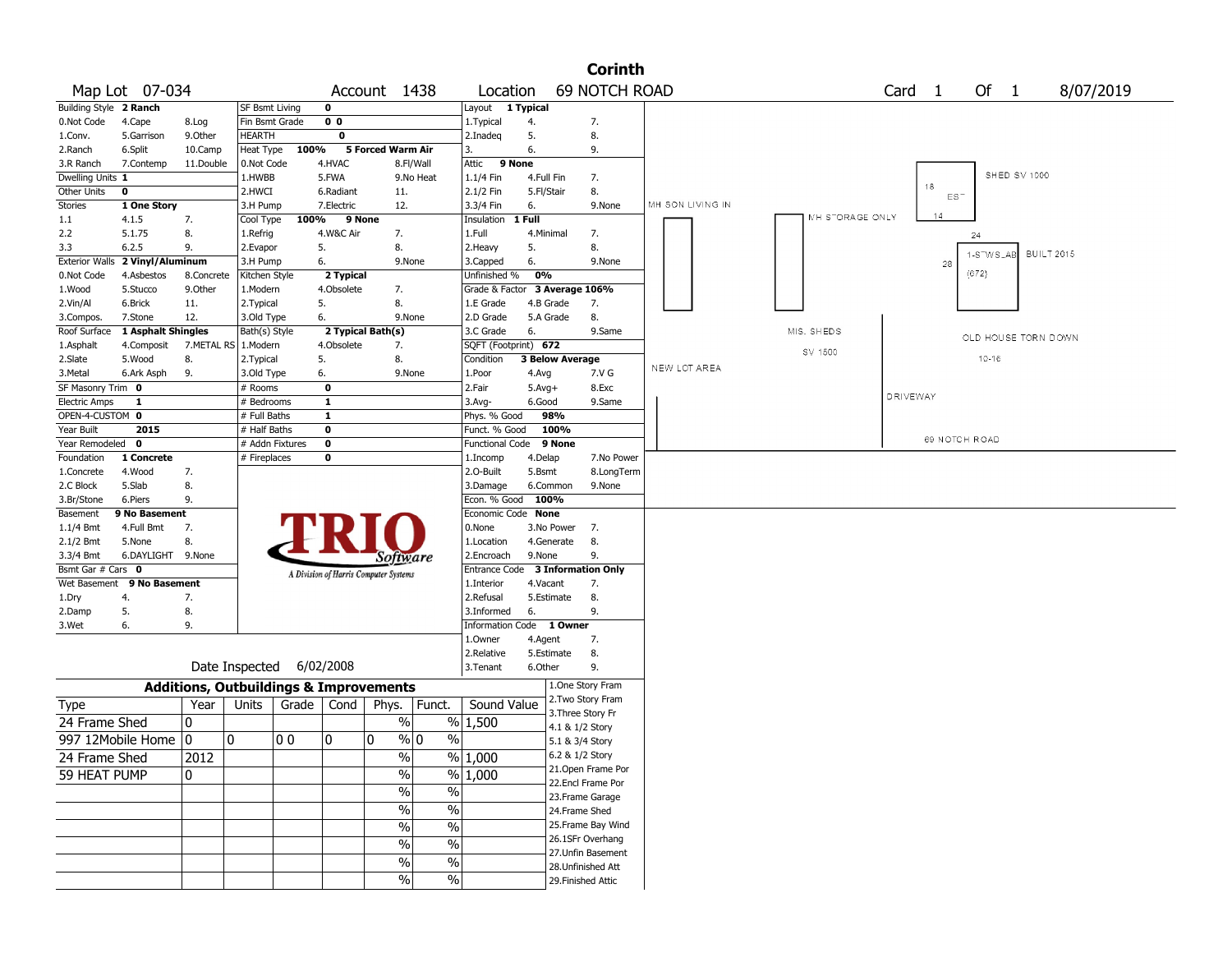# Corinth

Map Lot 07-034 | Account 1438 | Location 69 NOTCH ROAD | Card 1 Of 1 | 8/07/2019

| Building Style | 2 Ranch | SF Bsmt Living | 0 | Layout | 1 Typical |
|---|---|---|---|---|---|
| 0.Not Code 4.Cape 8.Log | | Fin Bsmt Grade | 0 0 | 1.Typical 4. 7. | |
| 1.Conv. 5.Garrison 9.Other | | HEARTH | 0 | 2.Inadeq 5. 8. | |
| 2.Ranch 6.Split 10.Camp | | Heat Type 100% | 5 Forced Warm Air | 3. 6. 9. | |
| 3.R Ranch 7.Contemp 11.Double | | 0.Not Code 4.HVAC 8.Fl/Wall | | Attic | 9 None |
| Dwelling Units | 1 | 1.HWBB 5.FWA 9.No Heat | | 1.1/4 Fin 4.Full Fin 7. | |
| Other Units | 0 | 2.HWCI 6.Radiant 11. | | 2.1/2 Fin 5.Fl/Stair 8. | |
| Stories | 1 One Story | 3.H Pump 7.Electric 12. | | 3.3/4 Fin 6. 9.None | |
| 1.1 4.1.5 7. | | Cool Type 100% | 9 None | Insulation | 1 Full |
| 2.2 5.1.75 8. | | 1.Refrig 4.W&C Air 7. | | 1.Full 4.Minimal 7. | |
| 3.3 6.2.5 9. | | 2.Evapor 5. 8. | | 2.Heavy 5. 8. | |
| Exterior Walls | 2 Vinyl/Aluminum | 3.H Pump 6. 9.None | | 3.Capped 6. 9.None | |
| 0.Not Code 4.Asbestos 8.Concrete | | Kitchen Style | 2 Typical | Unfinished % | 0% |
| 1.Wood 5.Stucco 9.Other | | 1.Modern 4.Obsolete 7. | | Grade & Factor | 3 Average 106% |
| 2.Vin/Al 6.Brick 11. | | 2.Typical 5. 8. | | 1.E Grade 4.B Grade 7. | |
| 3.Compos. 7.Stone 12. | | 3.Old Type 6. 9.None | | 2.D Grade 5.A Grade 8. | |
| Roof Surface | 1 Asphalt Shingles | Bath(s) Style | 2 Typical Bath(s) | 3.C Grade 6. 9.Same | |
| 1.Asphalt 4.Composit 7.METAL RS | | 1.Modern 4.Obsolete 7. | | SQFT (Footprint) | 672 |
| 2.Slate 5.Wood 8. | | 2.Typical 5. 8. | | Condition | 3 Below Average |
| 3.Metal 6.Ark Asph 9. | | 3.Old Type 6. 9.None | | 1.Poor 4.Avg 7.V G | |
| SF Masonry Trim | 0 | # Rooms | 0 | 2.Fair 5.Avg+ 8.Exc | |
| Electric Amps | 1 | # Bedrooms | 1 | 3.Avg- 6.Good 9.Same | |
| OPEN-4-CUSTOM | 0 | # Full Baths | 1 | Phys. % Good | 98% |
| Year Built | 2015 | # Half Baths | 0 | Funct. % Good | 100% |
| Year Remodeled | 0 | # Addn Fixtures | 0 | Functional Code | 9 None |
| Foundation | 1 Concrete | # Fireplaces | 0 | 1.Incomp 4.Delap 7.No Power | |
| 1.Concrete 4.Wood 7. | | | | 2.O-Built 5.Bsmt 8.LongTerm | |
| 2.C Block 5.Slab 8. | | | | 3.Damage 6.Common 9.None | |
| 3.Br/Stone 6.Piers 9. | | | | Econ. % Good | 100% |
| Basement | 9 No Basement | | | Economic Code | None |
| 1.1/4 Bmt 4.Full Bmt 7. | | | | 0.None 3.No Power 7. | |
| 2.1/2 Bmt 5.None 8. | | | | 1.Location 4.Generate 8. | |
| 3.3/4 Bmt 6.DAYLIGHT 9.None | | | | 2.Encroach 9.None 9. | |
| Bsmt Gar # Cars | 0 | | | Entrance Code | 3 Information Only |
| Wet Basement | 9 No Basement | | | 1.Interior 4.Vacant 7. | |
| 1.Dry 4. 7. | | | | 2.Refusal 5.Estimate 8. | |
| 2.Damp 5. 8. | | | | 3.Informed 6. 9. | |
| 3.Wet 6. 9. | | | | Information Code | 1 Owner |
| | | | | 1.Owner 4.Agent 7. | |
| | | | | 2.Relative 5.Estimate 8. | |
| | | Date Inspected | 6/02/2008 | 3.Tenant 6.Other 9. | |

TRIO Software — A Division of Harris Computer Systems

## Additions, Outbuildings & Improvements

| Type | Year | Units | Grade | Cond | Phys. | Funct. | Sound Value |
|---|---|---|---|---|---|---|---|
| 24 Frame Shed | 0 | | | | % | % | 1,500 |
| 997 12Mobile Home | 0 | 0 | 0 0 | 0 | 0 % | 0 % | |
| 24 Frame Shed | 2012 | | | | % | % | 1,000 |
| 59 HEAT PUMP | 0 | | | | % | % | 1,000 |
| | | | | | % | % | |
| | | | | | % | % | |
| | | | | | % | % | |
| | | | | | % | % | |
| | | | | | % | % | |
| | | | | | % | % | |

1.One Story Fram, 2.Two Story Fram, 3.Three Story Fr, 4.1 & 1/2 Story, 5.1 & 3/4 Story, 6.2 & 1/2 Story, 21.Open Frame Por, 22.Encl Frame Por, 23.Frame Garage, 24.Frame Shed, 25.Frame Bay Wind, 26.1SFr Overhang, 27.Unfin Basement, 28.Unfinished Att, 29.Finished Attic

Sketch labels: MH SON LIVING IN; MH STORAGE ONLY; SHED SV 1000; 18; EST; 14; 24; 1-STWS_AB; BUILT 2015; 28; (672); MIS. SHEDS; SV 1500; OLD HOUSE TORN DOWN; 10-16; NEW LOT AREA; DRIVEWAY; 69 NOTCH ROAD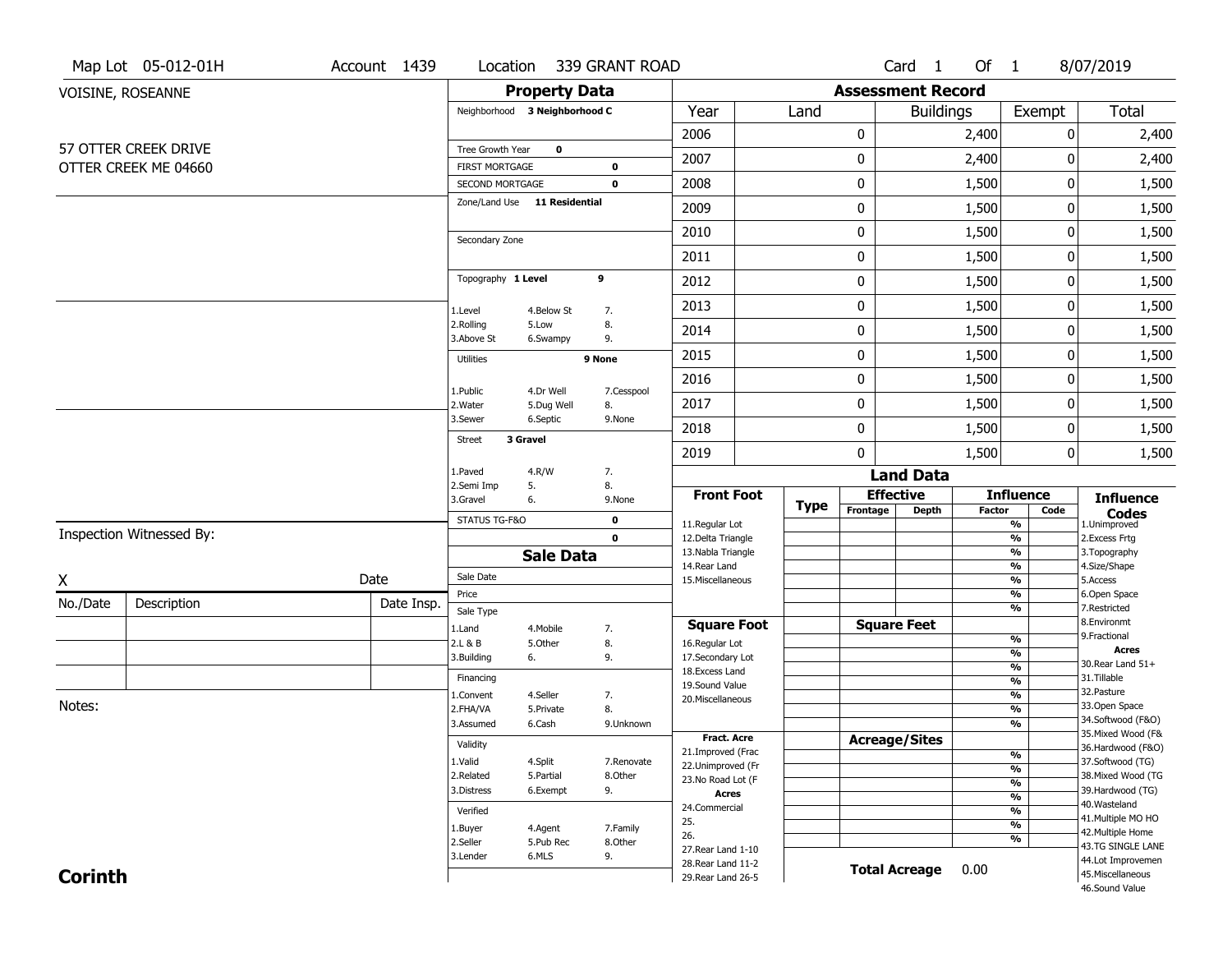Map Lot 05-012-01H | Account 1439 | Location 339 GRANT ROAD | Card 1 Of 1 | 8/07/2019

VOISINE, ROSEANNE

57 OTTER CREEK DRIVE
OTTER CREEK ME 04660

## Property Data

Neighborhood **3 Neighborhood C**

Tree Growth Year **0**
FIRST MORTGAGE **0**
SECOND MORTGAGE **0**
Zone/Land Use **11 Residential**

Secondary Zone

Topography **1 Level** **9**

1.Level 4.Below St 7.
2.Rolling 5.Low 8.
3.Above St 6.Swampy 9.

Utilities **9 None**

1.Public 4.Dr Well 7.Cesspool
2.Water 5.Dug Well 8.
3.Sewer 6.Septic 9.None

Street **3 Gravel**

1.Paved 4.R/W 7.
2.Semi Imp 5. 8.
3.Gravel 6. 9.None

STATUS TG-F&O **0**
**0**

## Sale Data

Sale Date
Price
Sale Type
1.Land 4.Mobile 7.
2.L & B 5.Other 8.
3.Building 6. 9.

Financing
1.Convent 4.Seller 7.
2.FHA/VA 5.Private 8.
3.Assumed 6.Cash 9.Unknown

Validity
1.Valid 4.Split 7.Renovate
2.Related 5.Partial 8.Other
3.Distress 6.Exempt 9.

Verified
1.Buyer 4.Agent 7.Family
2.Seller 5.Pub Rec 8.Other
3.Lender 6.MLS 9.

## Assessment Record

| Year | Land | Buildings | Exempt | Total |
|---|---|---|---|---|
| 2006 | 0 | 2,400 | 0 | 2,400 |
| 2007 | 0 | 2,400 | 0 | 2,400 |
| 2008 | 0 | 1,500 | 0 | 1,500 |
| 2009 | 0 | 1,500 | 0 | 1,500 |
| 2010 | 0 | 1,500 | 0 | 1,500 |
| 2011 | 0 | 1,500 | 0 | 1,500 |
| 2012 | 0 | 1,500 | 0 | 1,500 |
| 2013 | 0 | 1,500 | 0 | 1,500 |
| 2014 | 0 | 1,500 | 0 | 1,500 |
| 2015 | 0 | 1,500 | 0 | 1,500 |
| 2016 | 0 | 1,500 | 0 | 1,500 |
| 2017 | 0 | 1,500 | 0 | 1,500 |
| 2018 | 0 | 1,500 | 0 | 1,500 |
| 2019 | 0 | 1,500 | 0 | 1,500 |

## Land Data

| Front Foot | Type | Effective Frontage | Effective Depth | Influence Factor | Influence Code |
|---|---|---|---|---|---|
| 11.Regular Lot | | | | % | |
| 12.Delta Triangle | | | | % | |
| 13.Nabla Triangle | | | | % | |
| 14.Rear Land | | | | % | |
| 15.Miscellaneous | | | | % | |
| | | | | % | |
| | | | | % | |
| **Square Foot** | | **Square Feet** | | | |
| 16.Regular Lot | | | | % | |
| 17.Secondary Lot | | | | % | |
| 18.Excess Land | | | | % | |
| 19.Sound Value | | | | % | |
| 20.Miscellaneous | | | | % | |
| | | | | % | |
| | | | | % | |
| **Fract. Acre** | | **Acreage/Sites** | | | |
| 21.Improved (Frac | | | | % | |
| 22.Unimproved (Fr | | | | % | |
| 23.No Road Lot (F | | | | % | |
| **Acres** | | | | % | |
| 24.Commercial | | | | % | |
| 25. | | | | % | |
| 26. | | | | % | |
| 27.Rear Land 1-10 | | | | | |
| 28.Rear Land 11-2 | | | | | |
| 29.Rear Land 26-5 | | | | | |

**Total Acreage** 0.00

**Influence Codes**
1.Unimproved
2.Excess Frtg
3.Topography
4.Size/Shape
5.Access
6.Open Space
7.Restricted
8.Environmt
9.Fractional

**Acres**
30.Rear Land 51+
31.Tillable
32.Pasture
33.Open Space
34.Softwood (F&O)
35.Mixed Wood (F&
36.Hardwood (F&O)
37.Softwood (TG)
38.Mixed Wood (TG
39.Hardwood (TG)
40.Wasteland
41.Multiple MO HO
42.Multiple Home
43.TG SINGLE LANE
44.Lot Improvemen
45.Miscellaneous
46.Sound Value

Inspection Witnessed By:

X Date

| No./Date | Description | Date Insp. |
|---|---|---|
| | | |
| | | |
| | | |

Notes:

**Corinth**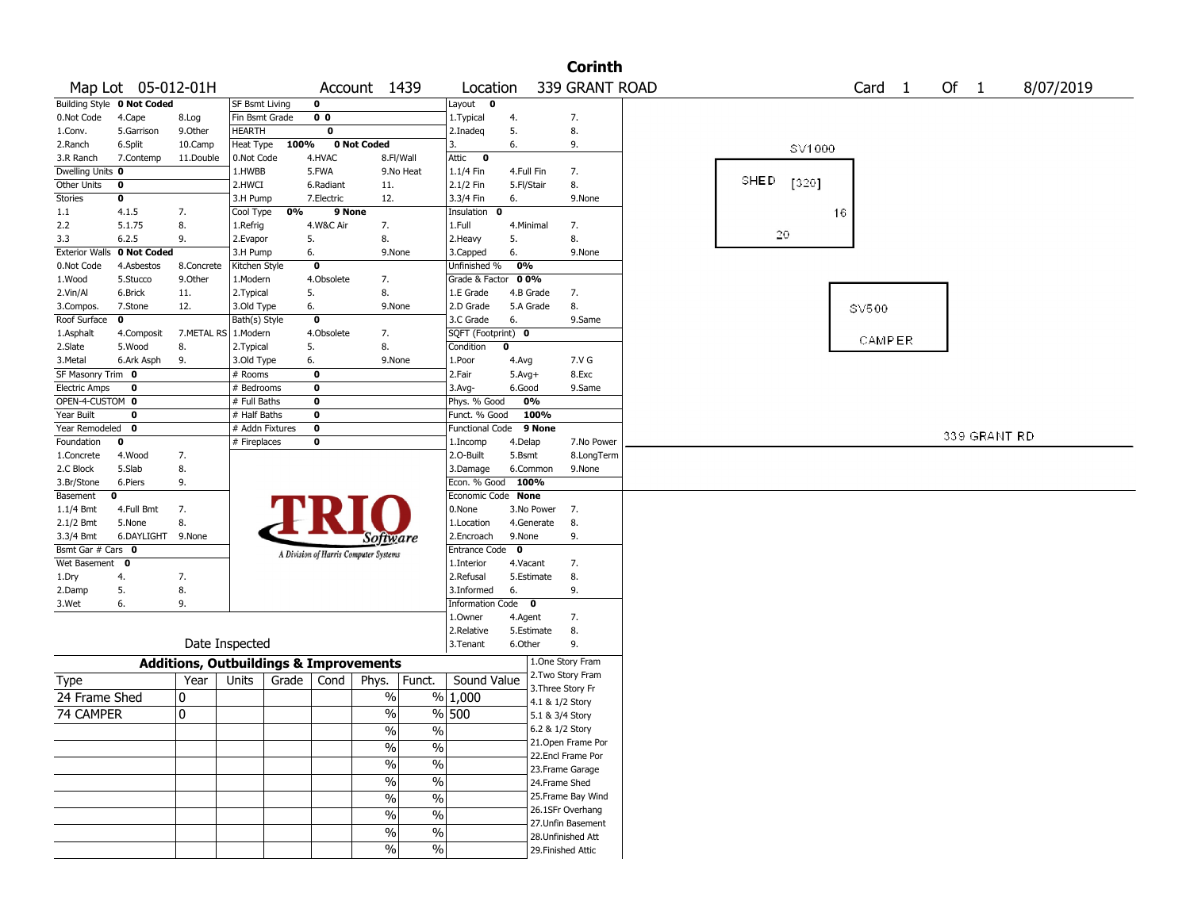# Corinth

Map Lot 05-012-01H | Account 1439 | Location 339 GRANT ROAD | Card 1 Of 1 | 8/07/2019

| Building Style | 0 Not Coded | | SF Bsmt Living | 0 | | Layout | 0 | |
|---|---|---|---|---|---|---|---|---|
| 0.Not Code | 4.Cape | 8.Log | Fin Bsmt Grade | 0 0 | | 1.Typical | 4. | 7. |
| 1.Conv. | 5.Garrison | 9.Other | HEARTH | 0 | | 2.Inadeq | 5. | 8. |
| 2.Ranch | 6.Split | 10.Camp | Heat Type 100% | 0 Not Coded | | 3. | 6. | 9. |
| 3.R Ranch | 7.Contemp | 11.Double | 0.Not Code | 4.HVAC | 8.Fl/Wall | Attic | 0 | |
| Dwelling Units | 0 | | 1.HWBB | 5.FWA | 9.No Heat | 1.1/4 Fin | 4.Full Fin | 7. |
| Other Units | 0 | | 2.HWCI | 6.Radiant | 11. | 2.1/2 Fin | 5.Fl/Stair | 8. |
| Stories | 0 | | 3.H Pump | 7.Electric | 12. | 3.3/4 Fin | 6. | 9.None |
| 1.1 | 4.1.5 | 7. | Cool Type 0% | 9 None | | Insulation | 0 | |
| 2.2 | 5.1.75 | 8. | 1.Refrig | 4.W&C Air | 7. | 1.Full | 4.Minimal | 7. |
| 3.3 | 6.2.5 | 9. | 2.Evapor | 5. | 8. | 2.Heavy | 5. | 8. |
| Exterior Walls | 0 Not Coded | | 3.H Pump | 6. | 9.None | 3.Capped | 6. | 9.None |
| 0.Not Code | 4.Asbestos | 8.Concrete | Kitchen Style | 0 | | Unfinished % | 0% | |
| 1.Wood | 5.Stucco | 9.Other | 1.Modern | 4.Obsolete | 7. | Grade & Factor | 0 0% | |
| 2.Vin/Al | 6.Brick | 11. | 2.Typical | 5. | 8. | 1.E Grade | 4.B Grade | 7. |
| 3.Compos. | 7.Stone | 12. | 3.Old Type | 6. | 9.None | 2.D Grade | 5.A Grade | 8. |
| Roof Surface | 0 | | Bath(s) Style | 0 | | 3.C Grade | 6. | 9.Same |
| 1.Asphalt | 4.Composit | 7.METAL RS | 1.Modern | 4.Obsolete | 7. | SQFT (Footprint) | 0 | |
| 2.Slate | 5.Wood | 8. | 2.Typical | 5. | 8. | Condition | 0 | |
| 3.Metal | 6.Ark Asph | 9. | 3.Old Type | 6. | 9.None | 1.Poor | 4.Avg | 7.V G |
| SF Masonry Trim | 0 | | # Rooms | 0 | | 2.Fair | 5.Avg+ | 8.Exc |
| Electric Amps | 0 | | # Bedrooms | 0 | | 3.Avg- | 6.Good | 9.Same |
| OPEN-4-CUSTOM | 0 | | # Full Baths | 0 | | Phys. % Good | 0% | |
| Year Built | 0 | | # Half Baths | 0 | | Funct. % Good | 100% | |
| Year Remodeled | 0 | | # Addn Fixtures | 0 | | Functional Code | 9 None | |
| Foundation | 0 | | # Fireplaces | 0 | | 1.Incomp | 4.Delap | 7.No Power |
| 1.Concrete | 4.Wood | 7. | | | | 2.O-Built | 5.Bsmt | 8.LongTerm |
| 2.C Block | 5.Slab | 8. | | | | 3.Damage | 6.Common | 9.None |
| 3.Br/Stone | 6.Piers | 9. | | | | Econ. % Good | 100% | |
| Basement | 0 | | | | | Economic Code | None | |
| 1.1/4 Bmt | 4.Full Bmt | 7. | | | | 0.None | 3.No Power | 7. |
| 2.1/2 Bmt | 5.None | 8. | | | | 1.Location | 4.Generate | 8. |
| 3.3/4 Bmt | 6.DAYLIGHT | 9.None | | | | 2.Encroach | 9.None | 9. |
| Bsmt Gar # Cars | 0 | | | | | Entrance Code | 0 | |
| Wet Basement | 0 | | | | | 1.Interior | 4.Vacant | 7. |
| 1.Dry | 4. | 7. | | | | 2.Refusal | 5.Estimate | 8. |
| 2.Damp | 5. | 8. | | | | 3.Informed | 6. | 9. |
| 3.Wet | 6. | 9. | | | | Information Code | 0 | |
| | | | | | | 1.Owner | 4.Agent | 7. |
| | | | | | | 2.Relative | 5.Estimate | 8. |
| | | | Date Inspected | | | 3.Tenant | 6.Other | 9. |

TRIO Software — A Division of Harris Computer Systems

## Additions, Outbuildings & Improvements

| Type | Year | Units | Grade | Cond | Phys. | Funct. | Sound Value |
|---|---|---|---|---|---|---|---|
| 24 Frame Shed | 0 | | | | % | % | 1,000 |
| 74 CAMPER | 0 | | | | % | % | 500 |
| | | | | | % | % | |
| | | | | | % | % | |
| | | | | | % | % | |
| | | | | | % | % | |
| | | | | | % | % | |
| | | | | | % | % | |
| | | | | | % | % | |
| | | | | | % | % | |

1.One Story Fram
2.Two Story Fram
3.Three Story Fr
4.1 & 1/2 Story
5.1 & 3/4 Story
6.2 & 1/2 Story
21.Open Frame Por
22.Encl Frame Por
23.Frame Garage
24.Frame Shed
25.Frame Bay Wind
26.1SFr Overhang
27.Unfin Basement
28.Unfinished Att
29.Finished Attic

SV1000
SHED [320]
16
20

SV500
CAMPER

339 GRANT RD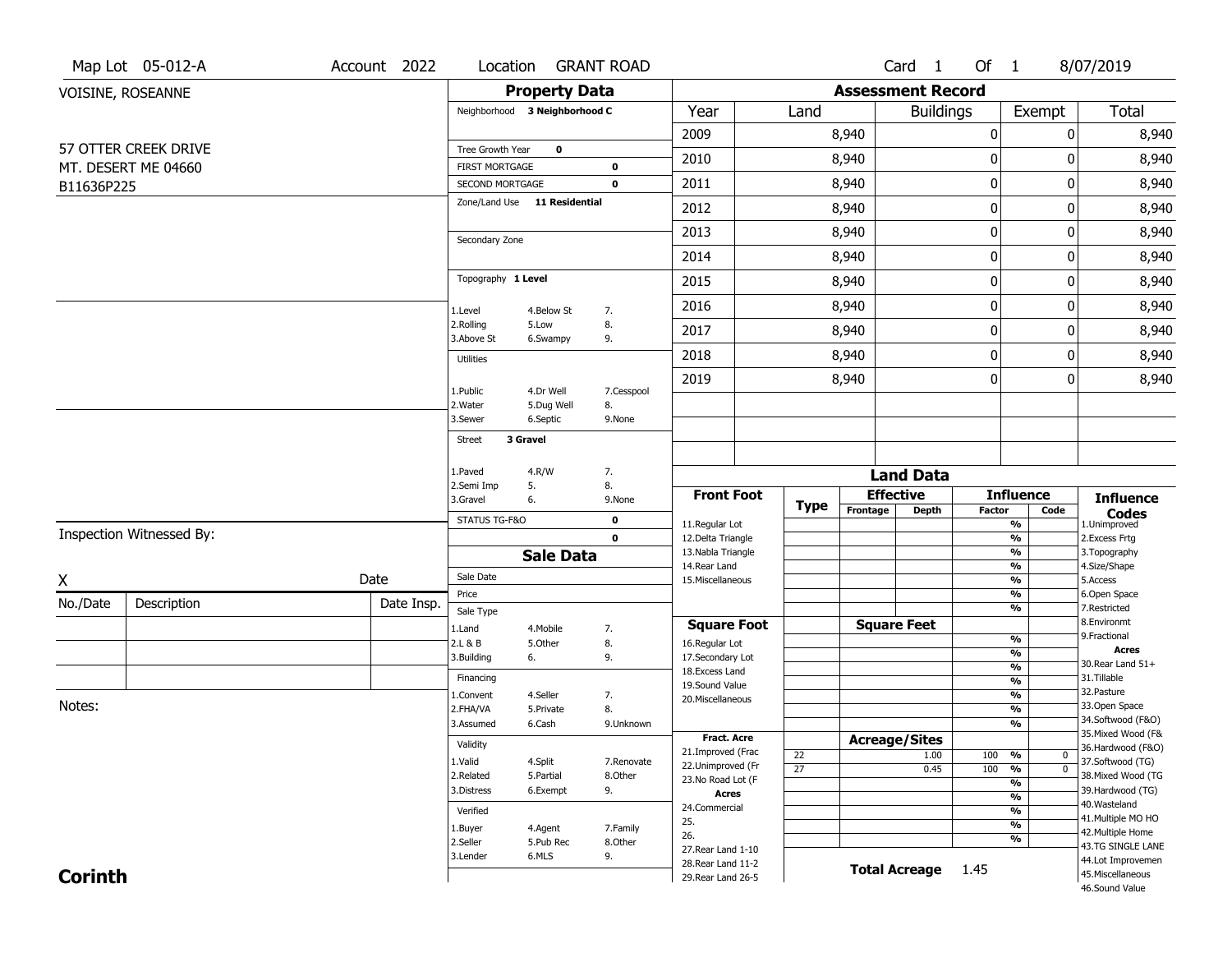Map Lot 05-012-A | Account 2022 | Location GRANT ROAD | Card 1 Of 1 | 8/07/2019

VOISINE, ROSEANNE

57 OTTER CREEK DRIVE
MT. DESERT ME 04660
B11636P225

## Property Data

Neighborhood **3 Neighborhood C**

Tree Growth Year **0**
FIRST MORTGAGE **0**
SECOND MORTGAGE **0**
Zone/Land Use **11 Residential**

Secondary Zone

Topography **1 Level**

1.Level 4.Below St 7.
2.Rolling 5.Low 8.
3.Above St 6.Swampy 9.

Utilities

1.Public 4.Dr Well 7.Cesspool
2.Water 5.Dug Well 8.
3.Sewer 6.Septic 9.None

Street **3 Gravel**

1.Paved 4.R/W 7.
2.Semi Imp 5. 8.
3.Gravel 6. 9.None

STATUS TG-F&O **0**
**0**

## Sale Data

Sale Date
Price
Sale Type
1.Land 4.Mobile 7.
2.L & B 5.Other 8.
3.Building 6. 9.

Financing
1.Convent 4.Seller 7.
2.FHA/VA 5.Private 8.
3.Assumed 6.Cash 9.Unknown

Validity
1.Valid 4.Split 7.Renovate
2.Related 5.Partial 8.Other
3.Distress 6.Exempt 9.

Verified
1.Buyer 4.Agent 7.Family
2.Seller 5.Pub Rec 8.Other
3.Lender 6.MLS 9.

## Assessment Record

| Year | Land | Buildings | Exempt | Total |
|---|---|---|---|---|
| 2009 | 8,940 | 0 | 0 | 8,940 |
| 2010 | 8,940 | 0 | 0 | 8,940 |
| 2011 | 8,940 | 0 | 0 | 8,940 |
| 2012 | 8,940 | 0 | 0 | 8,940 |
| 2013 | 8,940 | 0 | 0 | 8,940 |
| 2014 | 8,940 | 0 | 0 | 8,940 |
| 2015 | 8,940 | 0 | 0 | 8,940 |
| 2016 | 8,940 | 0 | 0 | 8,940 |
| 2017 | 8,940 | 0 | 0 | 8,940 |
| 2018 | 8,940 | 0 | 0 | 8,940 |
| 2019 | 8,940 | 0 | 0 | 8,940 |

## Land Data

| Front Foot | Type | Effective Frontage | Effective Depth | Influence Factor | Influence Code |
|---|---|---|---|---|---|
| 11.Regular Lot | | | | % | |
| 12.Delta Triangle | | | | % | |
| 13.Nabla Triangle | | | | % | |
| 14.Rear Land | | | | % | |
| 15.Miscellaneous | | | | % | |

| Square Foot | Square Feet | | Influence |
|---|---|---|---|
| 16.Regular Lot | | % | |
| 17.Secondary Lot | | % | |
| 18.Excess Land | | % | |
| 19.Sound Value | | % | |
| 20.Miscellaneous | | % | |

| Fract. Acre | Type | Acreage/Sites | Factor | Code |
|---|---|---|---|---|
| 21.Improved (Frac | 22 | 1.00 | 100 % | 0 |
| 22.Unimproved (Fr | 27 | 0.45 | 100 % | 0 |
| 23.No Road Lot (F | | | % | |
| **Acres** | | | % | |
| 24.Commercial | | | % | |
| 25. | | | % | |
| 26. | | | % | |
| 27.Rear Land 1-10 | | | | |
| 28.Rear Land 11-2 | | | | |
| 29.Rear Land 26-5 | | | | |

**Total Acreage** 1.45

**Influence Codes**
1.Unimproved
2.Excess Frtg
3.Topography
4.Size/Shape
5.Access
6.Open Space
7.Restricted
8.Environmt
9.Fractional

**Acres**
30.Rear Land 51+
31.Tillable
32.Pasture
33.Open Space
34.Softwood (F&O)
35.Mixed Wood (F&
36.Hardwood (F&O)
37.Softwood (TG)
38.Mixed Wood (TG
39.Hardwood (TG)
40.Wasteland
41.Multiple MO HO
42.Multiple Home
43.TG SINGLE LANE
44.Lot Improvemen
45.Miscellaneous
46.Sound Value

Inspection Witnessed By:

X Date

| No./Date | Description | Date Insp. |
|---|---|---|
| | | |
| | | |
| | | |

Notes:

**Corinth**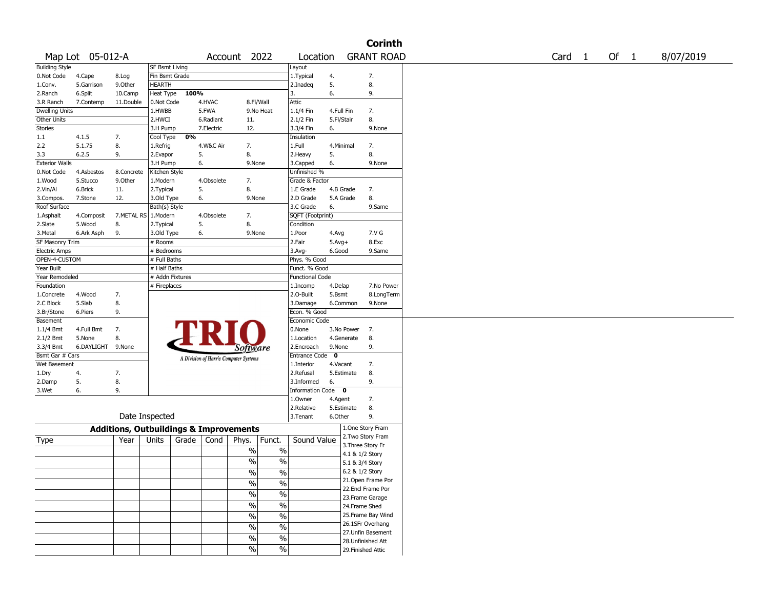# Corinth

Map Lot 05-012-A | Account 2022 | Location GRANT ROAD | Card 1 Of 1 | 8/07/2019

| Building Style | | | SF Bsmt Living | | | Layout | | |
|---|---|---|---|---|---|---|---|---|
| 0.Not Code | 4.Cape | 8.Log | Fin Bsmt Grade | | | 1.Typical | 4. | 7. |
| 1.Conv. | 5.Garrison | 9.Other | HEARTH | | | 2.Inadeq | 5. | 8. |
| 2.Ranch | 6.Split | 10.Camp | Heat Type 100% | | | 3. | 6. | 9. |
| 3.R Ranch | 7.Contemp | 11.Double | 0.Not Code | 4.HVAC | 8.Fl/Wall | Attic | | |
| Dwelling Units | | | 1.HWBB | 5.FWA | 9.No Heat | 1.1/4 Fin | 4.Full Fin | 7. |
| Other Units | | | 2.HWCI | 6.Radiant | 11. | 2.1/2 Fin | 5.Fl/Stair | 8. |
| Stories | | | 3.H Pump | 7.Electric | 12. | 3.3/4 Fin | 6. | 9.None |
| 1.1 | 4.1.5 | 7. | Cool Type 0% | | | Insulation | | |
| 2.2 | 5.1.75 | 8. | 1.Refrig | 4.W&C Air | 7. | 1.Full | 4.Minimal | 7. |
| 3.3 | 6.2.5 | 9. | 2.Evapor | 5. | 8. | 2.Heavy | 5. | 8. |
| Exterior Walls | | | 3.H Pump | 6. | 9.None | 3.Capped | 6. | 9.None |
| 0.Not Code | 4.Asbestos | 8.Concrete | Kitchen Style | | | Unfinished % | | |
| 1.Wood | 5.Stucco | 9.Other | 1.Modern | 4.Obsolete | 7. | Grade & Factor | | |
| 2.Vin/Al | 6.Brick | 11. | 2.Typical | 5. | 8. | 1.E Grade | 4.B Grade | 7. |
| 3.Compos. | 7.Stone | 12. | 3.Old Type | 6. | 9.None | 2.D Grade | 5.A Grade | 8. |
| Roof Surface | | | Bath(s) Style | | | 3.C Grade | 6. | 9.Same |
| 1.Asphalt | 4.Composit | 7.METAL RS | 1.Modern | 4.Obsolete | 7. | SQFT (Footprint) | | |
| 2.Slate | 5.Wood | 8. | 2.Typical | 5. | 8. | Condition | | |
| 3.Metal | 6.Ark Asph | 9. | 3.Old Type | 6. | 9.None | 1.Poor | 4.Avg | 7.V G |
| SF Masonry Trim | | | # Rooms | | | 2.Fair | 5.Avg+ | 8.Exc |
| Electric Amps | | | # Bedrooms | | | 3.Avg- | 6.Good | 9.Same |
| OPEN-4-CUSTOM | | | # Full Baths | | | Phys. % Good | | |
| Year Built | | | # Half Baths | | | Funct. % Good | | |
| Year Remodeled | | | # Addn Fixtures | | | Functional Code | | |
| Foundation | | | # Fireplaces | | | 1.Incomp | 4.Delap | 7.No Power |
| 1.Concrete | 4.Wood | 7. | | | | 2.O-Built | 5.Bsmt | 8.LongTerm |
| 2.C Block | 5.Slab | 8. | | | | 3.Damage | 6.Common | 9.None |
| 3.Br/Stone | 6.Piers | 9. | | | | Econ. % Good | | |
| Basement | | | | | | Economic Code | | |
| 1.1/4 Bmt | 4.Full Bmt | 7. | | | | 0.None | 3.No Power | 7. |
| 2.1/2 Bmt | 5.None | 8. | | | | 1.Location | 4.Generate | 8. |
| 3.3/4 Bmt | 6.DAYLIGHT | 9.None | | | | 2.Encroach | 9.None | 9. |
| Bsmt Gar # Cars | | | | | | Entrance Code 0 | | |
| Wet Basement | | | | | | 1.Interior | 4.Vacant | 7. |
| 1.Dry | 4. | 7. | | | | 2.Refusal | 5.Estimate | 8. |
| 2.Damp | 5. | 8. | | | | 3.Informed | 6. | 9. |
| 3.Wet | 6. | 9. | | | | Information Code 0 | | |
| | | | | | | 1.Owner | 4.Agent | 7. |
| | | | | | | 2.Relative | 5.Estimate | 8. |
| Date Inspected | | | | | | 3.Tenant | 6.Other | 9. |

TRIO Software — A Division of Harris Computer Systems

## Additions, Outbuildings & Improvements

| Type | Year | Units | Grade | Cond | Phys. | Funct. | Sound Value |
|---|---|---|---|---|---|---|---|
| | | | | | % | % | |
| | | | | | % | % | |
| | | | | | % | % | |
| | | | | | % | % | |
| | | | | | % | % | |
| | | | | | % | % | |
| | | | | | % | % | |
| | | | | | % | % | |
| | | | | | % | % | |
| | | | | | % | % | |

1.One Story Fram
2.Two Story Fram
3.Three Story Fr
4.1 & 1/2 Story
5.1 & 3/4 Story
6.2 & 1/2 Story
21.Open Frame Por
22.Encl Frame Por
23.Frame Garage
24.Frame Shed
25.Frame Bay Wind
26.1SFr Overhang
27.Unfin Basement
28.Unfinished Att
29.Finished Attic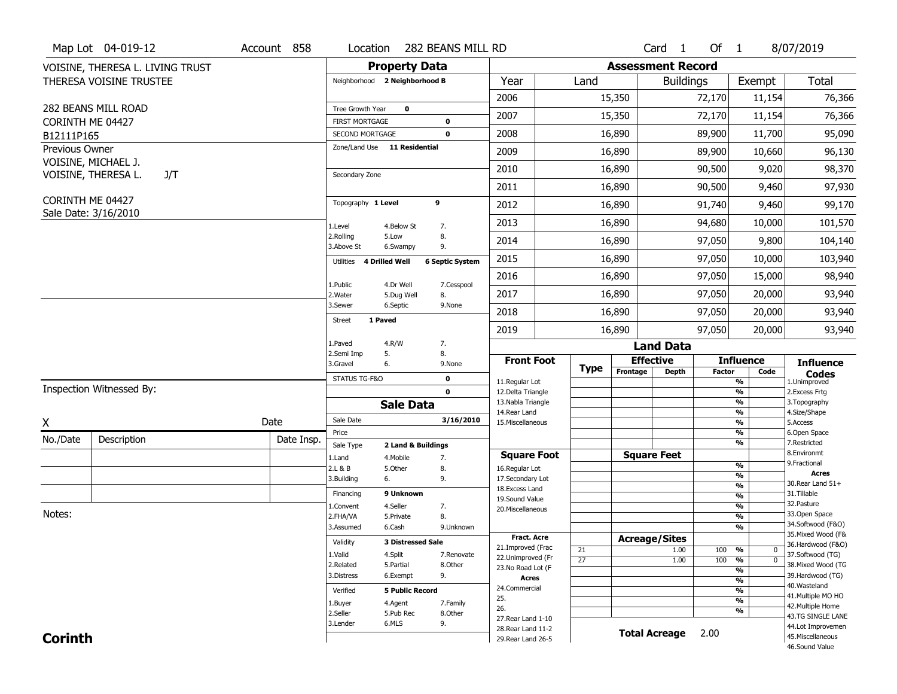Map Lot 04-019-12 | Account 858 | Location 282 BEANS MILL RD | Card 1 Of 1 | 8/07/2019

VOISINE, THERESA L. LIVING TRUST
THERESA VOISINE TRUSTEE

282 BEANS MILL ROAD
CORINTH ME 04427
B12111P165

Previous Owner
VOISINE, MICHAEL J.
VOISINE, THERESA L. J/T

CORINTH ME 04427
Sale Date: 3/16/2010

## Property Data

Neighborhood **2 Neighborhood B**

| | |
|---|---|
| Tree Growth Year | 0 |
| FIRST MORTGAGE | 0 |
| SECOND MORTGAGE | 0 |
| Zone/Land Use | 11 Residential |
| Secondary Zone | |
| Topography | 1 Level 9 |
| Utilities | 4 Drilled Well 6 Septic System |
| Street | 1 Paved |
| STATUS TG-F&O | 0 |
| | 0 |

Topography codes: 1.Level, 2.Rolling, 3.Above St, 4.Below St, 5.Low, 6.Swampy, 7., 8., 9.

Utilities codes: 1.Public, 2.Water, 3.Sewer, 4.Dr Well, 5.Dug Well, 6.Septic, 7.Cesspool, 8., 9.None

Street codes: 1.Paved, 2.Semi Imp, 3.Gravel, 4.R/W, 5., 6., 7., 8., 9.None

## Sale Data

| | |
|---|---|
| Sale Date | 3/16/2010 |
| Price | |
| Sale Type | 2 Land & Buildings |
| Financing | 9 Unknown |
| Validity | 3 Distressed Sale |
| Verified | 5 Public Record |

Sale Type codes: 1.Land, 2.L & B, 3.Building, 4.Mobile, 5.Other, 6., 7., 8., 9.

Financing codes: 1.Convent, 2.FHA/VA, 3.Assumed, 4.Seller, 5.Private, 6.Cash, 7., 8., 9.Unknown

Validity codes: 1.Valid, 2.Related, 3.Distress, 4.Split, 5.Partial, 6.Exempt, 7.Renovate, 8.Other, 9.

Verified codes: 1.Buyer, 2.Seller, 3.Lender, 4.Agent, 5.Pub Rec, 6.MLS, 7.Family, 8.Other, 9.

## Assessment Record

| Year | Land | Buildings | Exempt | Total |
|---|---|---|---|---|
| 2006 | 15,350 | 72,170 | 11,154 | 76,366 |
| 2007 | 15,350 | 72,170 | 11,154 | 76,366 |
| 2008 | 16,890 | 89,900 | 11,700 | 95,090 |
| 2009 | 16,890 | 89,900 | 10,660 | 96,130 |
| 2010 | 16,890 | 90,500 | 9,020 | 98,370 |
| 2011 | 16,890 | 90,500 | 9,460 | 97,930 |
| 2012 | 16,890 | 91,740 | 9,460 | 99,170 |
| 2013 | 16,890 | 94,680 | 10,000 | 101,570 |
| 2014 | 16,890 | 97,050 | 9,800 | 104,140 |
| 2015 | 16,890 | 97,050 | 10,000 | 103,940 |
| 2016 | 16,890 | 97,050 | 15,000 | 98,940 |
| 2017 | 16,890 | 97,050 | 20,000 | 93,940 |
| 2018 | 16,890 | 97,050 | 20,000 | 93,940 |
| 2019 | 16,890 | 97,050 | 20,000 | 93,940 |

## Land Data

| Type | Effective Frontage | Effective Depth | Influence Factor | Influence Code |
|---|---|---|---|---|
| 21 | | 1.00 | 100 % | 0 |
| 27 | | 1.00 | 100 % | 0 |

**Total Acreage** 2.00

Front Foot: 11.Regular Lot, 12.Delta Triangle, 13.Nabla Triangle, 14.Rear Land, 15.Miscellaneous

Square Foot: 16.Regular Lot, 17.Secondary Lot, 18.Excess Land, 19.Sound Value, 20.Miscellaneous

Fract. Acre: 21.Improved (Frac, 22.Unimproved (Fr, 23.No Road Lot (F

Acres: 24.Commercial, 25., 26., 27.Rear Land 1-10, 28.Rear Land 11-2, 29.Rear Land 26-5

Influence Codes: 1.Unimproved, 2.Excess Frtg, 3.Topography, 4.Size/Shape, 5.Access, 6.Open Space, 7.Restricted, 8.Environmt, 9.Fractional

Acres: 30.Rear Land 51+, 31.Tillable, 32.Pasture, 33.Open Space, 34.Softwood (F&O), 35.Mixed Wood (F&, 36.Hardwood (F&O), 37.Softwood (TG), 38.Mixed Wood (TG, 39.Hardwood (TG), 40.Wasteland, 41.Multiple MO HO, 42.Multiple Home, 43.TG SINGLE LANE, 44.Lot Improvemen, 45.Miscellaneous, 46.Sound Value

Inspection Witnessed By:

X ______________________ Date

| No./Date | Description | Date Insp. |
|---|---|---|
| | | |
| | | |
| | | |

Notes:

**Corinth**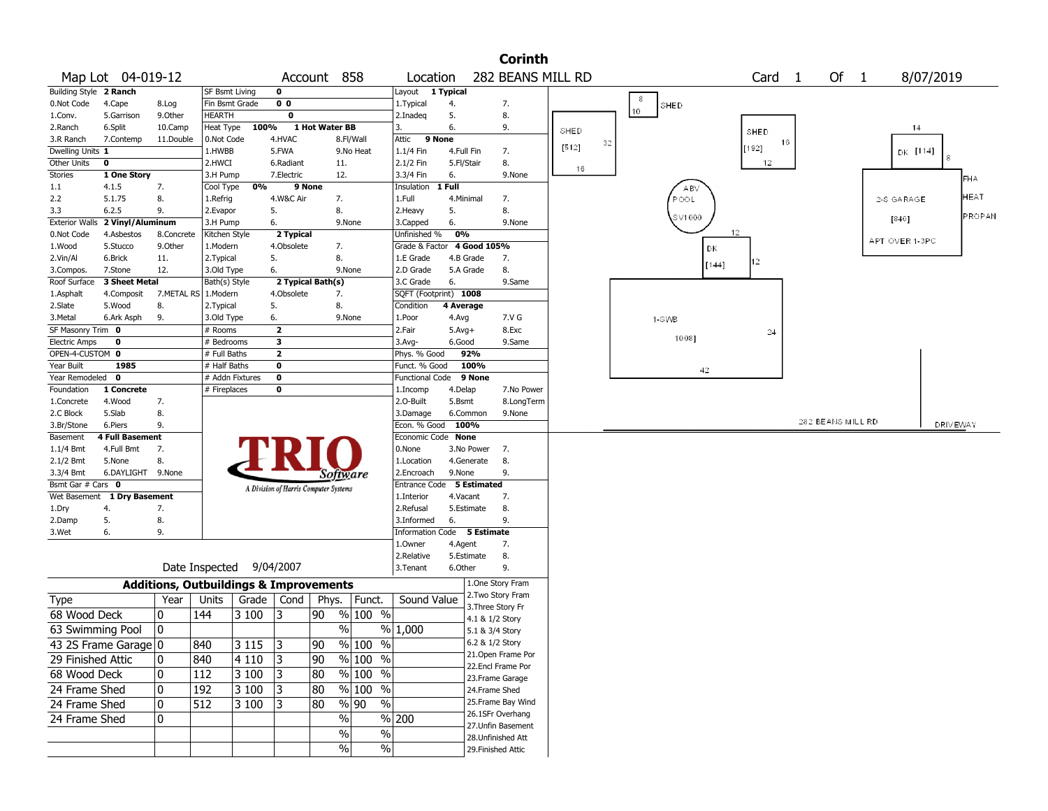# Corinth

Map Lot 04-019-12 | Account 858 | Location 282 BEANS MILL RD | Card 1 Of 1 | 8/07/2019

| Building Style | 2 Ranch | | SF Bsmt Living | 0 | | Layout | 1 Typical | |
|---|---|---|---|---|---|---|---|---|
| 0.Not Code | 4.Cape | 8.Log | Fin Bsmt Grade | 0 0 | | 1.Typical | 4. | 7. |
| 1.Conv. | 5.Garrison | 9.Other | HEARTH | 0 | | 2.Inadeq | 5. | 8. |
| 2.Ranch | 6.Split | 10.Camp | Heat Type 100% | 1 Hot Water BB | | 3. | 6. | 9. |
| 3.R Ranch | 7.Contemp | 11.Double | 0.Not Code | 4.HVAC | 8.Fl/Wall | Attic | 9 None | |
| Dwelling Units | 1 | | 1.HWBB | 5.FWA | 9.No Heat | 1.1/4 Fin | 4.Full Fin | 7. |
| Other Units | 0 | | 2.HWCI | 6.Radiant | 11. | 2.1/2 Fin | 5.Fl/Stair | 8. |
| Stories | 1 One Story | | 3.H Pump | 7.Electric | 12. | 3.3/4 Fin | 6. | 9.None |
| 1.1 | 4.1.5 | 7. | Cool Type 0% | 9 None | | Insulation | 1 Full | |
| 2.2 | 5.1.75 | 8. | 1.Refrig | 4.W&C Air | 7. | 1.Full | 4.Minimal | 7. |
| 3.3 | 6.2.5 | 9. | 2.Evapor | 5. | 8. | 2.Heavy | 5. | 8. |
| Exterior Walls | 2 Vinyl/Aluminum | | 3.H Pump | 6. | 9.None | 3.Capped | 6. | 9.None |
| 0.Not Code | 4.Asbestos | 8.Concrete | Kitchen Style | 2 Typical | | Unfinished % | 0% | |
| 1.Wood | 5.Stucco | 9.Other | 1.Modern | 4.Obsolete | 7. | Grade & Factor | 4 Good 105% | |
| 2.Vin/Al | 6.Brick | 11. | 2.Typical | 5. | 8. | 1.E Grade | 4.B Grade | 7. |
| 3.Compos. | 7.Stone | 12. | 3.Old Type | 6. | 9.None | 2.D Grade | 5.A Grade | 8. |
| Roof Surface | 3 Sheet Metal | | Bath(s) Style | 2 Typical Bath(s) | | 3.C Grade | 6. | 9.Same |
| 1.Asphalt | 4.Composit | 7.METAL RS | 1.Modern | 4.Obsolete | 7. | SQFT (Footprint) | 1008 | |
| 2.Slate | 5.Wood | 8. | 2.Typical | 5. | 8. | Condition | 4 Average | |
| 3.Metal | 6.Ark Asph | 9. | 3.Old Type | 6. | 9.None | 1.Poor | 4.Avg | 7.V G |
| SF Masonry Trim | 0 | | # Rooms | 2 | | 2.Fair | 5.Avg+ | 8.Exc |
| Electric Amps | 0 | | # Bedrooms | 3 | | 3.Avg- | 6.Good | 9.Same |
| OPEN-4-CUSTOM | 0 | | # Full Baths | 2 | | Phys. % Good | 92% | |
| Year Built | 1985 | | # Half Baths | 0 | | Funct. % Good | 100% | |
| Year Remodeled | 0 | | # Addn Fixtures | 0 | | Functional Code | 9 None | |
| Foundation | 1 Concrete | | # Fireplaces | 0 | | 1.Incomp | 4.Delap | 7.No Power |
| 1.Concrete | 4.Wood | 7. | | | | 2.O-Built | 5.Bsmt | 8.LongTerm |
| 2.C Block | 5.Slab | 8. | | | | 3.Damage | 6.Common | 9.None |
| 3.Br/Stone | 6.Piers | 9. | | | | Econ. % Good | 100% | |
| Basement | 4 Full Basement | | | | | Economic Code | None | |
| 1.1/4 Bmt | 4.Full Bmt | 7. | | | | 0.None | 3.No Power | 7. |
| 2.1/2 Bmt | 5.None | 8. | | | | 1.Location | 4.Generate | 8. |
| 3.3/4 Bmt | 6.DAYLIGHT | 9.None | | | | 2.Encroach | 9.None | 9. |
| Bsmt Gar # Cars | 0 | | | | | Entrance Code | 5 Estimated | |
| Wet Basement | 1 Dry Basement | | | | | 1.Interior | 4.Vacant | 7. |
| 1.Dry | 4. | 7. | | | | 2.Refusal | 5.Estimate | 8. |
| 2.Damp | 5. | 8. | | | | 3.Informed | 6. | 9. |
| 3.Wet | 6. | 9. | | | | Information Code | 5 Estimate | |
| | | | | | | 1.Owner | 4.Agent | 7. |
| | | | | | | 2.Relative | 5.Estimate | 8. |
| | | | | | | 3.Tenant | 6.Other | 9. |

Date Inspected 9/04/2007

TRIO Software — A Division of Harris Computer Systems

## Additions, Outbuildings & Improvements

| Type | Year | Units | Grade | Cond | Phys. | Funct. | Sound Value |
|---|---|---|---|---|---|---|---|
| 68 Wood Deck | 0 | 144 | 3 100 | 3 | 90 % | 100 % | |
| 63 Swimming Pool | 0 | | | | % | % | 1,000 |
| 43 2S Frame Garage | 0 | 840 | 3 115 | 3 | 90 % | 100 % | |
| 29 Finished Attic | 0 | 840 | 4 110 | 3 | 90 % | 100 % | |
| 68 Wood Deck | 0 | 112 | 3 100 | 3 | 80 % | 100 % | |
| 24 Frame Shed | 0 | 192 | 3 100 | 3 | 80 % | 100 % | |
| 24 Frame Shed | 0 | 512 | 3 100 | 3 | 80 % | 90 % | |
| 24 Frame Shed | 0 | | | | % | % | 200 |
| | | | | | % | % | |
| | | | | | % | % | |

1.One Story Fram
2.Two Story Fram
3.Three Story Fr
4.1 & 1/2 Story
5.1 & 3/4 Story
6.2 & 1/2 Story
21.Open Frame Por
22.Encl Frame Por
23.Frame Garage
24.Frame Shed
25.Frame Bay Wind
26.1SFr Overhang
27.Unfin Basement
28.Unfinished Att
29.Finished Attic

Sketch labels: SHED 8 x 10; SHED [512] 32 x 16; SHED [192] 16 x 12; ABV POOL SV1000; DK [144] 12 x 12; DK [114] 14 x 8; 2-S GARAGE [840] APT OVER 1-3PC; FHA HEAT PROPAN; 1-SWB 1008] 24 x 42; 282 BEANS MILL RD; DRIVEWAY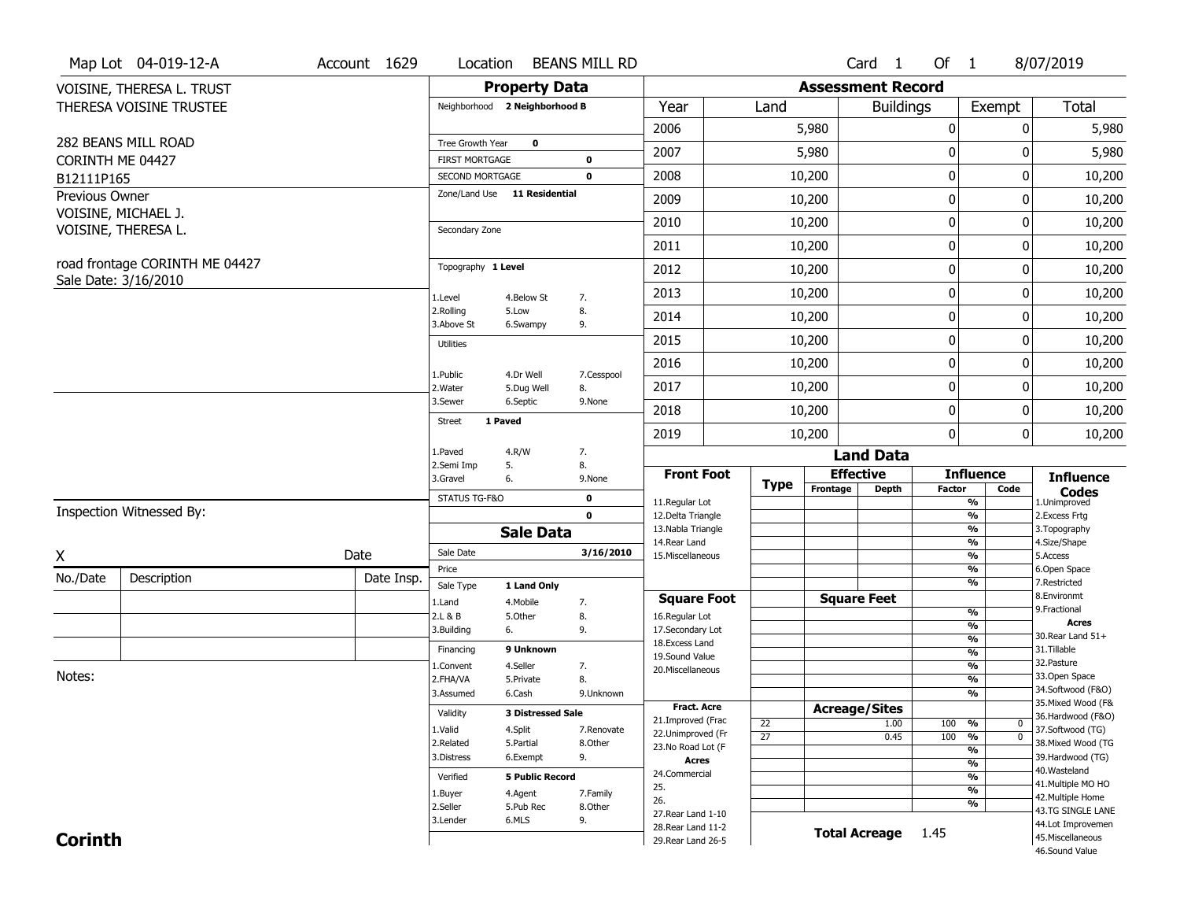Map Lot 04-019-12-A | Account 1629 | Location BEANS MILL RD | Card 1 Of 1 | 8/07/2019

VOISINE, THERESA L. TRUST
THERESA VOISINE TRUSTEE

282 BEANS MILL ROAD
CORINTH ME 04427
B12111P165

Previous Owner
VOISINE, MICHAEL J.
VOISINE, THERESA L.

road frontage CORINTH ME 04427
Sale Date: 3/16/2010

## Property Data

Neighborhood **2 Neighborhood B**

Tree Growth Year **0**
FIRST MORTGAGE **0**
SECOND MORTGAGE **0**
Zone/Land Use **11 Residential**

Secondary Zone

Topography **1 Level**

1.Level 4.Below St 7.
2.Rolling 5.Low 8.
3.Above St 6.Swampy 9.

Utilities

1.Public 4.Dr Well 7.Cesspool
2.Water 5.Dug Well 8.
3.Sewer 6.Septic 9.None

Street **1 Paved**

1.Paved 4.R/W 7.
2.Semi Imp 5. 8.
3.Gravel 6. 9.None

STATUS TG-F&O **0**
**0**

## Sale Data

Sale Date **3/16/2010**
Price
Sale Type **1 Land Only**

1.Land 4.Mobile 7.
2.L & B 5.Other 8.
3.Building 6. 9.

Financing **9 Unknown**

1.Convent 4.Seller 7.
2.FHA/VA 5.Private 8.
3.Assumed 6.Cash 9.Unknown

Validity **3 Distressed Sale**

1.Valid 4.Split 7.Renovate
2.Related 5.Partial 8.Other
3.Distress 6.Exempt 9.

Verified **5 Public Record**

1.Buyer 4.Agent 7.Family
2.Seller 5.Pub Rec 8.Other
3.Lender 6.MLS 9.

## Assessment Record

| Year | Land | Buildings | Exempt | Total |
|---|---|---|---|---|
| 2006 | 5,980 | 0 | 0 | 5,980 |
| 2007 | 5,980 | 0 | 0 | 5,980 |
| 2008 | 10,200 | 0 | 0 | 10,200 |
| 2009 | 10,200 | 0 | 0 | 10,200 |
| 2010 | 10,200 | 0 | 0 | 10,200 |
| 2011 | 10,200 | 0 | 0 | 10,200 |
| 2012 | 10,200 | 0 | 0 | 10,200 |
| 2013 | 10,200 | 0 | 0 | 10,200 |
| 2014 | 10,200 | 0 | 0 | 10,200 |
| 2015 | 10,200 | 0 | 0 | 10,200 |
| 2016 | 10,200 | 0 | 0 | 10,200 |
| 2017 | 10,200 | 0 | 0 | 10,200 |
| 2018 | 10,200 | 0 | 0 | 10,200 |
| 2019 | 10,200 | 0 | 0 | 10,200 |

## Land Data

| Front Foot | Type | Effective Frontage | Effective Depth | Influence Factor | Influence Code |
|---|---|---|---|---|---|
| 11.Regular Lot | | | | % | |
| 12.Delta Triangle | | | | % | |
| 13.Nabla Triangle | | | | % | |
| 14.Rear Land | | | | % | |
| 15.Miscellaneous | | | | % | |
| | | | | % | |
| | | | | % | |
| **Square Foot** | | **Square Feet** | | | |
| 16.Regular Lot | | | | % | |
| 17.Secondary Lot | | | | % | |
| 18.Excess Land | | | | % | |
| 19.Sound Value | | | | % | |
| 20.Miscellaneous | | | | % | |
| | | | | % | |
| | | | | % | |
| **Fract. Acre** | | **Acreage/Sites** | | | |
| 21.Improved (Frac | 22 | | 1.00 | 100 % | 0 |
| 22.Unimproved (Fr | 27 | | 0.45 | 100 % | 0 |
| 23.No Road Lot (F | | | | % | |
| **Acres** | | | | % | |
| 24.Commercial | | | | % | |
| 25. | | | | % | |
| 26. | | | | % | |
| 27.Rear Land 1-10 | | | | | |
| 28.Rear Land 11-2 | | | | | |
| 29.Rear Land 26-5 | | | | | |

**Total Acreage** 1.45

**Influence Codes**
1.Unimproved
2.Excess Frtg
3.Topography
4.Size/Shape
5.Access
6.Open Space
7.Restricted
8.Environmt
9.Fractional

**Acres**
30.Rear Land 51+
31.Tillable
32.Pasture
33.Open Space
34.Softwood (F&O)
35.Mixed Wood (F&
36.Hardwood (F&O)
37.Softwood (TG)
38.Mixed Wood (TG
39.Hardwood (TG)
40.Wasteland
41.Multiple MO HO
42.Multiple Home
43.TG SINGLE LANE
44.Lot Improvemen
45.Miscellaneous
46.Sound Value

Inspection Witnessed By:

X ______________________ Date

| No./Date | Description | Date Insp. |
|---|---|---|
| | | |
| | | |
| | | |

Notes:

**Corinth**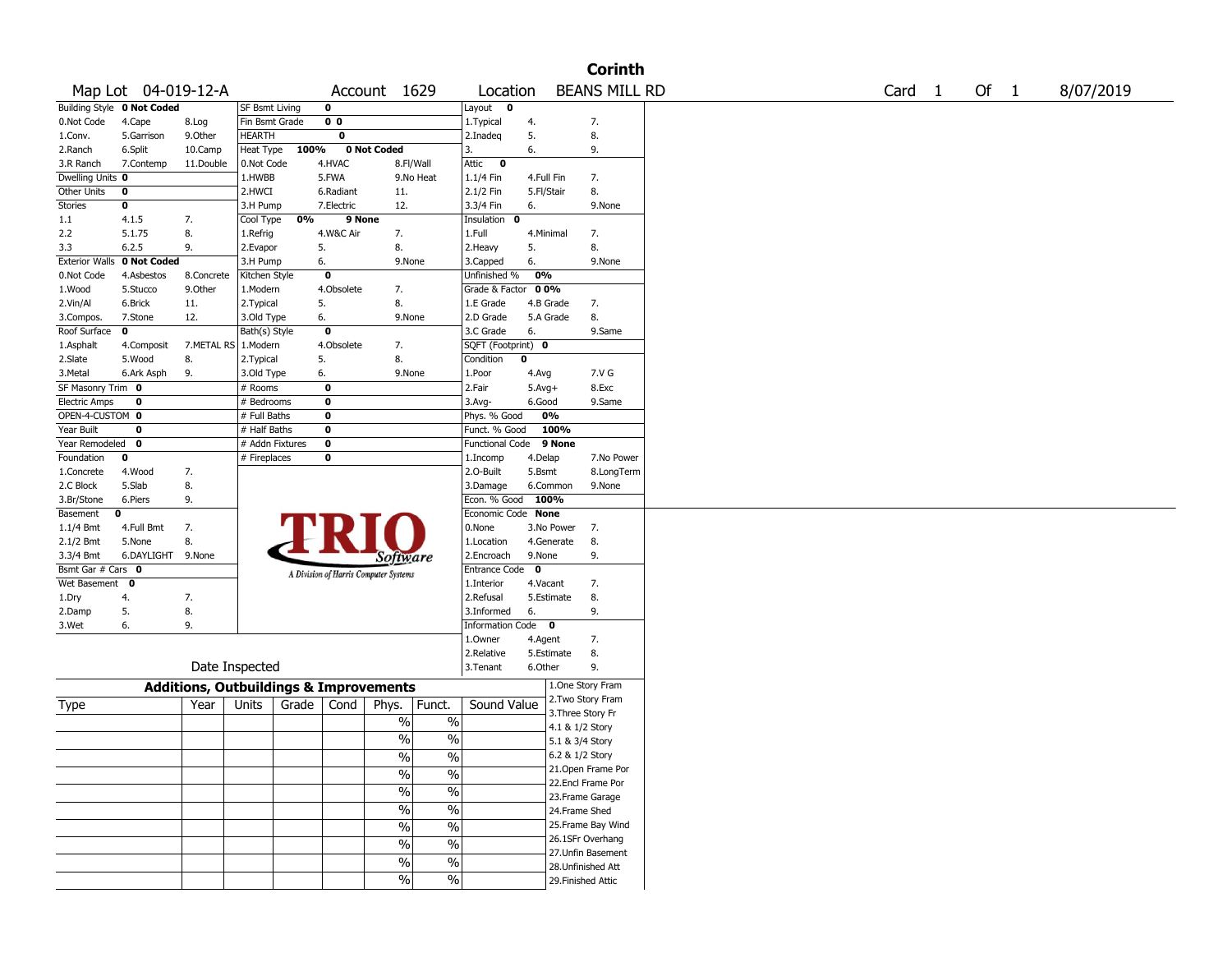# Corinth

Map Lot 04-019-12-A | Account 1629 | Location BEANS MILL RD | Card 1 Of 1 | 8/07/2019

| Building Style **0 Not Coded** | | | SF Bsmt Living | 0 | | Layout **0** | | |
|---|---|---|---|---|---|---|---|---|
| 0.Not Code | 4.Cape | 8.Log | Fin Bsmt Grade | 0 0 | | 1.Typical | 4. | 7. |
| 1.Conv. | 5.Garrison | 9.Other | HEARTH | 0 | | 2.Inadeq | 5. | 8. |
| 2.Ranch | 6.Split | 10.Camp | Heat Type 100% | 0 Not Coded | | 3. | 6. | 9. |
| 3.R Ranch | 7.Contemp | 11.Double | 0.Not Code | 4.HVAC | 8.Fl/Wall | Attic **0** | | |
| Dwelling Units **0** | | | 1.HWBB | 5.FWA | 9.No Heat | 1.1/4 Fin | 4.Full Fin | 7. |
| Other Units **0** | | | 2.HWCI | 6.Radiant | 11. | 2.1/2 Fin | 5.Fl/Stair | 8. |
| Stories **0** | | | 3.H Pump | 7.Electric | 12. | 3.3/4 Fin | 6. | 9.None |
| 1.1 | 4.1.5 | 7. | Cool Type 0% | 9 None | | Insulation **0** | | |
| 2.2 | 5.1.75 | 8. | 1.Refrig | 4.W&C Air | 7. | 1.Full | 4.Minimal | 7. |
| 3.3 | 6.2.5 | 9. | 2.Evapor | 5. | 8. | 2.Heavy | 5. | 8. |
| Exterior Walls **0 Not Coded** | | | 3.H Pump | 6. | 9.None | 3.Capped | 6. | 9.None |
| 0.Not Code | 4.Asbestos | 8.Concrete | Kitchen Style | 0 | | Unfinished % **0%** | | |
| 1.Wood | 5.Stucco | 9.Other | 1.Modern | 4.Obsolete | 7. | Grade & Factor **0 0%** | | |
| 2.Vin/Al | 6.Brick | 11. | 2.Typical | 5. | 8. | 1.E Grade | 4.B Grade | 7. |
| 3.Compos. | 7.Stone | 12. | 3.Old Type | 6. | 9.None | 2.D Grade | 5.A Grade | 8. |
| Roof Surface **0** | | | Bath(s) Style | 0 | | 3.C Grade | 6. | 9.Same |
| 1.Asphalt | 4.Composit | 7.METAL RS | 1.Modern | 4.Obsolete | 7. | SQFT (Footprint) **0** | | |
| 2.Slate | 5.Wood | 8. | 2.Typical | 5. | 8. | Condition **0** | | |
| 3.Metal | 6.Ark Asph | 9. | 3.Old Type | 6. | 9.None | 1.Poor | 4.Avg | 7.V G |
| SF Masonry Trim **0** | | | # Rooms | 0 | | 2.Fair | 5.Avg+ | 8.Exc |
| Electric Amps **0** | | | # Bedrooms | 0 | | 3.Avg- | 6.Good | 9.Same |
| OPEN-4-CUSTOM **0** | | | # Full Baths | 0 | | Phys. % Good **0%** | | |
| Year Built **0** | | | # Half Baths | 0 | | Funct. % Good **100%** | | |
| Year Remodeled **0** | | | # Addn Fixtures | 0 | | Functional Code **9 None** | | |
| Foundation **0** | | | # Fireplaces | 0 | | 1.Incomp | 4.Delap | 7.No Power |
| 1.Concrete | 4.Wood | 7. | | | | 2.O-Built | 5.Bsmt | 8.LongTerm |
| 2.C Block | 5.Slab | 8. | | | | 3.Damage | 6.Common | 9.None |
| 3.Br/Stone | 6.Piers | 9. | | | | Econ. % Good **100%** | | |
| Basement **0** | | | | | | Economic Code **None** | | |
| 1.1/4 Bmt | 4.Full Bmt | 7. | | | | 0.None | 3.No Power | 7. |
| 2.1/2 Bmt | 5.None | 8. | | | | 1.Location | 4.Generate | 8. |
| 3.3/4 Bmt | 6.DAYLIGHT | 9.None | | | | 2.Encroach | 9.None | 9. |
| Bsmt Gar # Cars **0** | | | | | | Entrance Code **0** | | |
| Wet Basement **0** | | | | | | 1.Interior | 4.Vacant | 7. |
| 1.Dry | 4. | 7. | | | | 2.Refusal | 5.Estimate | 8. |
| 2.Damp | 5. | 8. | | | | 3.Informed | 6. | 9. |
| 3.Wet | 6. | 9. | | | | Information Code **0** | | |
| | | | | | | 1.Owner | 4.Agent | 7. |
| | | | | | | 2.Relative | 5.Estimate | 8. |
| Date Inspected | | | | | | 3.Tenant | 6.Other | 9. |

TRIO Software — A Division of Harris Computer Systems

## Additions, Outbuildings & Improvements

| Type | Year | Units | Grade | Cond | Phys. | Funct. | Sound Value | |
|---|---|---|---|---|---|---|---|---|
| | | | | | % | % | | 1.One Story Fram |
| | | | | | % | % | | 2.Two Story Fram |
| | | | | | % | % | | 3.Three Story Fr |
| | | | | | % | % | | 4.1 & 1/2 Story |
| | | | | | % | % | | 5.1 & 3/4 Story |
| | | | | | % | % | | 6.2 & 1/2 Story |
| | | | | | % | % | | 21.Open Frame Por |
| | | | | | % | % | | 22.Encl Frame Por |
| | | | | | % | % | | 23.Frame Garage |
| | | | | | % | % | | 24.Frame Shed |
| | | | | | | | | 25.Frame Bay Wind |
| | | | | | | | | 26.1SFr Overhang |
| | | | | | | | | 27.Unfin Basement |
| | | | | | | | | 28.Unfinished Att |
| | | | | | | | | 29.Finished Attic |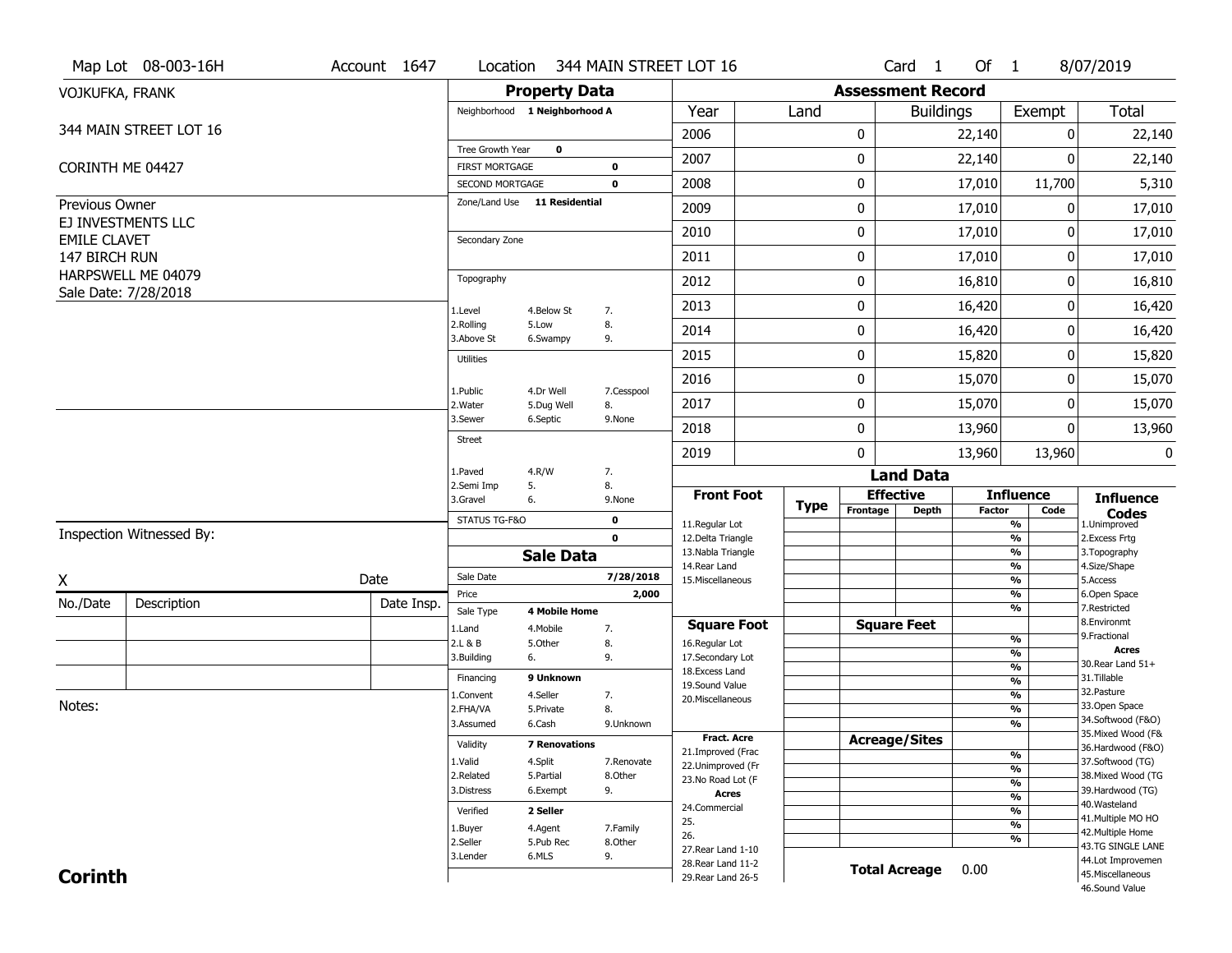Map Lot 08-003-16H | Account 1647 | Location 344 MAIN STREET LOT 16 | Card 1 Of 1 | 8/07/2019

VOJKUFKA, FRANK

344 MAIN STREET LOT 16

CORINTH ME 04427

Previous Owner
EJ INVESTMENTS LLC
EMILE CLAVET
147 BIRCH RUN
HARPSWELL ME 04079
Sale Date: 7/28/2018

## Property Data

| | |
|---|---|
| Neighborhood | 1 Neighborhood A |
| Tree Growth Year | 0 |
| FIRST MORTGAGE | 0 |
| SECOND MORTGAGE | 0 |
| Zone/Land Use | 11 Residential |
| Secondary Zone | |
| Topography | |
| Utilities | |
| Street | |
| STATUS TG-F&O | 0 |
| | 0 |

Topography: 1.Level, 2.Rolling, 3.Above St, 4.Below St, 5.Low, 6.Swampy, 7., 8., 9.

Utilities: 1.Public, 2.Water, 3.Sewer, 4.Dr Well, 5.Dug Well, 6.Septic, 7.Cesspool, 8., 9.None

Street: 1.Paved, 2.Semi Imp, 3.Gravel, 4.R/W, 5., 6., 7., 8., 9.None

## Assessment Record

| Year | Land | Buildings | Exempt | Total |
|---|---|---|---|---|
| 2006 | 0 | 22,140 | 0 | 22,140 |
| 2007 | 0 | 22,140 | 0 | 22,140 |
| 2008 | 0 | 17,010 | 11,700 | 5,310 |
| 2009 | 0 | 17,010 | 0 | 17,010 |
| 2010 | 0 | 17,010 | 0 | 17,010 |
| 2011 | 0 | 17,010 | 0 | 17,010 |
| 2012 | 0 | 16,810 | 0 | 16,810 |
| 2013 | 0 | 16,420 | 0 | 16,420 |
| 2014 | 0 | 16,420 | 0 | 16,420 |
| 2015 | 0 | 15,820 | 0 | 15,820 |
| 2016 | 0 | 15,070 | 0 | 15,070 |
| 2017 | 0 | 15,070 | 0 | 15,070 |
| 2018 | 0 | 13,960 | 0 | 13,960 |
| 2019 | 0 | 13,960 | 13,960 | 0 |

## Sale Data

| | |
|---|---|
| Sale Date | 7/28/2018 |
| Price | 2,000 |
| Sale Type | 4 Mobile Home |
| Financing | 9 Unknown |
| Validity | 7 Renovations |
| Verified | 2 Seller |

Sale Type: 1.Land, 2.L & B, 3.Building, 4.Mobile, 5.Other, 6., 7., 8., 9.

Financing: 1.Convent, 2.FHA/VA, 3.Assumed, 4.Seller, 5.Private, 6.Cash, 7., 8., 9.Unknown

Validity: 1.Valid, 2.Related, 3.Distress, 4.Split, 5.Partial, 6.Exempt, 7.Renovate, 8.Other, 9.

Verified: 1.Buyer, 2.Seller, 3.Lender, 4.Agent, 5.Pub Rec, 6.MLS, 7.Family, 8.Other, 9.

## Land Data

| Front Foot | Type | Effective Frontage | Effective Depth | Influence Factor | Influence Code |
|---|---|---|---|---|---|
| 11.Regular Lot | | | | % | |
| 12.Delta Triangle | | | | % | |
| 13.Nabla Triangle | | | | % | |
| 14.Rear Land | | | | % | |
| 15.Miscellaneous | | | | % | |
| | | | | % | |
| | | | | % | |

| Square Foot | Square Feet | | |
|---|---|---|---|
| 16.Regular Lot | | % | |
| 17.Secondary Lot | | % | |
| 18.Excess Land | | % | |
| 19.Sound Value | | % | |
| 20.Miscellaneous | | % | |
| | | % | |
| | | % | |

| Fract. Acre | Acreage/Sites | | |
|---|---|---|---|
| 21.Improved (Frac | | % | |
| 22.Unimproved (Fr | | % | |
| 23.No Road Lot (F | | % | |
| **Acres** | | % | |
| 24.Commercial | | % | |
| 25. | | % | |
| 26. | | % | |
| 27.Rear Land 1-10 | | | |
| 28.Rear Land 11-2 | | | |
| 29.Rear Land 26-5 | | | |

**Total Acreage** 0.00

**Influence Codes**: 1.Unimproved, 2.Excess Frtg, 3.Topography, 4.Size/Shape, 5.Access, 6.Open Space, 7.Restricted, 8.Environmt, 9.Fractional

**Acres**: 30.Rear Land 51+, 31.Tillable, 32.Pasture, 33.Open Space, 34.Softwood (F&O), 35.Mixed Wood (F&, 36.Hardwood (F&O), 37.Softwood (TG), 38.Mixed Wood (TG, 39.Hardwood (TG), 40.Wasteland, 41.Multiple MO HO, 42.Multiple Home, 43.TG SINGLE LANE, 44.Lot Improvemen, 45.Miscellaneous, 46.Sound Value

Inspection Witnessed By:

X _______________ Date

| No./Date | Description | Date Insp. |
|---|---|---|
| | | |
| | | |
| | | |

Notes:

**Corinth**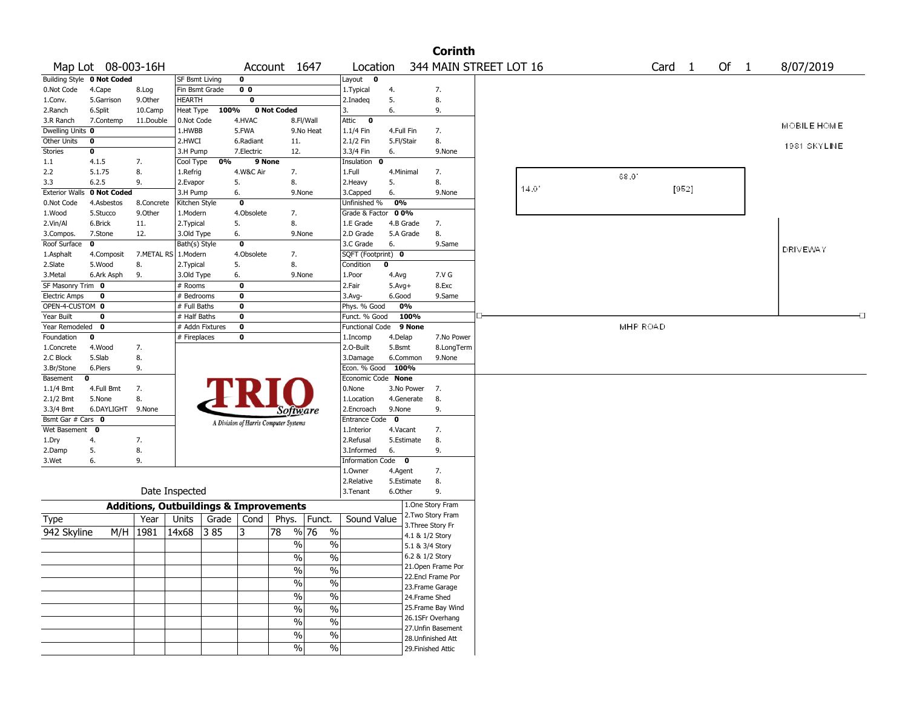# Corinth

**Map Lot** 08-003-16H **Account** 1647 **Location** 344 MAIN STREET LOT 16 **Card** 1 **Of** 1 8/07/2019

| | | | | | | | | | | |
|---|---|---|---|---|---|---|---|---|---|---|
| Building Style | 0 Not Coded | | SF Bsmt Living | 0 | | | Layout | 0 | | |
| 0.Not Code | 4.Cape | 8.Log | Fin Bsmt Grade | 0 0 | | | 1.Typical | 4. | 7. | |
| 1.Conv. | 5.Garrison | 9.Other | HEARTH | 0 | | | 2.Inadeq | 5. | 8. | |
| 2.Ranch | 6.Split | 10.Camp | Heat Type | 100% | 0 Not Coded | | 3. | 6. | 9. | |
| 3.R Ranch | 7.Contemp | 11.Double | 0.Not Code | 4.HVAC | 8.Fl/Wall | | Attic | 0 | | |
| Dwelling Units | 0 | | 1.HWBB | 5.FWA | 9.No Heat | | 1.1/4 Fin | 4.Full Fin | 7. | |
| Other Units | 0 | | 2.HWCI | 6.Radiant | 11. | | 2.1/2 Fin | 5.Fl/Stair | 8. | |
| Stories | 0 | | 3.H Pump | 7.Electric | 12. | | 3.3/4 Fin | 6. | 9.None | |
| 1.1 | 4.1.5 | 7. | Cool Type | 0% | 9 None | | Insulation | 0 | | |
| 2.2 | 5.1.75 | 8. | 1.Refrig | 4.W&C Air | 7. | | 1.Full | 4.Minimal | 7. | |
| 3.3 | 6.2.5 | 9. | 2.Evapor | 5. | 8. | | 2.Heavy | 5. | 8. | |
| Exterior Walls | 0 Not Coded | | 3.H Pump | 6. | 9.None | | 3.Capped | 6. | 9.None | |
| 0.Not Code | 4.Asbestos | 8.Concrete | Kitchen Style | 0 | | | Unfinished % | 0% | | |
| 1.Wood | 5.Stucco | 9.Other | 1.Modern | 4.Obsolete | 7. | | Grade & Factor | 0 0% | | |
| 2.Vin/Al | 6.Brick | 11. | 2.Typical | 5. | 8. | | 1.E Grade | 4.B Grade | 7. | |
| 3.Compos. | 7.Stone | 12. | 3.Old Type | 6. | 9.None | | 2.D Grade | 5.A Grade | 8. | |
| Roof Surface | 0 | | Bath(s) Style | 0 | | | 3.C Grade | 6. | 9.Same | |
| 1.Asphalt | 4.Composit | 7.METAL RS | 1.Modern | 4.Obsolete | 7. | | SQFT (Footprint) | 0 | | |
| 2.Slate | 5.Wood | 8. | 2.Typical | 5. | 8. | | Condition | 0 | | |
| 3.Metal | 6.Ark Asph | 9. | 3.Old Type | 6. | 9.None | | 1.Poor | 4.Avg | 7.V G | |
| SF Masonry Trim | 0 | | # Rooms | 0 | | | 2.Fair | 5.Avg+ | 8.Exc | |
| Electric Amps | 0 | | # Bedrooms | 0 | | | 3.Avg- | 6.Good | 9.Same | |
| OPEN-4-CUSTOM | 0 | | # Full Baths | 0 | | | Phys. % Good | 0% | | |
| Year Built | 0 | | # Half Baths | 0 | | | Funct. % Good | 100% | | |
| Year Remodeled | 0 | | # Addn Fixtures | 0 | | | Functional Code | 9 None | | |
| Foundation | 0 | | # Fireplaces | 0 | | | 1.Incomp | 4.Delap | 7.No Power | |
| 1.Concrete | 4.Wood | 7. | | | | | 2.O-Built | 5.Bsmt | 8.LongTerm | |
| 2.C Block | 5.Slab | 8. | | | | | 3.Damage | 6.Common | 9.None | |
| 3.Br/Stone | 6.Piers | 9. | | | | | Econ. % Good | 100% | | |
| Basement | 0 | | | | | | Economic Code | None | | |
| 1.1/4 Bmt | 4.Full Bmt | 7. | | | | | 0.None | 3.No Power | 7. | |
| 2.1/2 Bmt | 5.None | 8. | | | | | 1.Location | 4.Generate | 8. | |
| 3.3/4 Bmt | 6.DAYLIGHT | 9.None | | | | | 2.Encroach | 9.None | 9. | |
| Bsmt Gar # Cars | 0 | | | | | | Entrance Code | 0 | | |
| Wet Basement | 0 | | | | | | 1.Interior | 4.Vacant | 7. | |
| 1.Dry | 4. | 7. | | | | | 2.Refusal | 5.Estimate | 8. | |
| 2.Damp | 5. | 8. | | | | | 3.Informed | 6. | 9. | |
| 3.Wet | 6. | 9. | | | | | Information Code | 0 | | |
| | | | | | | | 1.Owner | 4.Agent | 7. | |
| | | | | | | | 2.Relative | 5.Estimate | 8. | |
| | Date Inspected | | | | | | 3.Tenant | 6.Other | 9. | |

TRIO Software
A Division of Harris Computer Systems

## Additions, Outbuildings & Improvements

| Type | Year | Units | Grade | Cond | Phys. | Funct. | Sound Value |
|---|---|---|---|---|---|---|---|
| 942 Skyline M/H | 1981 | 14x68 | 3 85 | 3 | 78 % | 76 % | |
| | | | | | % | % | |
| | | | | | % | % | |
| | | | | | % | % | |
| | | | | | % | % | |
| | | | | | % | % | |
| | | | | | % | % | |
| | | | | | % | % | |
| | | | | | % | % | |
| | | | | | % | % | |

1.One Story Fram
2.Two Story Fram
3.Three Story Fr
4.1 & 1/2 Story
5.1 & 3/4 Story
6.2 & 1/2 Story
21.Open Frame Por
22.Encl Frame Por
23.Frame Garage
24.Frame Shed
25.Frame Bay Wind
26.1SFr Overhang
27.Unfin Basement
28.Unfinished Att
29.Finished Attic

MOBILE HOME
1981 SKYLINE
68.0'
14.0'
[952]
DRIVEWAY
MHP ROAD